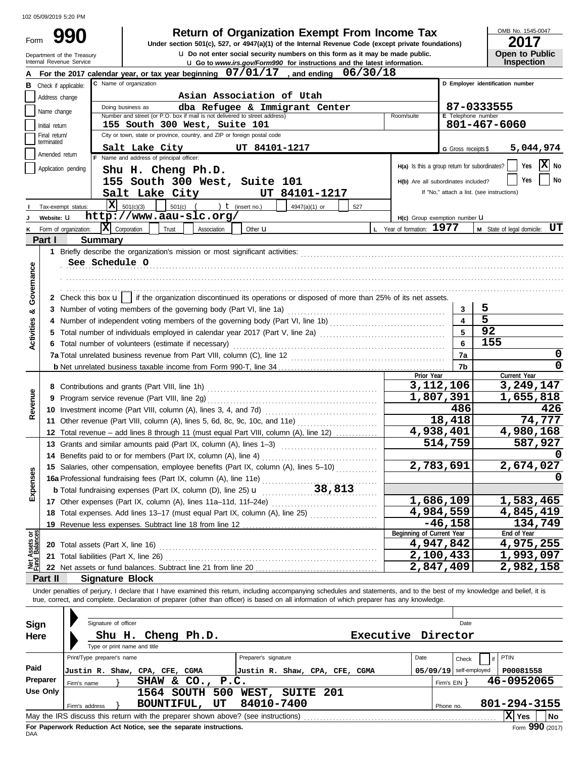102 05/09/2019 5:20 PM

Form **990**

# Return of Organization Exempt From Income Tax

**Under section 501(c), 527, or 4947(a)(1) of the Internal Revenue Code (except private foundations)**

u Do not enter social security numbers on this form as it may be made public.

u Go to *www.irs.gov/Form990* for instructions and the latest information.

Department of the Treasury
Internal Revenue Service

OMB No. 1545-0047

**2017**

**Open to Public Inspection**

**A** For the 2017 calendar year, or tax year beginning 07/01/17 , and ending 06/30/18

**B** Check if applicable:
- Address change
- Name change
- Initial return
- Final return/terminated
- Amended return
- Application pending

**C** Name of organization: Asian Association of Utah

Doing business as: dba Refugee & Immigrant Center

Number and street (or P.O. box if mail is not delivered to street address): 155 South 300 West, Suite 101 — Room/suite:

City or town, state or province, country, and ZIP or foreign postal code: Salt Lake City UT 84101-1217

**D** Employer identification number: 87-0333555

**E** Telephone number: 801-467-6060

**G** Gross receipts $ 5,044,974

**F** Name and address of principal officer:
Shu H. Cheng Ph.D.
155 South 300 West, Suite 101
Salt Lake City UT 84101-1217

**H(a)** Is this a group return for subordinates? Yes [ ] No [X]

**H(b)** Are all subordinates included? Yes [ ] No [ ]
If "No," attach a list. (see instructions)

**I** Tax-exempt status: [X] 501(c)(3) [ ] 501(c) ( ) t (insert no.) [ ] 4947(a)(1) or [ ] 527

**J** Website: u http://www.aau-slc.org/

**H(c)** Group exemption number u

**K** Form of organization: [X] Corporation [ ] Trust [ ] Association [ ] Other u

**L** Year of formation: 1977

**M** State of legal domicile: UT

## Part I Summary

**Activities & Governance**

1 Briefly describe the organization's mission or most significant activities:
See Schedule O

2 Check this box u [ ] if the organization discontinued its operations or disposed of more than 25% of its net assets.

| | | Line | Value |
|---|---|---|---|
| 3 | Number of voting members of the governing body (Part VI, line 1a) | 3 | 5 |
| 4 | Number of independent voting members of the governing body (Part VI, line 1b) | 4 | 5 |
| 5 | Total number of individuals employed in calendar year 2017 (Part V, line 2a) | 5 | 92 |
| 6 | Total number of volunteers (estimate if necessary) | 6 | 155 |
| 7a | Total unrelated business revenue from Part VIII, column (C), line 12 | 7a | 0 |
| b | Net unrelated business taxable income from Form 990-T, line 34 | 7b | 0 |

| | | Prior Year | Current Year |
|---|---|---|---|
| **Revenue** | | | |
| 8 | Contributions and grants (Part VIII, line 1h) | 3,112,106 | 3,249,147 |
| 9 | Program service revenue (Part VIII, line 2g) | 1,807,391 | 1,655,818 |
| 10 | Investment income (Part VIII, column (A), lines 3, 4, and 7d) | 486 | 426 |
| 11 | Other revenue (Part VIII, column (A), lines 5, 6d, 8c, 9c, 10c, and 11e) | 18,418 | 74,777 |
| 12 | Total revenue – add lines 8 through 11 (must equal Part VIII, column (A), line 12) | 4,938,401 | 4,980,168 |
| **Expenses** | | | |
| 13 | Grants and similar amounts paid (Part IX, column (A), lines 1–3) | 514,759 | 587,927 |
| 14 | Benefits paid to or for members (Part IX, column (A), line 4) | | 0 |
| 15 | Salaries, other compensation, employee benefits (Part IX, column (A), lines 5–10) | 2,783,691 | 2,674,027 |
| 16a | Professional fundraising fees (Part IX, column (A), line 11e) | | 0 |
| b | Total fundraising expenses (Part IX, column (D), line 25) u 38,813 | | |
| 17 | Other expenses (Part IX, column (A), lines 11a–11d, 11f–24e) | 1,686,109 | 1,583,465 |
| 18 | Total expenses. Add lines 13–17 (must equal Part IX, column (A), line 25) | 4,984,559 | 4,845,419 |
| 19 | Revenue less expenses. Subtract line 18 from line 12 | -46,158 | 134,749 |
| **Net Assets or Fund Balances** | | **Beginning of Current Year** | **End of Year** |
| 20 | Total assets (Part X, line 16) | 4,947,842 | 4,975,255 |
| 21 | Total liabilities (Part X, line 26) | 2,100,433 | 1,993,097 |
| 22 | Net assets or fund balances. Subtract line 21 from line 20 | 2,847,409 | 2,982,158 |

## Part II Signature Block

Under penalties of perjury, I declare that I have examined this return, including accompanying schedules and statements, and to the best of my knowledge and belief, it is true, correct, and complete. Declaration of preparer (other than officer) is based on all information of which preparer has any knowledge.

**Sign Here**

Signature of officer — Date

Shu H. Cheng Ph.D. — Executive Director
Type or print name and title

**Paid Preparer Use Only**

| Print/Type preparer's name | Preparer's signature | Date | Check [ ] if self-employed | PTIN |
|---|---|---|---|---|
| Justin R. Shaw, CPA, CFE, CGMA | Justin R. Shaw, CPA, CFE, CGMA | 05/09/19 | | P00081558 |

Firm's name } SHAW & CO., P.C. — Firm's EIN } 46-0952065

Firm's address } 1564 SOUTH 500 WEST, SUITE 201, BOUNTIFUL, UT 84010-7400 — Phone no. 801-294-3155

May the IRS discuss this return with the preparer shown above? (see instructions) [X] Yes [ ] No

**For Paperwork Reduction Act Notice, see the separate instructions.**

DAA

Form **990** (2017)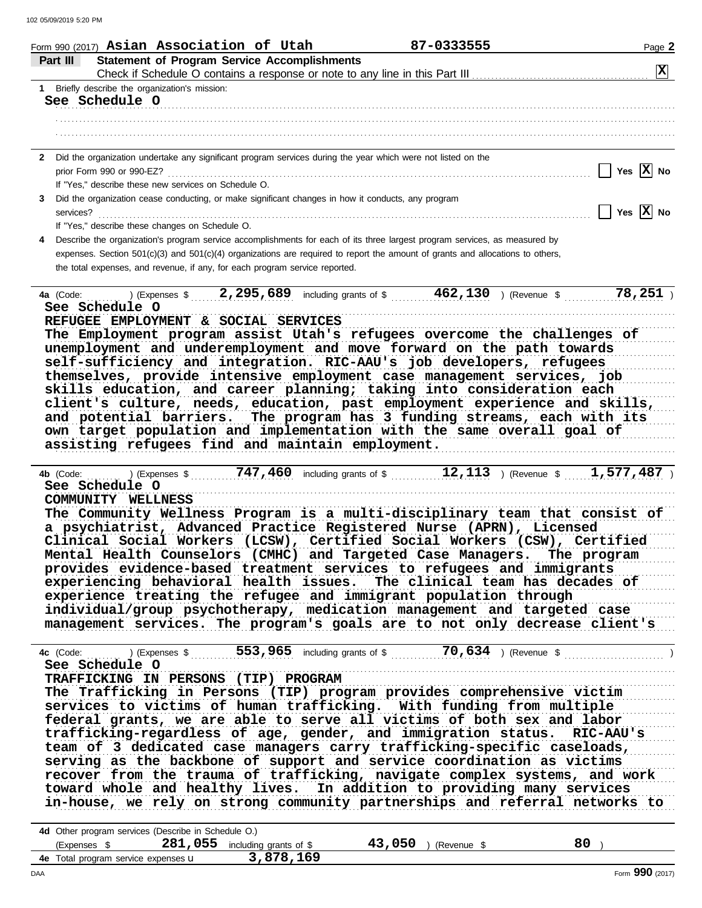Form 990 (2017) **Asian Association of Utah** **87-0333555**

## Part III Statement of Program Service Accomplishments

Check if Schedule O contains a response or note to any line in this Part III [X]

**1** Briefly describe the organization's mission:

**See Schedule O**

**2** Did the organization undertake any significant program services during the year which were not listed on the prior Form 990 or 990-EZ? Yes [ ] No [X]

If "Yes," describe these new services on Schedule O.

**3** Did the organization cease conducting, or make significant changes in how it conducts, any program services? Yes [ ] No [X]

If "Yes," describe these changes on Schedule O.

**4** Describe the organization's program service accomplishments for each of its three largest program services, as measured by expenses. Section 501(c)(3) and 501(c)(4) organizations are required to report the amount of grants and allocations to others, the total expenses, and revenue, if any, for each program service reported.

**4a** (Code: ) (Expenses $ **2,295,689** including grants of $ **462,130** ) (Revenue $ **78,251** )

**See Schedule O**
**REFUGEE EMPLOYMENT & SOCIAL SERVICES**
**The Employment program assist Utah's refugees overcome the challenges of unemployment and underemployment and move forward on the path towards self-sufficiency and integration. RIC-AAU's job developers, refugees themselves, provide intensive employment case management services, job skills education, and career planning; taking into consideration each client's culture, needs, education, past employment experience and skills, and potential barriers. The program has 3 funding streams, each with its own target population and implementation with the same overall goal of assisting refugees find and maintain employment.**

**4b** (Code: ) (Expenses $ **747,460** including grants of $ **12,113** ) (Revenue $ **1,577,487** )

**See Schedule O**
**COMMUNITY WELLNESS**
**The Community Wellness Program is a multi-disciplinary team that consist of a psychiatrist, Advanced Practice Registered Nurse (APRN), Licensed Clinical Social Workers (LCSW), Certified Social Workers (CSW), Certified Mental Health Counselors (CMHC) and Targeted Case Managers. The program provides evidence-based treatment services to refugees and immigrants experiencing behavioral health issues. The clinical team has decades of experience treating the refugee and immigrant population through individual/group psychotherapy, medication management and targeted case management services. The program's goals are to not only decrease client's**

**4c** (Code: ) (Expenses $ **553,965** including grants of $ **70,634** ) (Revenue $ )

**See Schedule O**
**TRAFFICKING IN PERSONS (TIP) PROGRAM**
**The Trafficking in Persons (TIP) program provides comprehensive victim services to victims of human trafficking. With funding from multiple federal grants, we are able to serve all victims of both sex and labor trafficking-regardless of age, gender, and immigration status. RIC-AAU's team of 3 dedicated case managers carry trafficking-specific caseloads, serving as the backbone of support and service coordination as victims recover from the trauma of trafficking, navigate complex systems, and work toward whole and healthy lives. In addition to providing many services in-house, we rely on strong community partnerships and referral networks to**

**4d** Other program services (Describe in Schedule O.)
(Expenses $ **281,055** including grants of $ **43,050** ) (Revenue $ **80** )

**4e** Total program service expenses **3,878,169**

Form **990** (2017)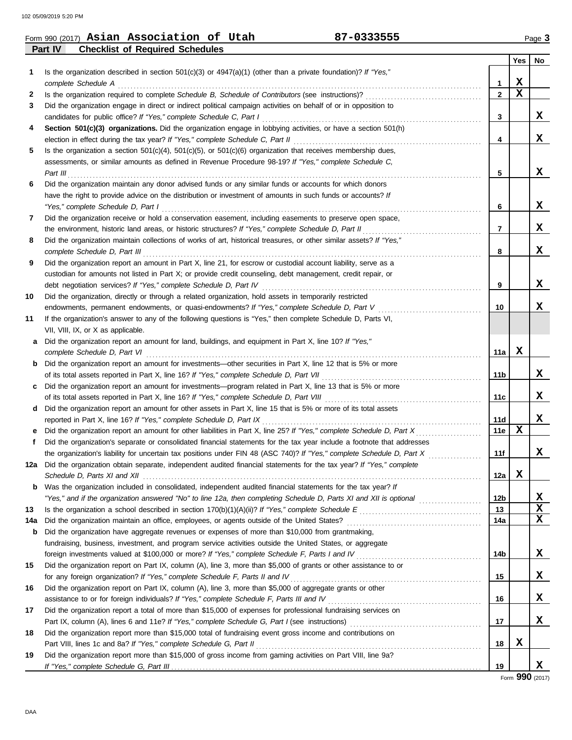Form 990 (2017) **Asian Association of Utah** **87-0333555** Page **3**

## Part IV Checklist of Required Schedules

| | | | Yes | No |
|---|---|---|---|---|
| 1 | Is the organization described in section 501(c)(3) or 4947(a)(1) (other than a private foundation)? *If "Yes," complete Schedule A* | 1 | X | |
| 2 | Is the organization required to complete *Schedule B, Schedule of Contributors* (see instructions)? | 2 | X | |
| 3 | Did the organization engage in direct or indirect political campaign activities on behalf of or in opposition to candidates for public office? *If "Yes," complete Schedule C, Part I* | 3 | | X |
| 4 | **Section 501(c)(3) organizations.** Did the organization engage in lobbying activities, or have a section 501(h) election in effect during the tax year? *If "Yes," complete Schedule C, Part II* | 4 | | X |
| 5 | Is the organization a section 501(c)(4), 501(c)(5), or 501(c)(6) organization that receives membership dues, assessments, or similar amounts as defined in Revenue Procedure 98-19? *If "Yes," complete Schedule C, Part III* | 5 | | X |
| 6 | Did the organization maintain any donor advised funds or any similar funds or accounts for which donors have the right to provide advice on the distribution or investment of amounts in such funds or accounts? *If "Yes," complete Schedule D, Part I* | 6 | | X |
| 7 | Did the organization receive or hold a conservation easement, including easements to preserve open space, the environment, historic land areas, or historic structures? *If "Yes," complete Schedule D, Part II* | 7 | | X |
| 8 | Did the organization maintain collections of works of art, historical treasures, or other similar assets? *If "Yes," complete Schedule D, Part III* | 8 | | X |
| 9 | Did the organization report an amount in Part X, line 21, for escrow or custodial account liability, serve as a custodian for amounts not listed in Part X; or provide credit counseling, debt management, credit repair, or debt negotiation services? *If "Yes," complete Schedule D, Part IV* | 9 | | X |
| 10 | Did the organization, directly or through a related organization, hold assets in temporarily restricted endowments, permanent endowments, or quasi-endowments? *If "Yes," complete Schedule D, Part V* | 10 | | X |
| 11 | If the organization's answer to any of the following questions is "Yes," then complete Schedule D, Parts VI, VII, VIII, IX, or X as applicable. | | | |
| a | Did the organization report an amount for land, buildings, and equipment in Part X, line 10? *If "Yes," complete Schedule D, Part VI* | 11a | X | |
| b | Did the organization report an amount for investments—other securities in Part X, line 12 that is 5% or more of its total assets reported in Part X, line 16? *If "Yes," complete Schedule D, Part VII* | 11b | | X |
| c | Did the organization report an amount for investments—program related in Part X, line 13 that is 5% or more of its total assets reported in Part X, line 16? *If "Yes," complete Schedule D, Part VIII* | 11c | | X |
| d | Did the organization report an amount for other assets in Part X, line 15 that is 5% or more of its total assets reported in Part X, line 16? *If "Yes," complete Schedule D, Part IX* | 11d | | X |
| e | Did the organization report an amount for other liabilities in Part X, line 25? *If "Yes," complete Schedule D, Part X* | 11e | X | |
| f | Did the organization's separate or consolidated financial statements for the tax year include a footnote that addresses the organization's liability for uncertain tax positions under FIN 48 (ASC 740)? *If "Yes," complete Schedule D, Part X* | 11f | | X |
| 12a | Did the organization obtain separate, independent audited financial statements for the tax year? *If "Yes," complete Schedule D, Parts XI and XII* | 12a | X | |
| b | Was the organization included in consolidated, independent audited financial statements for the tax year? *If "Yes," and if the organization answered "No" to line 12a, then completing Schedule D, Parts XI and XII is optional* | 12b | | X |
| 13 | Is the organization a school described in section 170(b)(1)(A)(ii)? *If "Yes," complete Schedule E* | 13 | | X |
| 14a | Did the organization maintain an office, employees, or agents outside of the United States? | 14a | | X |
| b | Did the organization have aggregate revenues or expenses of more than $10,000 from grantmaking, fundraising, business, investment, and program service activities outside the United States, or aggregate foreign investments valued at $100,000 or more? *If "Yes," complete Schedule F, Parts I and IV* | 14b | | X |
| 15 | Did the organization report on Part IX, column (A), line 3, more than $5,000 of grants or other assistance to or for any foreign organization? *If "Yes," complete Schedule F, Parts II and IV* | 15 | | X |
| 16 | Did the organization report on Part IX, column (A), line 3, more than $5,000 of aggregate grants or other assistance to or for foreign individuals? *If "Yes," complete Schedule F, Parts III and IV* | 16 | | X |
| 17 | Did the organization report a total of more than $15,000 of expenses for professional fundraising services on Part IX, column (A), lines 6 and 11e? *If "Yes," complete Schedule G, Part I* (see instructions) | 17 | | X |
| 18 | Did the organization report more than $15,000 total of fundraising event gross income and contributions on Part VIII, lines 1c and 8a? *If "Yes," complete Schedule G, Part II* | 18 | X | |
| 19 | Did the organization report more than $15,000 of gross income from gaming activities on Part VIII, line 9a? *If "Yes," complete Schedule G, Part III* | 19 | | X |

Form **990** (2017)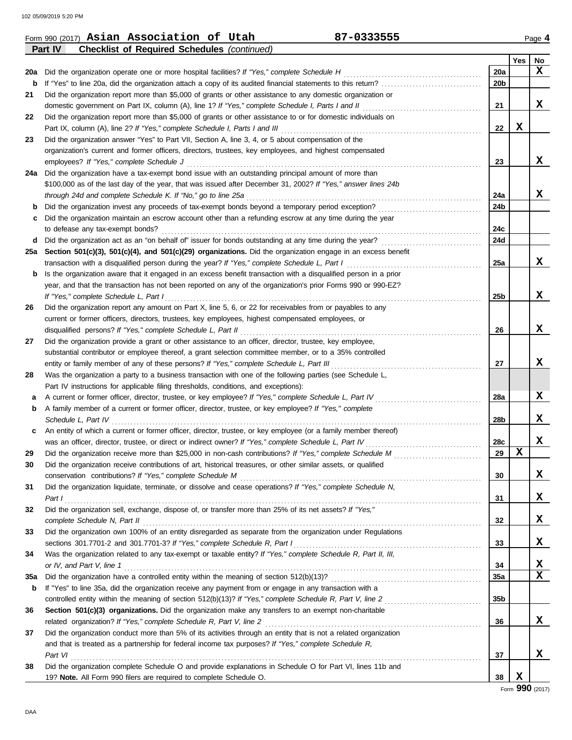Form 990 (2017) **Asian Association of Utah** **87-0333555** Page **4**

**Part IV** **Checklist of Required Schedules** *(continued)*

| | | | Yes | No |
|---|---|---|---|---|
| 20a | Did the organization operate one or more hospital facilities? *If "Yes," complete Schedule H* | 20a | | X |
| b | If "Yes" to line 20a, did the organization attach a copy of its audited financial statements to this return? | 20b | | |
| 21 | Did the organization report more than $5,000 of grants or other assistance to any domestic organization or domestic government on Part IX, column (A), line 1? *If "Yes," complete Schedule I, Parts I and II* | 21 | | X |
| 22 | Did the organization report more than $5,000 of grants or other assistance to or for domestic individuals on Part IX, column (A), line 2? *If "Yes," complete Schedule I, Parts I and III* | 22 | X | |
| 23 | Did the organization answer "Yes" to Part VII, Section A, line 3, 4, or 5 about compensation of the organization's current and former officers, directors, trustees, key employees, and highest compensated employees? *If "Yes," complete Schedule J* | 23 | | X |
| 24a | Did the organization have a tax-exempt bond issue with an outstanding principal amount of more than $100,000 as of the last day of the year, that was issued after December 31, 2002? *If "Yes," answer lines 24b through 24d and complete Schedule K. If "No," go to line 25a* | 24a | | X |
| b | Did the organization invest any proceeds of tax-exempt bonds beyond a temporary period exception? | 24b | | |
| c | Did the organization maintain an escrow account other than a refunding escrow at any time during the year to defease any tax-exempt bonds? | 24c | | |
| d | Did the organization act as an "on behalf of" issuer for bonds outstanding at any time during the year? | 24d | | |
| 25a | **Section 501(c)(3), 501(c)(4), and 501(c)(29) organizations.** Did the organization engage in an excess benefit transaction with a disqualified person during the year? *If "Yes," complete Schedule L, Part I* | 25a | | X |
| b | Is the organization aware that it engaged in an excess benefit transaction with a disqualified person in a prior year, and that the transaction has not been reported on any of the organization's prior Forms 990 or 990-EZ? *If "Yes," complete Schedule L, Part I* | 25b | | X |
| 26 | Did the organization report any amount on Part X, line 5, 6, or 22 for receivables from or payables to any current or former officers, directors, trustees, key employees, highest compensated employees, or disqualified persons? *If "Yes," complete Schedule L, Part II* | 26 | | X |
| 27 | Did the organization provide a grant or other assistance to an officer, director, trustee, key employee, substantial contributor or employee thereof, a grant selection committee member, or to a 35% controlled entity or family member of any of these persons? *If "Yes," complete Schedule L, Part III* | 27 | | X |
| 28 | Was the organization a party to a business transaction with one of the following parties (see Schedule L, Part IV instructions for applicable filing thresholds, conditions, and exceptions): | | | |
| a | A current or former officer, director, trustee, or key employee? *If "Yes," complete Schedule L, Part IV* | 28a | | X |
| b | A family member of a current or former officer, director, trustee, or key employee? *If "Yes," complete Schedule L, Part IV* | 28b | | X |
| c | An entity of which a current or former officer, director, trustee, or key employee (or a family member thereof) was an officer, director, trustee, or direct or indirect owner? *If "Yes," complete Schedule L, Part IV* | 28c | | X |
| 29 | Did the organization receive more than $25,000 in non-cash contributions? *If "Yes," complete Schedule M* | 29 | X | |
| 30 | Did the organization receive contributions of art, historical treasures, or other similar assets, or qualified conservation contributions? *If "Yes," complete Schedule M* | 30 | | X |
| 31 | Did the organization liquidate, terminate, or dissolve and cease operations? *If "Yes," complete Schedule N, Part I* | 31 | | X |
| 32 | Did the organization sell, exchange, dispose of, or transfer more than 25% of its net assets? *If "Yes," complete Schedule N, Part II* | 32 | | X |
| 33 | Did the organization own 100% of an entity disregarded as separate from the organization under Regulations sections 301.7701-2 and 301.7701-3? *If "Yes," complete Schedule R, Part I* | 33 | | X |
| 34 | Was the organization related to any tax-exempt or taxable entity? *If "Yes," complete Schedule R, Part II, III, or IV, and Part V, line 1* | 34 | | X |
| 35a | Did the organization have a controlled entity within the meaning of section 512(b)(13)? | 35a | | X |
| b | If "Yes" to line 35a, did the organization receive any payment from or engage in any transaction with a controlled entity within the meaning of section 512(b)(13)? *If "Yes," complete Schedule R, Part V, line 2* | 35b | | |
| 36 | **Section 501(c)(3) organizations.** Did the organization make any transfers to an exempt non-charitable related organization? *If "Yes," complete Schedule R, Part V, line 2* | 36 | | X |
| 37 | Did the organization conduct more than 5% of its activities through an entity that is not a related organization and that is treated as a partnership for federal income tax purposes? *If "Yes," complete Schedule R, Part VI* | 37 | | X |
| 38 | Did the organization complete Schedule O and provide explanations in Schedule O for Part VI, lines 11b and 19? **Note.** All Form 990 filers are required to complete Schedule O. | 38 | X | |

Form **990** (2017)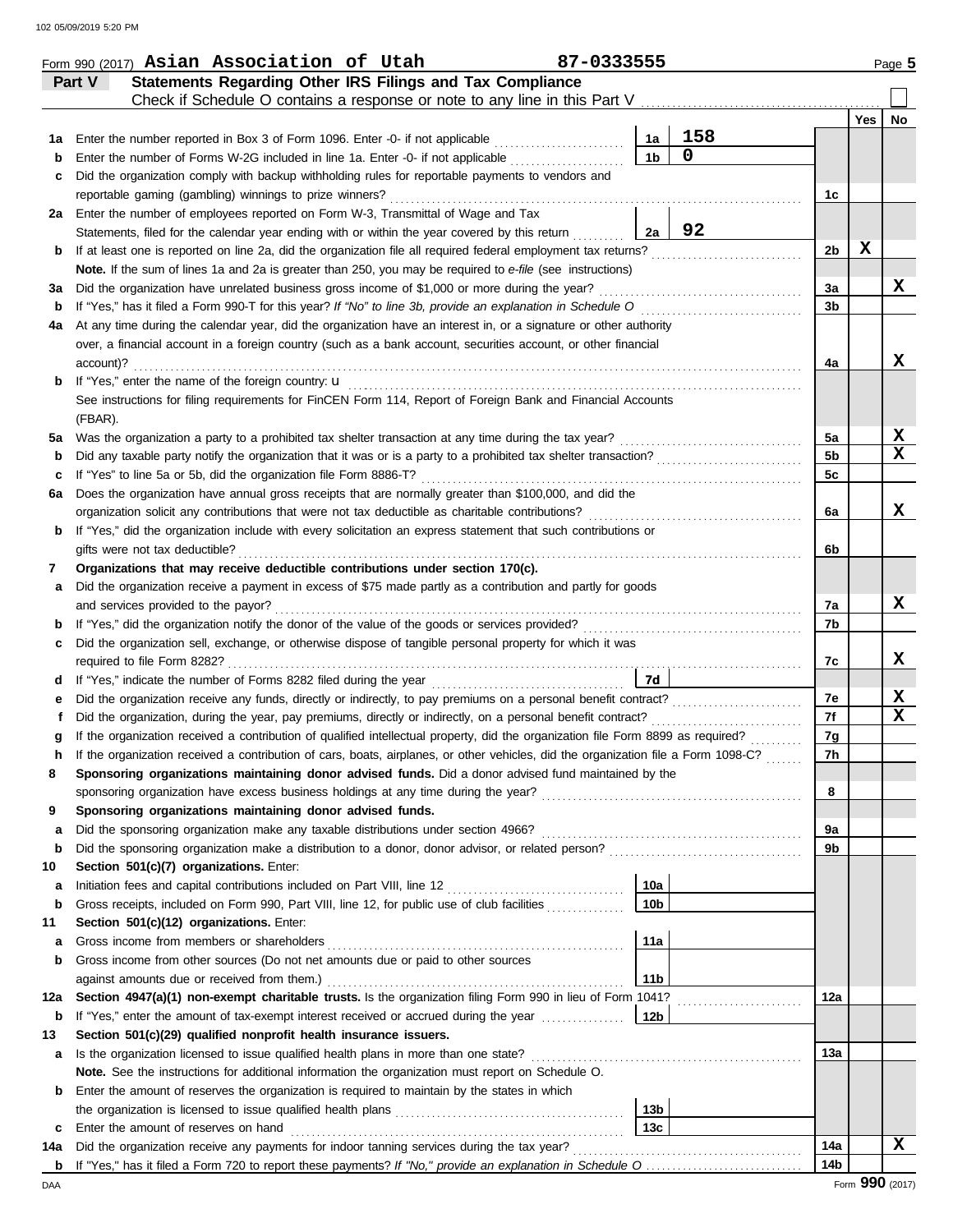Form 990 (2017) **Asian Association of Utah** **87-0333555** Page **5**

## Part V — Statements Regarding Other IRS Filings and Tax Compliance

Check if Schedule O contains a response or note to any line in this Part V ☐

| | | | | | Yes | No |
|---|---|---|---|---|---|---|
| **1a** | Enter the number reported in Box 3 of Form 1096. Enter -0- if not applicable | 1a | 158 | | | |
| **b** | Enter the number of Forms W-2G included in line 1a. Enter -0- if not applicable | 1b | 0 | | | |
| **c** | Did the organization comply with backup withholding rules for reportable payments to vendors and reportable gaming (gambling) winnings to prize winners? | | | 1c | | |
| **2a** | Enter the number of employees reported on Form W-3, Transmittal of Wage and Tax Statements, filed for the calendar year ending with or within the year covered by this return | 2a | 92 | | | |
| **b** | If at least one is reported on line 2a, did the organization file all required federal employment tax returns? | | | 2b | X | |
| | **Note.** If the sum of lines 1a and 2a is greater than 250, you may be required to *e-file* (see instructions) | | | | | |
| **3a** | Did the organization have unrelated business gross income of $1,000 or more during the year? | | | 3a | | X |
| **b** | If "Yes," has it filed a Form 990-T for this year? *If "No" to line 3b, provide an explanation in Schedule O* | | | 3b | | |
| **4a** | At any time during the calendar year, did the organization have an interest in, or a signature or other authority over, a financial account in a foreign country (such as a bank account, securities account, or other financial account)? | | | 4a | | X |
| **b** | If "Yes," enter the name of the foreign country: u | | | | | |
| | See instructions for filing requirements for FinCEN Form 114, Report of Foreign Bank and Financial Accounts (FBAR). | | | | | |
| **5a** | Was the organization a party to a prohibited tax shelter transaction at any time during the tax year? | | | 5a | | X |
| **b** | Did any taxable party notify the organization that it was or is a party to a prohibited tax shelter transaction? | | | 5b | | X |
| **c** | If "Yes" to line 5a or 5b, did the organization file Form 8886-T? | | | 5c | | |
| **6a** | Does the organization have annual gross receipts that are normally greater than $100,000, and did the organization solicit any contributions that were not tax deductible as charitable contributions? | | | 6a | | X |
| **b** | If "Yes," did the organization include with every solicitation an express statement that such contributions or gifts were not tax deductible? | | | 6b | | |
| **7** | **Organizations that may receive deductible contributions under section 170(c).** | | | | | |
| **a** | Did the organization receive a payment in excess of $75 made partly as a contribution and partly for goods and services provided to the payor? | | | 7a | | X |
| **b** | If "Yes," did the organization notify the donor of the value of the goods or services provided? | | | 7b | | |
| **c** | Did the organization sell, exchange, or otherwise dispose of tangible personal property for which it was required to file Form 8282? | | | 7c | | X |
| **d** | If "Yes," indicate the number of Forms 8282 filed during the year | 7d | | | | |
| **e** | Did the organization receive any funds, directly or indirectly, to pay premiums on a personal benefit contract? | | | 7e | | X |
| **f** | Did the organization, during the year, pay premiums, directly or indirectly, on a personal benefit contract? | | | 7f | | X |
| **g** | If the organization received a contribution of qualified intellectual property, did the organization file Form 8899 as required? | | | 7g | | |
| **h** | If the organization received a contribution of cars, boats, airplanes, or other vehicles, did the organization file a Form 1098-C? | | | 7h | | |
| **8** | **Sponsoring organizations maintaining donor advised funds.** Did a donor advised fund maintained by the sponsoring organization have excess business holdings at any time during the year? | | | 8 | | |
| **9** | **Sponsoring organizations maintaining donor advised funds.** | | | | | |
| **a** | Did the sponsoring organization make any taxable distributions under section 4966? | | | 9a | | |
| **b** | Did the sponsoring organization make a distribution to a donor, donor advisor, or related person? | | | 9b | | |
| **10** | **Section 501(c)(7) organizations.** Enter: | | | | | |
| **a** | Initiation fees and capital contributions included on Part VIII, line 12 | 10a | | | | |
| **b** | Gross receipts, included on Form 990, Part VIII, line 12, for public use of club facilities | 10b | | | | |
| **11** | **Section 501(c)(12) organizations.** Enter: | | | | | |
| **a** | Gross income from members or shareholders | 11a | | | | |
| **b** | Gross income from other sources (Do not net amounts due or paid to other sources against amounts due or received from them.) | 11b | | | | |
| **12a** | **Section 4947(a)(1) non-exempt charitable trusts.** Is the organization filing Form 990 in lieu of Form 1041? | | | 12a | | |
| **b** | If "Yes," enter the amount of tax-exempt interest received or accrued during the year | 12b | | | | |
| **13** | **Section 501(c)(29) qualified nonprofit health insurance issuers.** | | | | | |
| **a** | Is the organization licensed to issue qualified health plans in more than one state? | | | 13a | | |
| | **Note.** See the instructions for additional information the organization must report on Schedule O. | | | | | |
| **b** | Enter the amount of reserves the organization is required to maintain by the states in which the organization is licensed to issue qualified health plans | 13b | | | | |
| **c** | Enter the amount of reserves on hand | 13c | | | | |
| **14a** | Did the organization receive any payments for indoor tanning services during the tax year? | | | 14a | | X |
| **b** | If "Yes," has it filed a Form 720 to report these payments? *If "No," provide an explanation in Schedule O* | | | 14b | | |

DAA Form **990** (2017)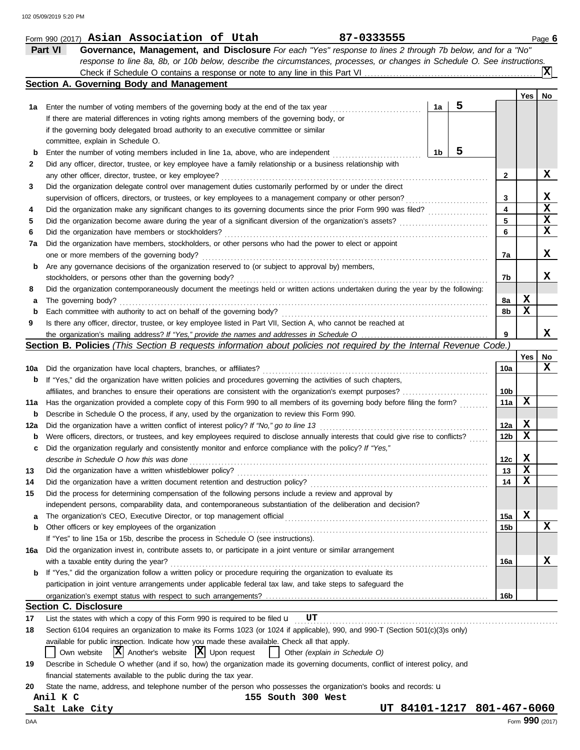Form 990 (2017) **Asian Association of Utah** **87-0333555** Page **6**

## Part VI — Governance, Management, and Disclosure

*For each "Yes" response to lines 2 through 7b below, and for a "No" response to line 8a, 8b, or 10b below, describe the circumstances, processes, or changes in Schedule O. See instructions.*

Check if Schedule O contains a response or note to any line in this Part VI .......... [X]

### Section A. Governing Body and Management

| | | | | Line | Yes | No |
|---|---|---|---|---|---|---|
| 1a | Enter the number of voting members of the governing body at the end of the tax year. If there are material differences in voting rights among members of the governing body, or if the governing body delegated broad authority to an executive committee or similar committee, explain in Schedule O. | 1a | 5 | | | |
| b | Enter the number of voting members included in line 1a, above, who are independent | 1b | 5 | | | |
| 2 | Did any officer, director, trustee, or key employee have a family relationship or a business relationship with any other officer, director, trustee, or key employee? | | | 2 | | X |
| 3 | Did the organization delegate control over management duties customarily performed by or under the direct supervision of officers, directors, or trustees, or key employees to a management company or other person? | | | 3 | | X |
| 4 | Did the organization make any significant changes to its governing documents since the prior Form 990 was filed? | | | 4 | | X |
| 5 | Did the organization become aware during the year of a significant diversion of the organization's assets? | | | 5 | | X |
| 6 | Did the organization have members or stockholders? | | | 6 | | X |
| 7a | Did the organization have members, stockholders, or other persons who had the power to elect or appoint one or more members of the governing body? | | | 7a | | X |
| b | Are any governance decisions of the organization reserved to (or subject to approval by) members, stockholders, or persons other than the governing body? | | | 7b | | X |
| 8 | Did the organization contemporaneously document the meetings held or written actions undertaken during the year by the following: | | | | | |
| a | The governing body? | | | 8a | X | |
| b | Each committee with authority to act on behalf of the governing body? | | | 8b | X | |
| 9 | Is there any officer, director, trustee, or key employee listed in Part VII, Section A, who cannot be reached at the organization's mailing address? *If "Yes," provide the names and addresses in Schedule O* | | | 9 | | X |

### Section B. Policies *(This Section B requests information about policies not required by the Internal Revenue Code.)*

| | | Line | Yes | No |
|---|---|---|---|---|
| 10a | Did the organization have local chapters, branches, or affiliates? | 10a | | X |
| b | If "Yes," did the organization have written policies and procedures governing the activities of such chapters, affiliates, and branches to ensure their operations are consistent with the organization's exempt purposes? | 10b | | |
| 11a | Has the organization provided a complete copy of this Form 990 to all members of its governing body before filing the form? | 11a | X | |
| b | Describe in Schedule O the process, if any, used by the organization to review this Form 990. | | | |
| 12a | Did the organization have a written conflict of interest policy? *If "No," go to line 13* | 12a | X | |
| b | Were officers, directors, or trustees, and key employees required to disclose annually interests that could give rise to conflicts? | 12b | X | |
| c | Did the organization regularly and consistently monitor and enforce compliance with the policy? *If "Yes," describe in Schedule O how this was done* | 12c | X | |
| 13 | Did the organization have a written whistleblower policy? | 13 | X | |
| 14 | Did the organization have a written document retention and destruction policy? | 14 | X | |
| 15 | Did the process for determining compensation of the following persons include a review and approval by independent persons, comparability data, and contemporaneous substantiation of the deliberation and decision? | | | |
| a | The organization's CEO, Executive Director, or top management official | 15a | X | |
| b | Other officers or key employees of the organization | 15b | | X |
| | If "Yes" to line 15a or 15b, describe the process in Schedule O (see instructions). | | | |
| 16a | Did the organization invest in, contribute assets to, or participate in a joint venture or similar arrangement with a taxable entity during the year? | 16a | | X |
| b | If "Yes," did the organization follow a written policy or procedure requiring the organization to evaluate its participation in joint venture arrangements under applicable federal tax law, and take steps to safeguard the organization's exempt status with respect to such arrangements? | 16b | | |

### Section C. Disclosure

17. List the states with which a copy of this Form 990 is required to be filed **UT**

18. Section 6104 requires an organization to make its Forms 1023 (or 1024 if applicable), 990, and 990-T (Section 501(c)(3)s only) available for public inspection. Indicate how you made these available. Check all that apply.
 [ ] Own website [X] Another's website [X] Upon request [ ] Other *(explain in Schedule O)*

19. Describe in Schedule O whether (and if so, how) the organization made its governing documents, conflict of interest policy, and financial statements available to the public during the tax year.

20. State the name, address, and telephone number of the person who possesses the organization's books and records:
 **Anil K C**
 **155 South 300 West**
 **Salt Lake City UT 84101-1217 801-467-6060**

Form **990** (2017)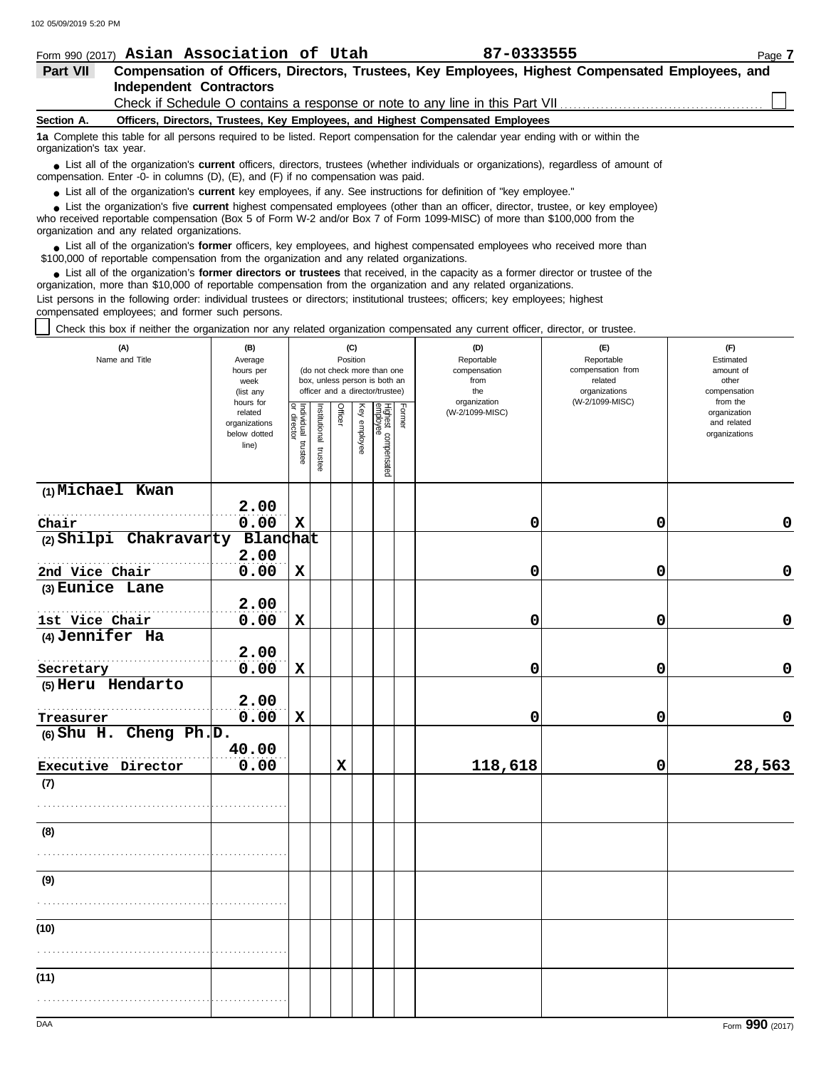Form 990 (2017) **Asian Association of Utah** **87-0333555**

**Part VII Compensation of Officers, Directors, Trustees, Key Employees, Highest Compensated Employees, and Independent Contractors**

Check if Schedule O contains a response or note to any line in this Part VII ☐

**Section A. Officers, Directors, Trustees, Key Employees, and Highest Compensated Employees**

**1a** Complete this table for all persons required to be listed. Report compensation for the calendar year ending with or within the organization's tax year.

- List all of the organization's **current** officers, directors, trustees (whether individuals or organizations), regardless of amount of compensation. Enter -0- in columns (D), (E), and (F) if no compensation was paid.
- List all of the organization's **current** key employees, if any. See instructions for definition of "key employee."
- List the organization's five **current** highest compensated employees (other than an officer, director, trustee, or key employee) who received reportable compensation (Box 5 of Form W-2 and/or Box 7 of Form 1099-MISC) of more than $100,000 from the organization and any related organizations.
- List all of the organization's **former** officers, key employees, and highest compensated employees who received more than $100,000 of reportable compensation from the organization and any related organizations.
- List all of the organization's **former directors or trustees** that received, in the capacity as a former director or trustee of the organization, more than $10,000 of reportable compensation from the organization and any related organizations.

List persons in the following order: individual trustees or directors; institutional trustees; officers; key employees; highest compensated employees; and former such persons.

☐ Check this box if neither the organization nor any related organization compensated any current officer, director, or trustee.

| (A) Name and Title | (B) Average hours per week (list any hours for related organizations below dotted line) | (C) Position: Individual trustee or director | Institutional trustee | Officer | Key employee | Highest compensated employee | Former | (D) Reportable compensation from the organization (W-2/1099-MISC) | (E) Reportable compensation from related organizations (W-2/1099-MISC) | (F) Estimated amount of other compensation from the organization and related organizations |
|---|---|---|---|---|---|---|---|---|---|---|
| (1) Michael Kwan<br>Chair | 2.00<br>0.00 | X | | | | | | 0 | 0 | 0 |
| (2) Shilpi Chakravarty Blanchat<br>2nd Vice Chair | 2.00<br>0.00 | X | | | | | | 0 | 0 | 0 |
| (3) Eunice Lane<br>1st Vice Chair | 2.00<br>0.00 | X | | | | | | 0 | 0 | 0 |
| (4) Jennifer Ha<br>Secretary | 2.00<br>0.00 | X | | | | | | 0 | 0 | 0 |
| (5) Heru Hendarto<br>Treasurer | 2.00<br>0.00 | X | | | | | | 0 | 0 | 0 |
| (6) Shu H. Cheng Ph.D.<br>Executive Director | 40.00<br>0.00 | | | X | | | | 118,618 | 0 | 28,563 |
| (7) | | | | | | | | | | |
| (8) | | | | | | | | | | |
| (9) | | | | | | | | | | |
| (10) | | | | | | | | | | |
| (11) | | | | | | | | | | |

DAA Form **990** (2017)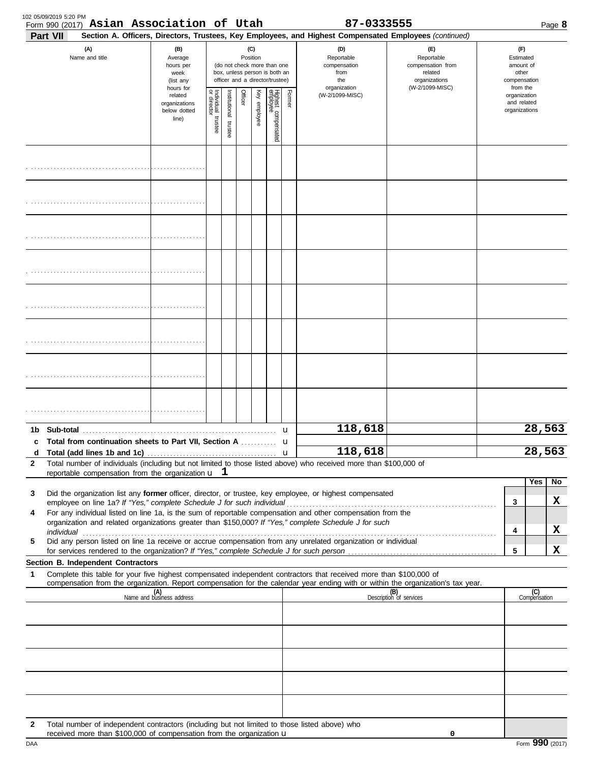Form 990 (2017) **Asian Association of Utah** **87-0333555**

**Part VII** **Section A. Officers, Directors, Trustees, Key Employees, and Highest Compensated Employees** *(continued)*

| (A) Name and title | (B) Average hours per week (list any hours for related organizations below dotted line) | (C) Position (do not check more than one box, unless person is both an officer and a director/trustee): Individual trustee or director | Institutional trustee | Officer | Key employee | Highest compensated employee | Former | (D) Reportable compensation from the organization (W-2/1099-MISC) | (E) Reportable compensation from related organizations (W-2/1099-MISC) | (F) Estimated amount of other compensation from the organization and related organizations |
|---|---|---|---|---|---|---|---|---|---|---|
| | | | | | | | | | | |
| | | | | | | | | | | |
| | | | | | | | | | | |
| | | | | | | | | | | |
| | | | | | | | | | | |
| | | | | | | | | | | |
| | | | | | | | | | | |
| | | | | | | | | | | |
| **1b Sub-total** | | | | | | | | 118,618 | | 28,563 |
| **c Total from continuation sheets to Part VII, Section A** | | | | | | | | | | |
| **d Total (add lines 1b and 1c)** | | | | | | | | 118,618 | | 28,563 |

**2** Total number of individuals (including but not limited to those listed above) who received more than $100,000 of reportable compensation from the organization u **1**

| | | Yes | No |
|---|---|---|---|
| **3** Did the organization list any **former** officer, director, or trustee, key employee, or highest compensated employee on line 1a? *If "Yes," complete Schedule J for such individual* | 3 | | X |
| **4** For any individual listed on line 1a, is the sum of reportable compensation and other compensation from the organization and related organizations greater than $150,000? *If "Yes," complete Schedule J for such individual* | 4 | | X |
| **5** Did any person listed on line 1a receive or accrue compensation from any unrelated organization or individual for services rendered to the organization? *If "Yes," complete Schedule J for such person* | 5 | | X |

**Section B. Independent Contractors**

**1** Complete this table for your five highest compensated independent contractors that received more than $100,000 of compensation from the organization. Report compensation for the calendar year ending with or within the organization's tax year.

| (A) Name and business address | (B) Description of services | (C) Compensation |
|---|---|---|
| | | |
| | | |
| | | |
| | | |
| | | |

**2** Total number of independent contractors (including but not limited to those listed above) who received more than $100,000 of compensation from the organization u **0**

DAA Form **990** (2017)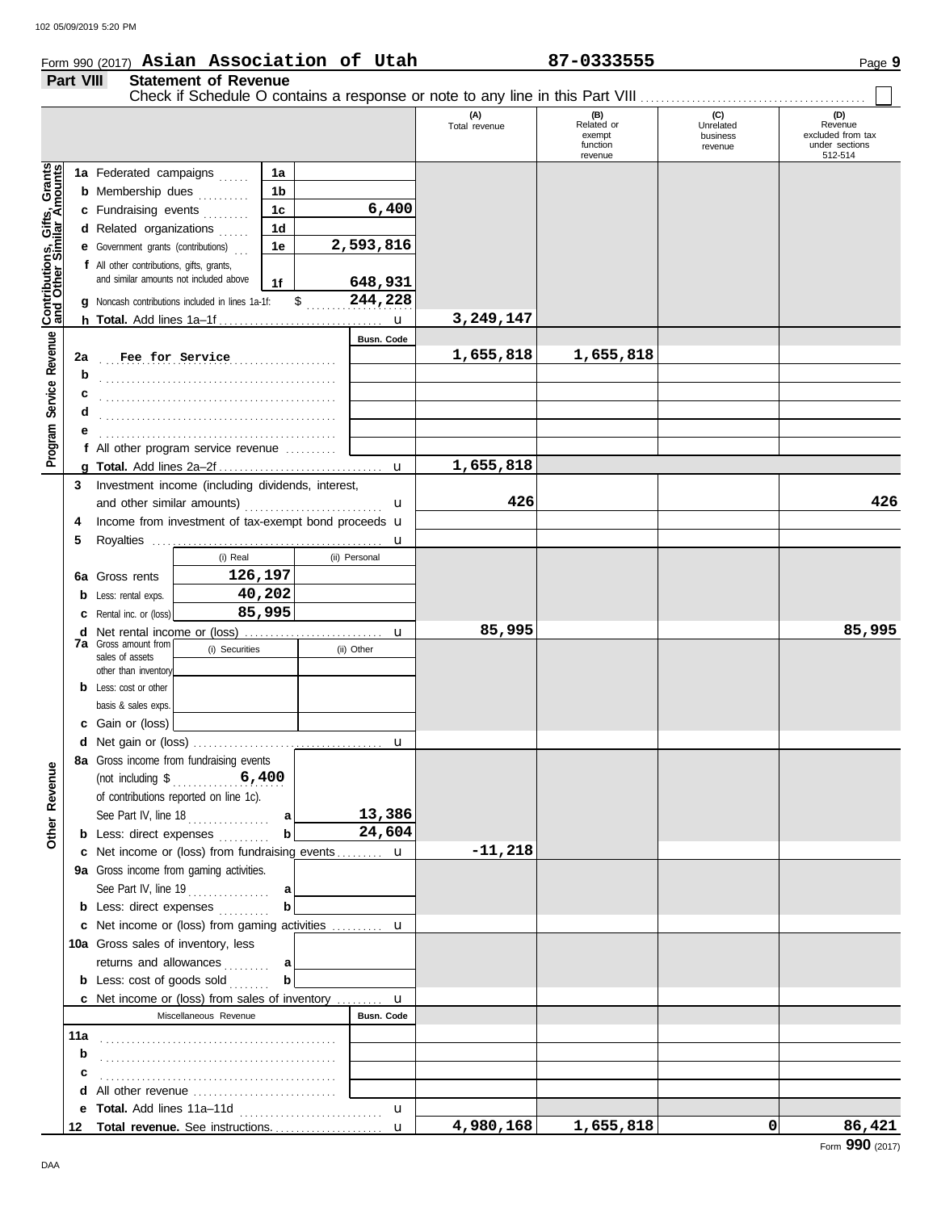Form 990 (2017) **Asian Association of Utah** **87-0333555** Page **9**

## Part VIII Statement of Revenue

Check if Schedule O contains a response or note to any line in this Part VIII ☐

| | | | (A) Total revenue | (B) Related or exempt function revenue | (C) Unrelated business revenue | (D) Revenue excluded from tax under sections 512-514 |
|---|---|---|---|---|---|---|
| **Contributions, Gifts, Grants and Other Similar Amounts** | 1a Federated campaigns | 1a | | | | |
| | b Membership dues | 1b | | | | |
| | c Fundraising events | 1c 6,400 | | | | |
| | d Related organizations | 1d | | | | |
| | e Government grants (contributions) | 1e 2,593,816 | | | | |
| | f All other contributions, gifts, grants, and similar amounts not included above | 1f 648,931 | | | | |
| | g Noncash contributions included in lines 1a-1f: $ 244,228 | | | | | |
| | h **Total.** Add lines 1a–1f | | 3,249,147 | | | |
| **Program Service Revenue** | | Busn. Code | | | | |
| | 2a Fee for Service | | 1,655,818 | 1,655,818 | | |
| | b | | | | | |
| | c | | | | | |
| | d | | | | | |
| | e | | | | | |
| | f All other program service revenue | | | | | |
| | g **Total.** Add lines 2a–2f | | 1,655,818 | | | |
| **Other Revenue** | 3 Investment income (including dividends, interest, and other similar amounts) | | 426 | | | 426 |
| | 4 Income from investment of tax-exempt bond proceeds | | | | | |
| | 5 Royalties | | | | | |
| | | (i) Real / (ii) Personal | | | | |
| | 6a Gross rents | 126,197 | | | | |
| | b Less: rental exps. | 40,202 | | | | |
| | c Rental inc. or (loss) | 85,995 | | | | |
| | d Net rental income or (loss) | | 85,995 | | | 85,995 |
| | 7a Gross amount from sales of assets other than inventory | (i) Securities / (ii) Other | | | | |
| | b Less: cost or other basis & sales exps. | | | | | |
| | c Gain or (loss) | | | | | |
| | d Net gain or (loss) | | | | | |
| | 8a Gross income from fundraising events (not including $ 6,400 of contributions reported on line 1c). See Part IV, line 18 | a 13,386 | | | | |
| | b Less: direct expenses | b 24,604 | | | | |
| | c Net income or (loss) from fundraising events | | -11,218 | | | |
| | 9a Gross income from gaming activities. See Part IV, line 19 | a | | | | |
| | b Less: direct expenses | b | | | | |
| | c Net income or (loss) from gaming activities | | | | | |
| | 10a Gross sales of inventory, less returns and allowances | a | | | | |
| | b Less: cost of goods sold | b | | | | |
| | c Net income or (loss) from sales of inventory | | | | | |
| | Miscellaneous Revenue | Busn. Code | | | | |
| | 11a | | | | | |
| | b | | | | | |
| | c | | | | | |
| | d All other revenue | | | | | |
| | e **Total.** Add lines 11a–11d | | | | | |
| | 12 **Total revenue.** See instructions. | | 4,980,168 | 1,655,818 | 0 | 86,421 |

Form **990** (2017)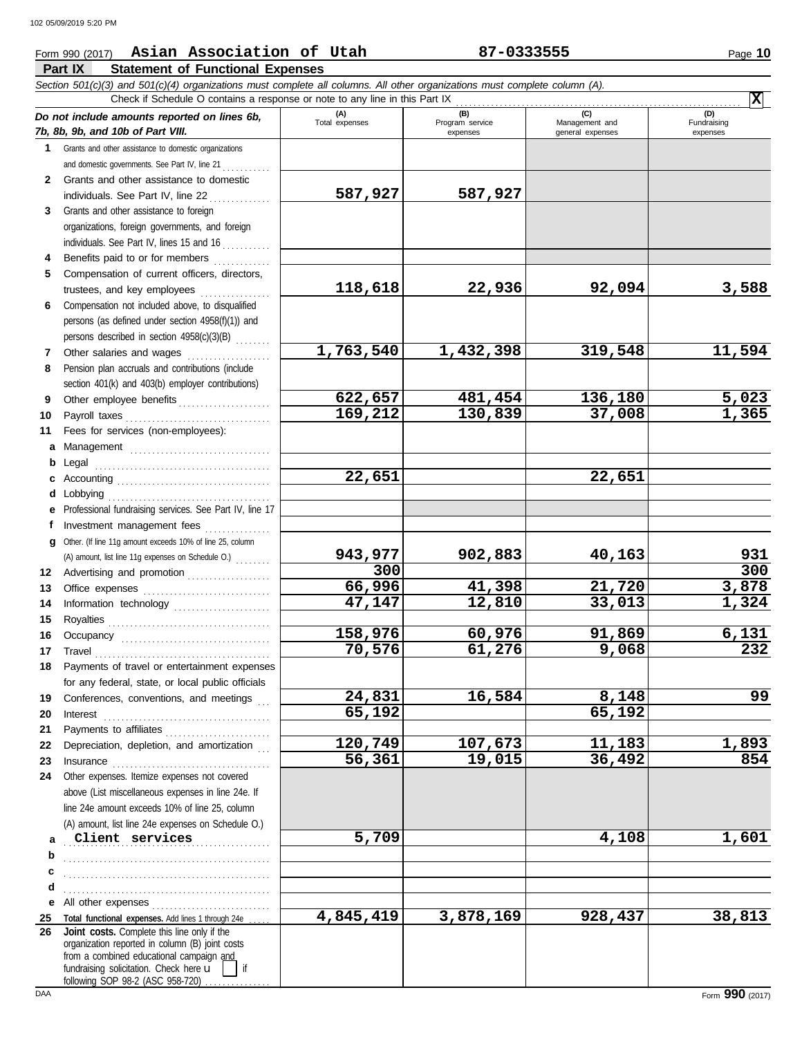Form 990 (2017) **Asian Association of Utah** **87-0333555** Page **10**

## Part IX Statement of Functional Expenses

*Section 501(c)(3) and 501(c)(4) organizations must complete all columns. All other organizations must complete column (A).*

Check if Schedule O contains a response or note to any line in this Part IX .......... **X**

| *Do not include amounts reported on lines 6b, 7b, 8b, 9b, and 10b of Part VIII.* | (A) Total expenses | (B) Program service expenses | (C) Management and general expenses | (D) Fundraising expenses |
|---|---|---|---|---|
| **1** Grants and other assistance to domestic organizations and domestic governments. See Part IV, line 21 | | | | |
| **2** Grants and other assistance to domestic individuals. See Part IV, line 22 | 587,927 | 587,927 | | |
| **3** Grants and other assistance to foreign organizations, foreign governments, and foreign individuals. See Part IV, lines 15 and 16 | | | | |
| **4** Benefits paid to or for members | | | | |
| **5** Compensation of current officers, directors, trustees, and key employees | 118,618 | 22,936 | 92,094 | 3,588 |
| **6** Compensation not included above, to disqualified persons (as defined under section 4958(f)(1)) and persons described in section 4958(c)(3)(B) | | | | |
| **7** Other salaries and wages | 1,763,540 | 1,432,398 | 319,548 | 11,594 |
| **8** Pension plan accruals and contributions (include section 401(k) and 403(b) employer contributions) | | | | |
| **9** Other employee benefits | 622,657 | 481,454 | 136,180 | 5,023 |
| **10** Payroll taxes | 169,212 | 130,839 | 37,008 | 1,365 |
| **11** Fees for services (non-employees): | | | | |
| **a** Management | | | | |
| **b** Legal | | | | |
| **c** Accounting | 22,651 | | 22,651 | |
| **d** Lobbying | | | | |
| **e** Professional fundraising services. See Part IV, line 17 | | | | |
| **f** Investment management fees | | | | |
| **g** Other. (If line 11g amount exceeds 10% of line 25, column (A) amount, list line 11g expenses on Schedule O.) | 943,977 | 902,883 | 40,163 | 931 |
| **12** Advertising and promotion | 300 | | | 300 |
| **13** Office expenses | 66,996 | 41,398 | 21,720 | 3,878 |
| **14** Information technology | 47,147 | 12,810 | 33,013 | 1,324 |
| **15** Royalties | | | | |
| **16** Occupancy | 158,976 | 60,976 | 91,869 | 6,131 |
| **17** Travel | 70,576 | 61,276 | 9,068 | 232 |
| **18** Payments of travel or entertainment expenses for any federal, state, or local public officials | | | | |
| **19** Conferences, conventions, and meetings | 24,831 | 16,584 | 8,148 | 99 |
| **20** Interest | 65,192 | | 65,192 | |
| **21** Payments to affiliates | | | | |
| **22** Depreciation, depletion, and amortization | 120,749 | 107,673 | 11,183 | 1,893 |
| **23** Insurance | 56,361 | 19,015 | 36,492 | 854 |
| **24** Other expenses. Itemize expenses not covered above (List miscellaneous expenses in line 24e. If line 24e amount exceeds 10% of line 25, column (A) amount, list line 24e expenses on Schedule O.) | | | | |
| **a** Client services | 5,709 | | 4,108 | 1,601 |
| **b** | | | | |
| **c** | | | | |
| **d** | | | | |
| **e** All other expenses | | | | |
| **25 Total functional expenses.** Add lines 1 through 24e | 4,845,419 | 3,878,169 | 928,437 | 38,813 |
| **26 Joint costs.** Complete this line only if the organization reported in column (B) joint costs from a combined educational campaign and fundraising solicitation. Check here ☐ if following SOP 98-2 (ASC 958-720) | | | | |

Form **990** (2017)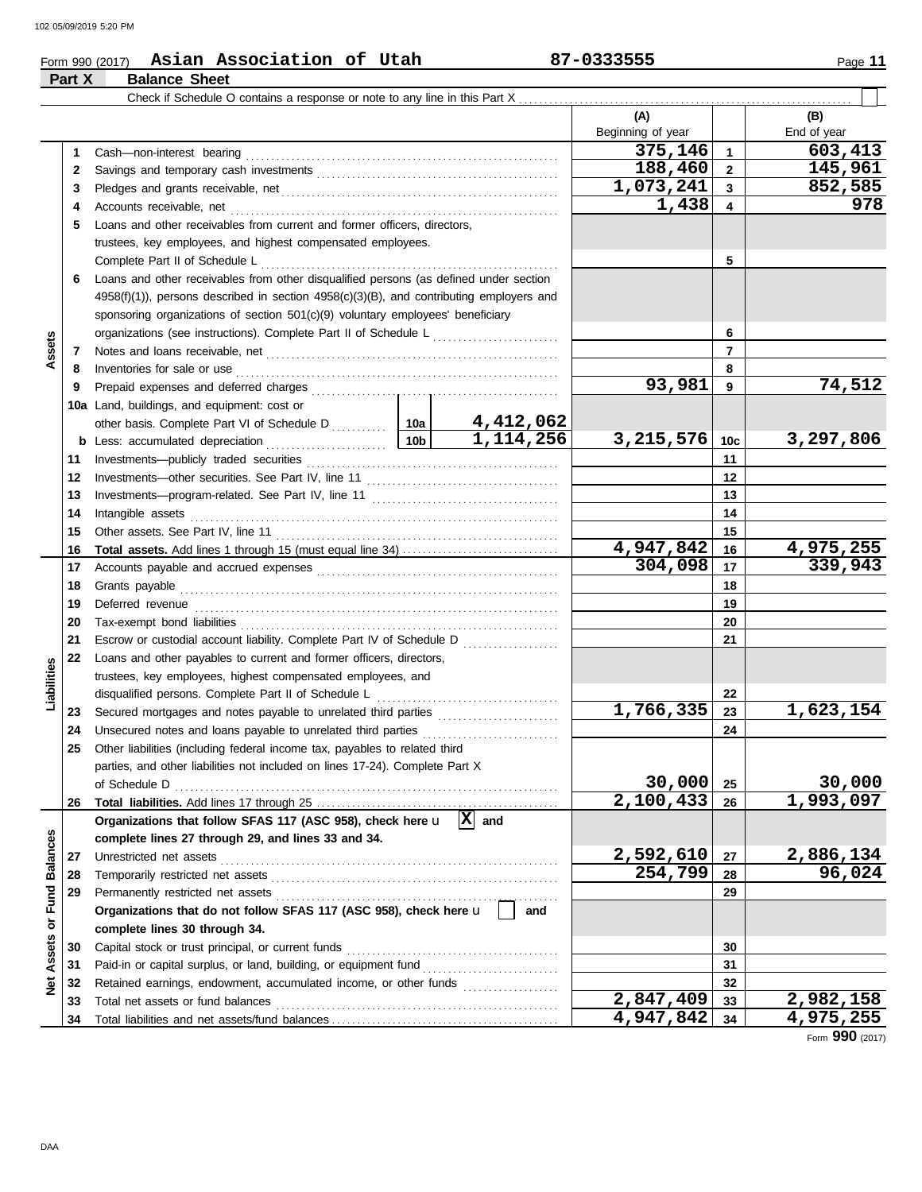Form 990 (2017) **Asian Association of Utah** **87-0333555**

## Part X Balance Sheet

Check if Schedule O contains a response or note to any line in this Part X

| | | | | (A) Beginning of year | | (B) End of year |
|---|---|---|---|---|---|---|
| **Assets** | 1 | Cash—non-interest bearing | | 375,146 | 1 | 603,413 |
| | 2 | Savings and temporary cash investments | | 188,460 | 2 | 145,961 |
| | 3 | Pledges and grants receivable, net | | 1,073,241 | 3 | 852,585 |
| | 4 | Accounts receivable, net | | 1,438 | 4 | 978 |
| | 5 | Loans and other receivables from current and former officers, directors, trustees, key employees, and highest compensated employees. Complete Part II of Schedule L | | | 5 | |
| | 6 | Loans and other receivables from other disqualified persons (as defined under section 4958(f)(1)), persons described in section 4958(c)(3)(B), and contributing employers and sponsoring organizations of section 501(c)(9) voluntary employees' beneficiary organizations (see instructions). Complete Part II of Schedule L | | | 6 | |
| | 7 | Notes and loans receivable, net | | | 7 | |
| | 8 | Inventories for sale or use | | | 8 | |
| | 9 | Prepaid expenses and deferred charges | | 93,981 | 9 | 74,512 |
| | 10a | Land, buildings, and equipment: cost or other basis. Complete Part VI of Schedule D | 10a 4,412,062 | | | |
| | b | Less: accumulated depreciation | 10b 1,114,256 | 3,215,576 | 10c | 3,297,806 |
| | 11 | Investments—publicly traded securities | | | 11 | |
| | 12 | Investments—other securities. See Part IV, line 11 | | | 12 | |
| | 13 | Investments—program-related. See Part IV, line 11 | | | 13 | |
| | 14 | Intangible assets | | | 14 | |
| | 15 | Other assets. See Part IV, line 11 | | | 15 | |
| | 16 | **Total assets.** Add lines 1 through 15 (must equal line 34) | | 4,947,842 | 16 | 4,975,255 |
| **Liabilities** | 17 | Accounts payable and accrued expenses | | 304,098 | 17 | 339,943 |
| | 18 | Grants payable | | | 18 | |
| | 19 | Deferred revenue | | | 19 | |
| | 20 | Tax-exempt bond liabilities | | | 20 | |
| | 21 | Escrow or custodial account liability. Complete Part IV of Schedule D | | | 21 | |
| | 22 | Loans and other payables to current and former officers, directors, trustees, key employees, highest compensated employees, and disqualified persons. Complete Part II of Schedule L | | | 22 | |
| | 23 | Secured mortgages and notes payable to unrelated third parties | | 1,766,335 | 23 | 1,623,154 |
| | 24 | Unsecured notes and loans payable to unrelated third parties | | | 24 | |
| | 25 | Other liabilities (including federal income tax, payables to related third parties, and other liabilities not included on lines 17-24). Complete Part X of Schedule D | | 30,000 | 25 | 30,000 |
| | 26 | **Total liabilities.** Add lines 17 through 25 | | 2,100,433 | 26 | 1,993,097 |
| **Net Assets or Fund Balances** | | **Organizations that follow SFAS 117 (ASC 958), check here** [X] **and complete lines 27 through 29, and lines 33 and 34.** | | | | |
| | 27 | Unrestricted net assets | | 2,592,610 | 27 | 2,886,134 |
| | 28 | Temporarily restricted net assets | | 254,799 | 28 | 96,024 |
| | 29 | Permanently restricted net assets | | | 29 | |
| | | **Organizations that do not follow SFAS 117 (ASC 958), check here** [ ] **and complete lines 30 through 34.** | | | | |
| | 30 | Capital stock or trust principal, or current funds | | | 30 | |
| | 31 | Paid-in or capital surplus, or land, building, or equipment fund | | | 31 | |
| | 32 | Retained earnings, endowment, accumulated income, or other funds | | | 32 | |
| | 33 | Total net assets or fund balances | | 2,847,409 | 33 | 2,982,158 |
| | 34 | Total liabilities and net assets/fund balances | | 4,947,842 | 34 | 4,975,255 |

Form **990** (2017)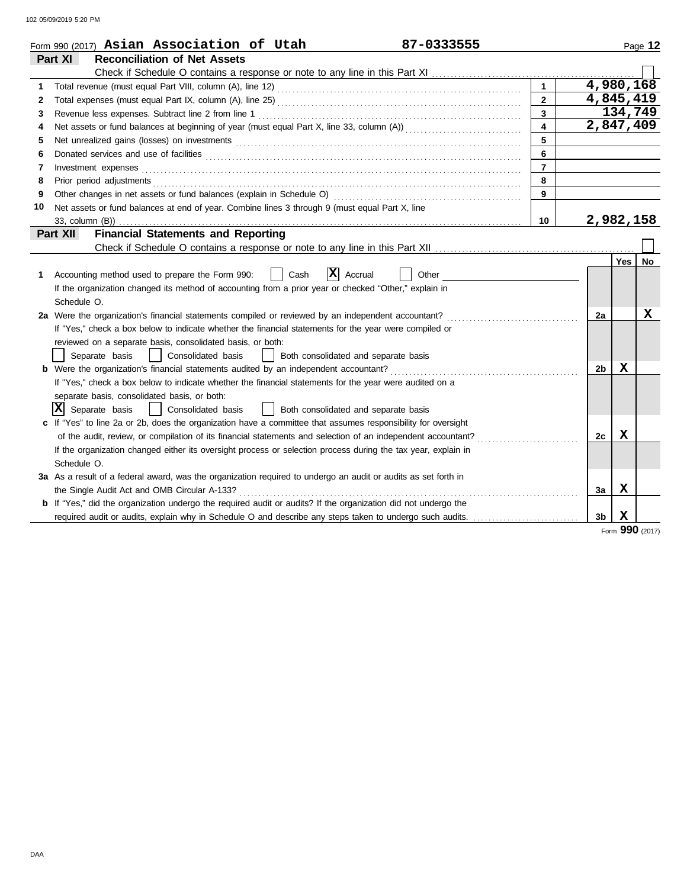Form 990 (2017) **Asian Association of Utah** **87-0333555**

## Part XI Reconciliation of Net Assets

Check if Schedule O contains a response or note to any line in this Part XI ☐

| | | | |
|---|---|---|---|
| 1 | Total revenue (must equal Part VIII, column (A), line 12) | 1 | 4,980,168 |
| 2 | Total expenses (must equal Part IX, column (A), line 25) | 2 | 4,845,419 |
| 3 | Revenue less expenses. Subtract line 2 from line 1 | 3 | 134,749 |
| 4 | Net assets or fund balances at beginning of year (must equal Part X, line 33, column (A)) | 4 | 2,847,409 |
| 5 | Net unrealized gains (losses) on investments | 5 | |
| 6 | Donated services and use of facilities | 6 | |
| 7 | Investment expenses | 7 | |
| 8 | Prior period adjustments | 8 | |
| 9 | Other changes in net assets or fund balances (explain in Schedule O) | 9 | |
| 10 | Net assets or fund balances at end of year. Combine lines 3 through 9 (must equal Part X, line 33, column (B)) | 10 | 2,982,158 |

## Part XII Financial Statements and Reporting

Check if Schedule O contains a response or note to any line in this Part XII ☐

| | | | Yes | No |
|---|---|---|---|---|
| 1 | Accounting method used to prepare the Form 990: ☐ Cash ☒ Accrual ☐ Other<br>If the organization changed its method of accounting from a prior year or checked "Other," explain in Schedule O. | | | |
| 2a | Were the organization's financial statements compiled or reviewed by an independent accountant?<br>If "Yes," check a box below to indicate whether the financial statements for the year were compiled or reviewed on a separate basis, consolidated basis, or both:<br>☐ Separate basis ☐ Consolidated basis ☐ Both consolidated and separate basis | 2a | | X |
| b | Were the organization's financial statements audited by an independent accountant?<br>If "Yes," check a box below to indicate whether the financial statements for the year were audited on a separate basis, consolidated basis, or both:<br>☒ Separate basis ☐ Consolidated basis ☐ Both consolidated and separate basis | 2b | X | |
| c | If "Yes" to line 2a or 2b, does the organization have a committee that assumes responsibility for oversight of the audit, review, or compilation of its financial statements and selection of an independent accountant?<br>If the organization changed either its oversight process or selection process during the tax year, explain in Schedule O. | 2c | X | |
| 3a | As a result of a federal award, was the organization required to undergo an audit or audits as set forth in the Single Audit Act and OMB Circular A-133? | 3a | X | |
| b | If "Yes," did the organization undergo the required audit or audits? If the organization did not undergo the required audit or audits, explain why in Schedule O and describe any steps taken to undergo such audits. | 3b | X | |

Form **990** (2017)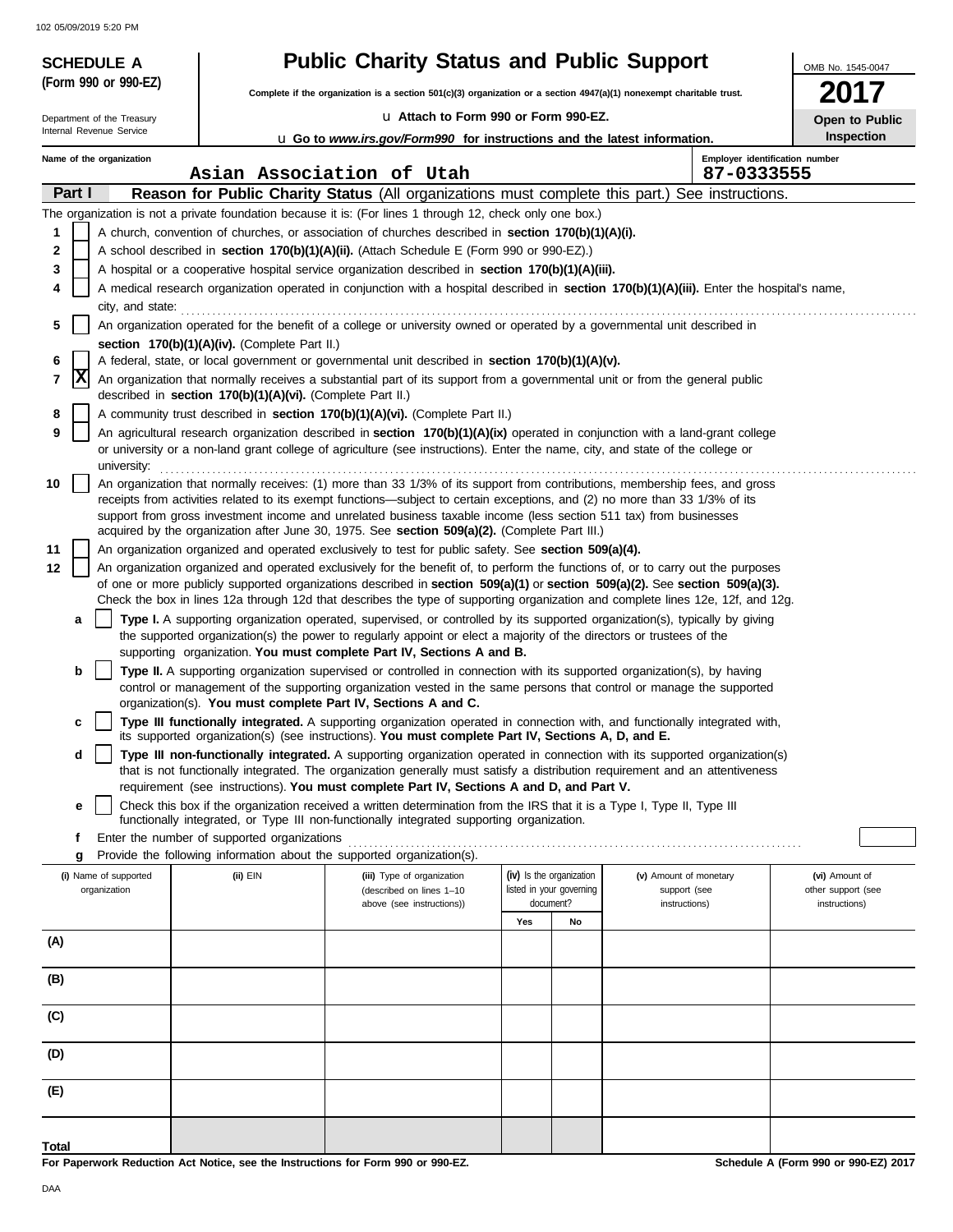**SCHEDULE A (Form 990 or 990-EZ)**

Department of the Treasury
Internal Revenue Service

# Public Charity Status and Public Support

**Complete if the organization is a section 501(c)(3) organization or a section 4947(a)(1) nonexempt charitable trust.**

u **Attach to Form 990 or Form 990-EZ.**

u **Go to *www.irs.gov/Form990* for instructions and the latest information.**

OMB No. 1545-0047

**2017**

**Open to Public Inspection**

**Name of the organization:** Asian Association of Utah

**Employer identification number:** 87-0333555

## Part I — Reason for Public Charity Status (All organizations must complete this part.) See instructions.

The organization is not a private foundation because it is: (For lines 1 through 12, check only one box.)

1. [ ] A church, convention of churches, or association of churches described in **section 170(b)(1)(A)(i).**
2. [ ] A school described in **section 170(b)(1)(A)(ii).** (Attach Schedule E (Form 990 or 990-EZ).)
3. [ ] A hospital or a cooperative hospital service organization described in **section 170(b)(1)(A)(iii).**
4. [ ] A medical research organization operated in conjunction with a hospital described in **section 170(b)(1)(A)(iii).** Enter the hospital's name, city, and state:
5. [ ] An organization operated for the benefit of a college or university owned or operated by a governmental unit described in **section 170(b)(1)(A)(iv).** (Complete Part II.)
6. [ ] A federal, state, or local government or governmental unit described in **section 170(b)(1)(A)(v).**
7. [X] An organization that normally receives a substantial part of its support from a governmental unit or from the general public described in **section 170(b)(1)(A)(vi).** (Complete Part II.)
8. [ ] A community trust described in **section 170(b)(1)(A)(vi).** (Complete Part II.)
9. [ ] An agricultural research organization described in **section 170(b)(1)(A)(ix)** operated in conjunction with a land-grant college or university or a non-land grant college of agriculture (see instructions). Enter the name, city, and state of the college or university:
10. [ ] An organization that normally receives: (1) more than 33 1/3% of its support from contributions, membership fees, and gross receipts from activities related to its exempt functions—subject to certain exceptions, and (2) no more than 33 1/3% of its support from gross investment income and unrelated business taxable income (less section 511 tax) from businesses acquired by the organization after June 30, 1975. See **section 509(a)(2).** (Complete Part III.)
11. [ ] An organization organized and operated exclusively to test for public safety. See **section 509(a)(4).**
12. [ ] An organization organized and operated exclusively for the benefit of, to perform the functions of, or to carry out the purposes of one or more publicly supported organizations described in **section 509(a)(1)** or **section 509(a)(2).** See **section 509(a)(3).** Check the box in lines 12a through 12d that describes the type of supporting organization and complete lines 12e, 12f, and 12g.
   - **a** [ ] **Type I.** A supporting organization operated, supervised, or controlled by its supported organization(s), typically by giving the supported organization(s) the power to regularly appoint or elect a majority of the directors or trustees of the supporting organization. **You must complete Part IV, Sections A and B.**
   - **b** [ ] **Type II.** A supporting organization supervised or controlled in connection with its supported organization(s), by having control or management of the supporting organization vested in the same persons that control or manage the supported organization(s). **You must complete Part IV, Sections A and C.**
   - **c** [ ] **Type III functionally integrated.** A supporting organization operated in connection with, and functionally integrated with, its supported organization(s) (see instructions). **You must complete Part IV, Sections A, D, and E.**
   - **d** [ ] **Type III non-functionally integrated.** A supporting organization operated in connection with its supported organization(s) that is not functionally integrated. The organization generally must satisfy a distribution requirement and an attentiveness requirement (see instructions). **You must complete Part IV, Sections A and D, and Part V.**
   - **e** [ ] Check this box if the organization received a written determination from the IRS that it is a Type I, Type II, Type III functionally integrated, or Type III non-functionally integrated supporting organization.
   - **f** Enter the number of supported organizations
   - **g** Provide the following information about the supported organization(s).

| (i) Name of supported organization | (ii) EIN | (iii) Type of organization (described on lines 1–10 above (see instructions)) | (iv) Is the organization listed in your governing document? Yes | No | (v) Amount of monetary support (see instructions) | (vi) Amount of other support (see instructions) |
|---|---|---|---|---|---|---|
| (A) | | | | | | |
| (B) | | | | | | |
| (C) | | | | | | |
| (D) | | | | | | |
| (E) | | | | | | |
| **Total** | | | | | | |

**For Paperwork Reduction Act Notice, see the Instructions for Form 990 or 990-EZ.**

**Schedule A (Form 990 or 990-EZ) 2017**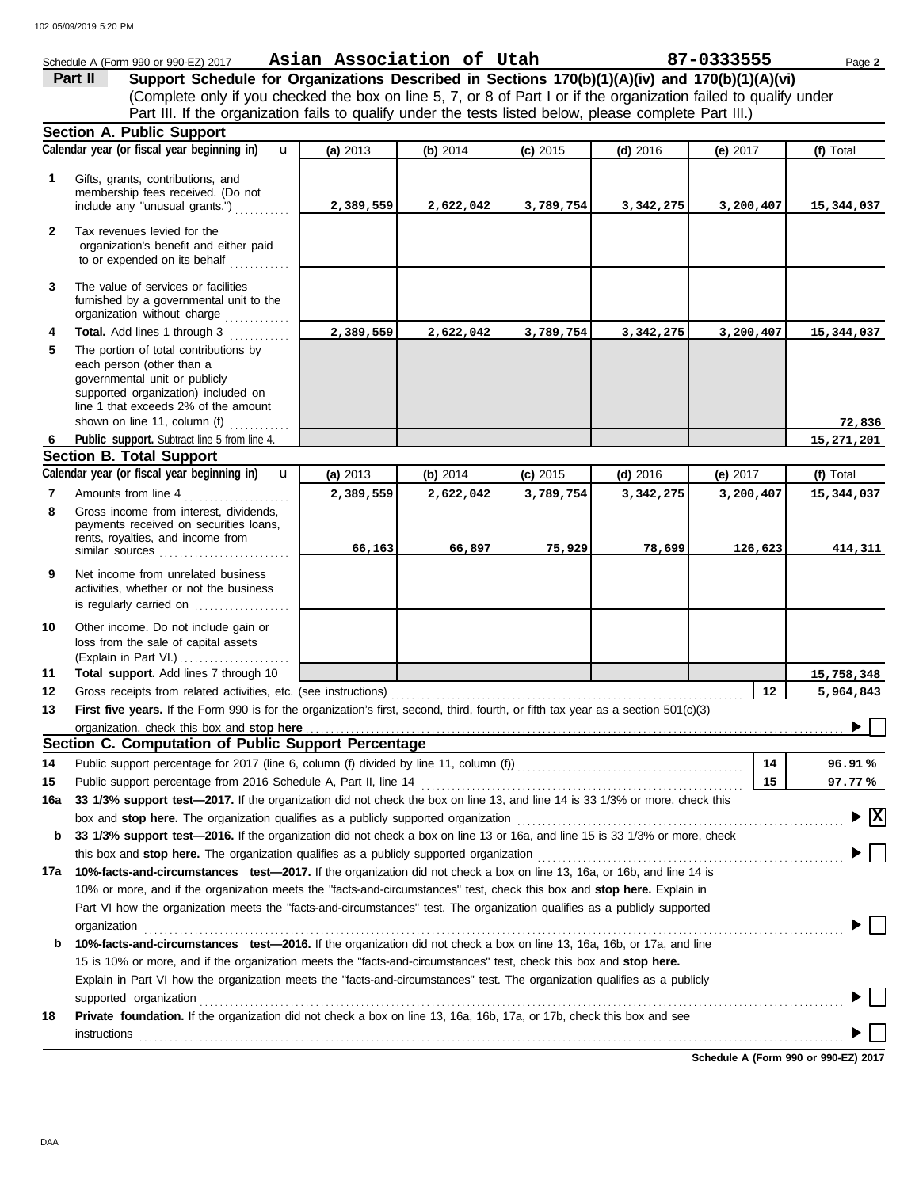Schedule A (Form 990 or 990-EZ) 2017 **Asian Association of Utah** **87-0333555** Page **2**

## Part II Support Schedule for Organizations Described in Sections 170(b)(1)(A)(iv) and 170(b)(1)(A)(vi)

(Complete only if you checked the box on line 5, 7, or 8 of Part I or if the organization failed to qualify under Part III. If the organization fails to qualify under the tests listed below, please complete Part III.)

### Section A. Public Support

| | Calendar year (or fiscal year beginning in) | (a) 2013 | (b) 2014 | (c) 2015 | (d) 2016 | (e) 2017 | (f) Total |
|---|---|---|---|---|---|---|---|
| 1 | Gifts, grants, contributions, and membership fees received. (Do not include any "unusual grants.") | 2,389,559 | 2,622,042 | 3,789,754 | 3,342,275 | 3,200,407 | 15,344,037 |
| 2 | Tax revenues levied for the organization's benefit and either paid to or expended on its behalf | | | | | | |
| 3 | The value of services or facilities furnished by a governmental unit to the organization without charge | | | | | | |
| 4 | **Total.** Add lines 1 through 3 | 2,389,559 | 2,622,042 | 3,789,754 | 3,342,275 | 3,200,407 | 15,344,037 |
| 5 | The portion of total contributions by each person (other than a governmental unit or publicly supported organization) included on line 1 that exceeds 2% of the amount shown on line 11, column (f) | | | | | | 72,836 |
| 6 | **Public support.** Subtract line 5 from line 4. | | | | | | 15,271,201 |

### Section B. Total Support

| | Calendar year (or fiscal year beginning in) | (a) 2013 | (b) 2014 | (c) 2015 | (d) 2016 | (e) 2017 | (f) Total |
|---|---|---|---|---|---|---|---|
| 7 | Amounts from line 4 | 2,389,559 | 2,622,042 | 3,789,754 | 3,342,275 | 3,200,407 | 15,344,037 |
| 8 | Gross income from interest, dividends, payments received on securities loans, rents, royalties, and income from similar sources | 66,163 | 66,897 | 75,929 | 78,699 | 126,623 | 414,311 |
| 9 | Net income from unrelated business activities, whether or not the business is regularly carried on | | | | | | |
| 10 | Other income. Do not include gain or loss from the sale of capital assets (Explain in Part VI.) | | | | | | |
| 11 | **Total support.** Add lines 7 through 10 | | | | | | 15,758,348 |

12 Gross receipts from related activities, etc. (see instructions) — **12** — 5,964,843

13 **First five years.** If the Form 990 is for the organization's first, second, third, fourth, or fifth tax year as a section 501(c)(3) organization, check this box and **stop here** ☐

### Section C. Computation of Public Support Percentage

14 Public support percentage for 2017 (line 6, column (f) divided by line 11, column (f)) — **14** — 96.91 %

15 Public support percentage from 2016 Schedule A, Part II, line 14 — **15** — 97.77 %

16a **33 1/3% support test—2017.** If the organization did not check the box on line 13, and line 14 is 33 1/3% or more, check this box and **stop here.** The organization qualifies as a publicly supported organization ☒

b **33 1/3% support test—2016.** If the organization did not check a box on line 13 or 16a, and line 15 is 33 1/3% or more, check this box and **stop here.** The organization qualifies as a publicly supported organization ☐

17a **10%-facts-and-circumstances test—2017.** If the organization did not check a box on line 13, 16a, or 16b, and line 14 is 10% or more, and if the organization meets the "facts-and-circumstances" test, check this box and **stop here.** Explain in Part VI how the organization meets the "facts-and-circumstances" test. The organization qualifies as a publicly supported organization ☐

b **10%-facts-and-circumstances test—2016.** If the organization did not check a box on line 13, 16a, 16b, or 17a, and line 15 is 10% or more, and if the organization meets the "facts-and-circumstances" test, check this box and **stop here.** Explain in Part VI how the organization meets the "facts-and-circumstances" test. The organization qualifies as a publicly supported organization ☐

18 **Private foundation.** If the organization did not check a box on line 13, 16a, 16b, 17a, or 17b, check this box and see instructions ☐

**Schedule A (Form 990 or 990-EZ) 2017**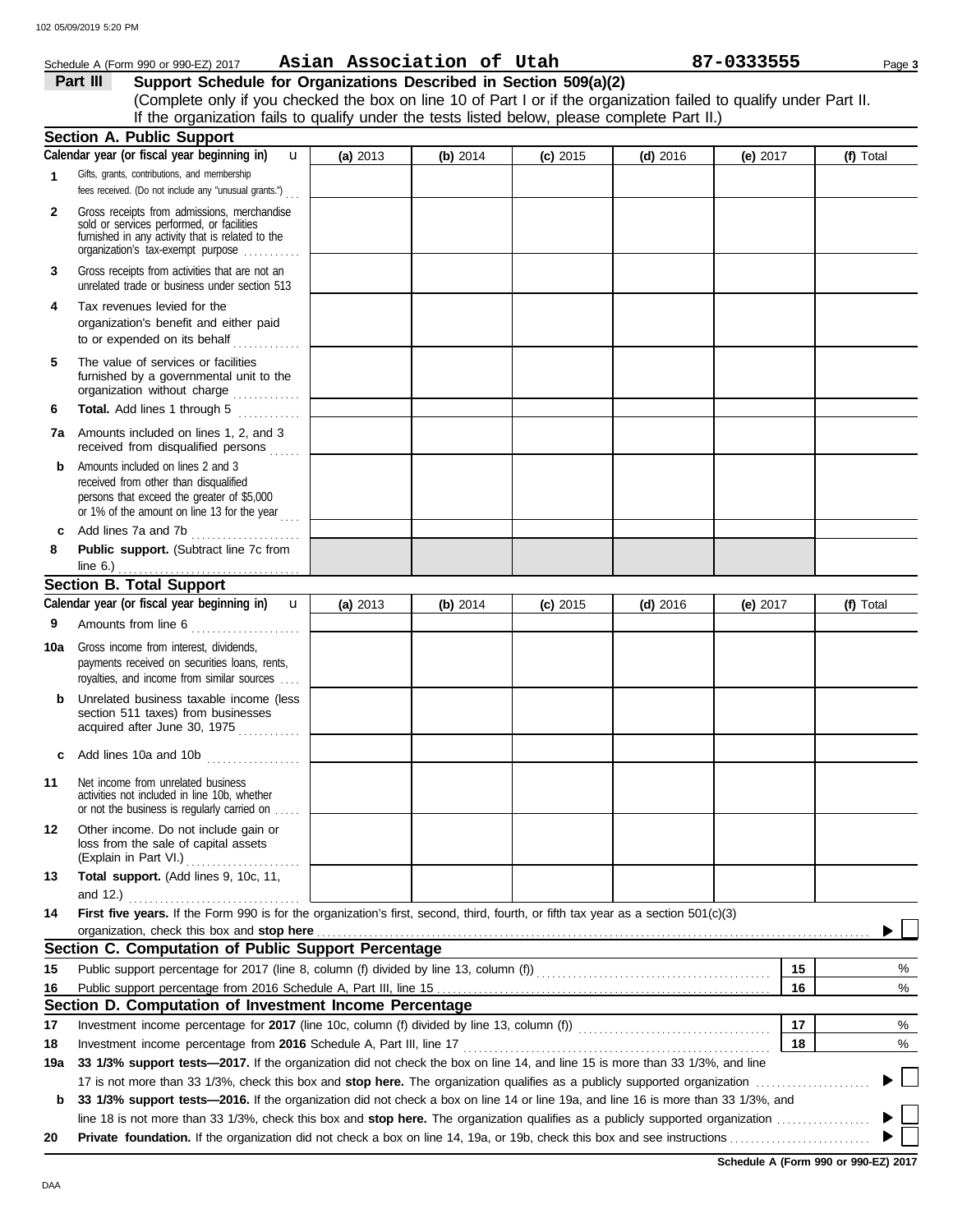Schedule A (Form 990 or 990-EZ) 2017 **Asian Association of Utah** **87-0333555** Page **3**

## Part III Support Schedule for Organizations Described in Section 509(a)(2)

(Complete only if you checked the box on line 10 of Part I or if the organization failed to qualify under Part II. If the organization fails to qualify under the tests listed below, please complete Part II.)

### Section A. Public Support

| Calendar year (or fiscal year beginning in) | (a) 2013 | (b) 2014 | (c) 2015 | (d) 2016 | (e) 2017 | (f) Total |
|---|---|---|---|---|---|---|
| 1 Gifts, grants, contributions, and membership fees received. (Do not include any "unusual grants.") | | | | | | |
| 2 Gross receipts from admissions, merchandise sold or services performed, or facilities furnished in any activity that is related to the organization's tax-exempt purpose | | | | | | |
| 3 Gross receipts from activities that are not an unrelated trade or business under section 513 | | | | | | |
| 4 Tax revenues levied for the organization's benefit and either paid to or expended on its behalf | | | | | | |
| 5 The value of services or facilities furnished by a governmental unit to the organization without charge | | | | | | |
| 6 **Total.** Add lines 1 through 5 | | | | | | |
| 7a Amounts included on lines 1, 2, and 3 received from disqualified persons | | | | | | |
| b Amounts included on lines 2 and 3 received from other than disqualified persons that exceed the greater of $5,000 or 1% of the amount on line 13 for the year | | | | | | |
| c Add lines 7a and 7b | | | | | | |
| 8 **Public support.** (Subtract line 7c from line 6.) | | | | | | |

### Section B. Total Support

| Calendar year (or fiscal year beginning in) | (a) 2013 | (b) 2014 | (c) 2015 | (d) 2016 | (e) 2017 | (f) Total |
|---|---|---|---|---|---|---|
| 9 Amounts from line 6 | | | | | | |
| 10a Gross income from interest, dividends, payments received on securities loans, rents, royalties, and income from similar sources | | | | | | |
| b Unrelated business taxable income (less section 511 taxes) from businesses acquired after June 30, 1975 | | | | | | |
| c Add lines 10a and 10b | | | | | | |
| 11 Net income from unrelated business activities not included in line 10b, whether or not the business is regularly carried on | | | | | | |
| 12 Other income. Do not include gain or loss from the sale of capital assets (Explain in Part VI.) | | | | | | |
| 13 **Total support.** (Add lines 9, 10c, 11, and 12.) | | | | | | |

14 **First five years.** If the Form 990 is for the organization's first, second, third, fourth, or fifth tax year as a 501(c)(3) organization, check this box and **stop here** ▶ ☐

### Section C. Computation of Public Support Percentage

| | | | |
|---|---|---|---|
| 15 | Public support percentage for 2017 (line 8, column (f) divided by line 13, column (f)) | 15 | % |
| 16 | Public support percentage from 2016 Schedule A, Part III, line 15 | 16 | % |

### Section D. Computation of Investment Income Percentage

| | | | |
|---|---|---|---|
| 17 | Investment income percentage for **2017** (line 10c, column (f) divided by line 13, column (f)) | 17 | % |
| 18 | Investment income percentage from **2016** Schedule A, Part III, line 17 | 18 | % |

19a **33 1/3% support tests—2017.** If the organization did not check the box on line 14, and line 15 is more than 33 1/3%, and line 17 is not more than 33 1/3%, check this box and **stop here.** The organization qualifies as a publicly supported organization ▶ ☐

b **33 1/3% support tests—2016.** If the organization did not check a box on line 14 or line 19a, and line 16 is more than 33 1/3%, and line 18 is not more than 33 1/3%, check this box and **stop here.** The organization qualifies as a publicly supported organization ▶ ☐

20 **Private foundation.** If the organization did not check a box on line 14, 19a, or 19b, check this box and see instructions ▶ ☐

**Schedule A (Form 990 or 990-EZ) 2017**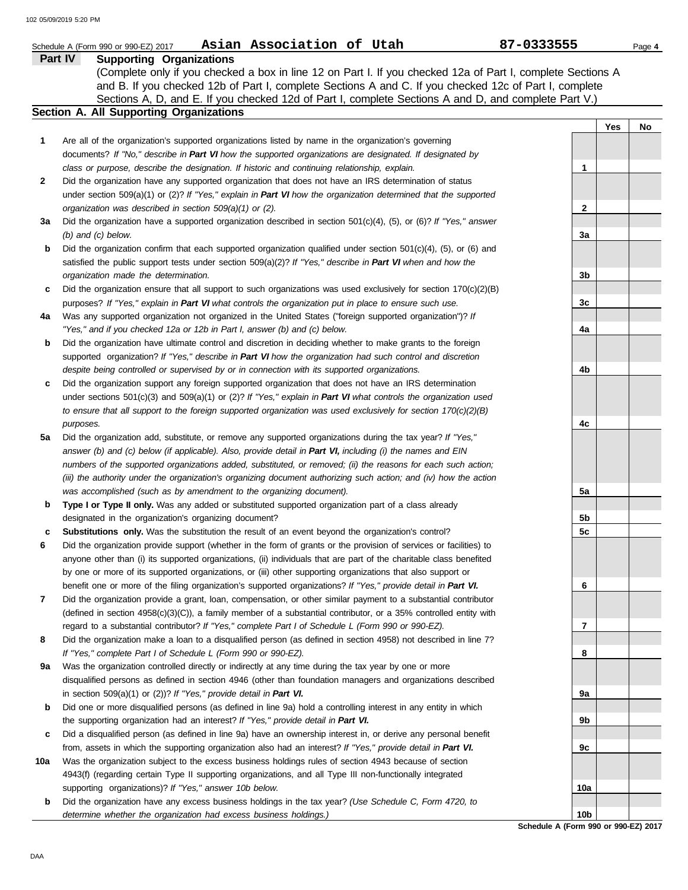Schedule A (Form 990 or 990-EZ) 2017 **Asian Association of Utah** **87-0333555**

## Part IV Supporting Organizations

(Complete only if you checked a box in line 12 on Part I. If you checked 12a of Part I, complete Sections A and B. If you checked 12b of Part I, complete Sections A and C. If you checked 12c of Part I, complete Sections A, D, and E. If you checked 12d of Part I, complete Sections A and D, and complete Part V.)

### Section A. All Supporting Organizations

| | | | Yes | No |
|---|---|---|---|---|
| **1** | Are all of the organization's supported organizations listed by name in the organization's governing documents? *If "No," describe in **Part VI** how the supported organizations are designated. If designated by class or purpose, describe the designation. If historic and continuing relationship, explain.* | **1** | | |
| **2** | Did the organization have any supported organization that does not have an IRS determination of status under section 509(a)(1) or (2)? *If "Yes," explain in **Part VI** how the organization determined that the supported organization was described in section 509(a)(1) or (2).* | **2** | | |
| **3a** | Did the organization have a supported organization described in section 501(c)(4), (5), or (6)? *If "Yes," answer (b) and (c) below.* | **3a** | | |
| **b** | Did the organization confirm that each supported organization qualified under section 501(c)(4), (5), or (6) and satisfied the public support tests under section 509(a)(2)? *If "Yes," describe in **Part VI** when and how the organization made the determination.* | **3b** | | |
| **c** | Did the organization ensure that all support to such organizations was used exclusively for section 170(c)(2)(B) purposes? *If "Yes," explain in **Part VI** what controls the organization put in place to ensure such use.* | **3c** | | |
| **4a** | Was any supported organization not organized in the United States ("foreign supported organization")? *If "Yes," and if you checked 12a or 12b in Part I, answer (b) and (c) below.* | **4a** | | |
| **b** | Did the organization have ultimate control and discretion in deciding whether to make grants to the foreign supported organization? *If "Yes," describe in **Part VI** how the organization had such control and discretion despite being controlled or supervised by or in connection with its supported organizations.* | **4b** | | |
| **c** | Did the organization support any foreign supported organization that does not have an IRS determination under sections 501(c)(3) and 509(a)(1) or (2)? *If "Yes," explain in **Part VI** what controls the organization used to ensure that all support to the foreign supported organization was used exclusively for section 170(c)(2)(B) purposes.* | **4c** | | |
| **5a** | Did the organization add, substitute, or remove any supported organizations during the tax year? *If "Yes," answer (b) and (c) below (if applicable). Also, provide detail in **Part VI,** including (i) the names and EIN numbers of the supported organizations added, substituted, or removed; (ii) the reasons for each such action; (iii) the authority under the organization's organizing document authorizing such action; and (iv) how the action was accomplished (such as by amendment to the organizing document).* | **5a** | | |
| **b** | **Type I or Type II only.** Was any added or substituted supported organization part of a class already designated in the organization's organizing document? | **5b** | | |
| **c** | **Substitutions only.** Was the substitution the result of an event beyond the organization's control? | **5c** | | |
| **6** | Did the organization provide support (whether in the form of grants or the provision of services or facilities) to anyone other than (i) its supported organizations, (ii) individuals that are part of the charitable class benefited by one or more of its supported organizations, or (iii) other supporting organizations that also support or benefit one or more of the filing organization's supported organizations? *If "Yes," provide detail in **Part VI.*** | **6** | | |
| **7** | Did the organization provide a grant, loan, compensation, or other similar payment to a substantial contributor (defined in section 4958(c)(3)(C)), a family member of a substantial contributor, or a 35% controlled entity with regard to a substantial contributor? *If "Yes," complete Part I of Schedule L (Form 990 or 990-EZ).* | **7** | | |
| **8** | Did the organization make a loan to a disqualified person (as defined in section 4958) not described in line 7? *If "Yes," complete Part I of Schedule L (Form 990 or 990-EZ).* | **8** | | |
| **9a** | Was the organization controlled directly or indirectly at any time during the tax year by one or more disqualified persons as defined in section 4946 (other than foundation managers and organizations described in section 509(a)(1) or (2))? *If "Yes," provide detail in **Part VI.*** | **9a** | | |
| **b** | Did one or more disqualified persons (as defined in line 9a) hold a controlling interest in any entity in which the supporting organization had an interest? *If "Yes," provide detail in **Part VI.*** | **9b** | | |
| **c** | Did a disqualified person (as defined in line 9a) have an ownership interest in, or derive any personal benefit from, assets in which the supporting organization also had an interest? *If "Yes," provide detail in **Part VI.*** | **9c** | | |
| **10a** | Was the organization subject to the excess business holdings rules of section 4943 because of section 4943(f) (regarding certain Type II supporting organizations, and all Type III non-functionally integrated supporting organizations)? *If "Yes," answer 10b below.* | **10a** | | |
| **b** | Did the organization have any excess business holdings in the tax year? *(Use Schedule C, Form 4720, to determine whether the organization had excess business holdings.)* | **10b** | | |

**Schedule A (Form 990 or 990-EZ) 2017**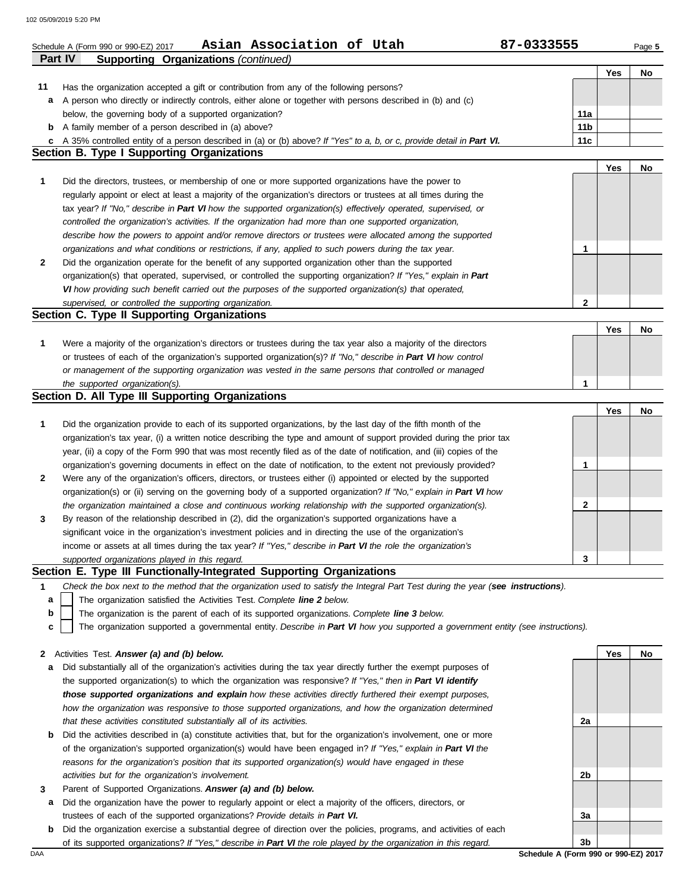Schedule A (Form 990 or 990-EZ) 2017 **Asian Association of Utah** **87-0333555** Page **5**

**Part IV Supporting Organizations** *(continued)*

| | | | Yes | No |
|---|---|---|---|---|
| **11** | Has the organization accepted a gift or contribution from any of the following persons? | | | |
| **a** | A person who directly or indirectly controls, either alone or together with persons described in (b) and (c) below, the governing body of a supported organization? | **11a** | | |
| **b** | A family member of a person described in (a) above? | **11b** | | |
| **c** | A 35% controlled entity of a person described in (a) or (b) above? *If "Yes" to a, b, or c, provide detail in* ***Part VI.*** | **11c** | | |

## Section B. Type I Supporting Organizations

| | | | Yes | No |
|---|---|---|---|---|
| **1** | Did the directors, trustees, or membership of one or more supported organizations have the power to regularly appoint or elect at least a majority of the organization's directors or trustees at all times during the tax year? *If "No," describe in* ***Part VI*** *how the supported organization(s) effectively operated, supervised, or controlled the organization's activities. If the organization had more than one supported organization, describe how the powers to appoint and/or remove directors or trustees were allocated among the supported organizations and what conditions or restrictions, if any, applied to such powers during the tax year.* | **1** | | |
| **2** | Did the organization operate for the benefit of any supported organization other than the supported organization(s) that operated, supervised, or controlled the supporting organization? *If "Yes," explain in* ***Part VI*** *how providing such benefit carried out the purposes of the supported organization(s) that operated, supervised, or controlled the supporting organization.* | **2** | | |

## Section C. Type II Supporting Organizations

| | | | Yes | No |
|---|---|---|---|---|
| **1** | Were a majority of the organization's directors or trustees during the tax year also a majority of the directors or trustees of each of the organization's supported organization(s)? *If "No," describe in* ***Part VI*** *how control or management of the supporting organization was vested in the same persons that controlled or managed the supported organization(s).* | **1** | | |

## Section D. All Type III Supporting Organizations

| | | | Yes | No |
|---|---|---|---|---|
| **1** | Did the organization provide to each of its supported organizations, by the last day of the fifth month of the organization's tax year, (i) a written notice describing the type and amount of support provided during the prior tax year, (ii) a copy of the Form 990 that was most recently filed as of the date of notification, and (iii) copies of the organization's governing documents in effect on the date of notification, to the extent not previously provided? | **1** | | |
| **2** | Were any of the organization's officers, directors, or trustees either (i) appointed or elected by the supported organization(s) or (ii) serving on the governing body of a supported organization? *If "No," explain in* ***Part VI*** *how the organization maintained a close and continuous working relationship with the supported organization(s).* | **2** | | |
| **3** | By reason of the relationship described in (2), did the organization's supported organizations have a significant voice in the organization's investment policies and in directing the use of the organization's income or assets at all times during the tax year? *If "Yes," describe in* ***Part VI*** *the role the organization's supported organizations played in this regard.* | **3** | | |

## Section E. Type III Functionally-Integrated Supporting Organizations

**1** *Check the box next to the method that the organization used to satisfy the Integral Part Test during the year (**see instructions**).*

- **a** ☐ The organization satisfied the Activities Test. *Complete* ***line 2*** *below.*
- **b** ☐ The organization is the parent of each of its supported organizations. *Complete* ***line 3*** *below.*
- **c** ☐ The organization supported a governmental entity. *Describe in* ***Part VI*** *how you supported a government entity (see instructions).*

| | | | Yes | No |
|---|---|---|---|---|
| **2** | Activities Test. ***Answer (a) and (b) below.*** | | | |
| **a** | Did substantially all of the organization's activities during the tax year directly further the exempt purposes of the supported organization(s) to which the organization was responsive? *If "Yes," then in* ***Part VI identify those supported organizations and explain*** *how these activities directly furthered their exempt purposes, how the organization was responsive to those supported organizations, and how the organization determined that these activities constituted substantially all of its activities.* | **2a** | | |
| **b** | Did the activities described in (a) constitute activities that, but for the organization's involvement, one or more of the organization's supported organization(s) would have been engaged in? *If "Yes," explain in* ***Part VI*** *the reasons for the organization's position that its supported organization(s) would have engaged in these activities but for the organization's involvement.* | **2b** | | |
| **3** | Parent of Supported Organizations. ***Answer (a) and (b) below.*** | | | |
| **a** | Did the organization have the power to regularly appoint or elect a majority of the officers, directors, or trustees of each of the supported organizations? *Provide details in* ***Part VI.*** | **3a** | | |
| **b** | Did the organization exercise a substantial degree of direction over the policies, programs, and activities of each of its supported organizations? *If "Yes," describe in* ***Part VI*** *the role played by the organization in this regard.* | **3b** | | |

**Schedule A (Form 990 or 990-EZ) 2017**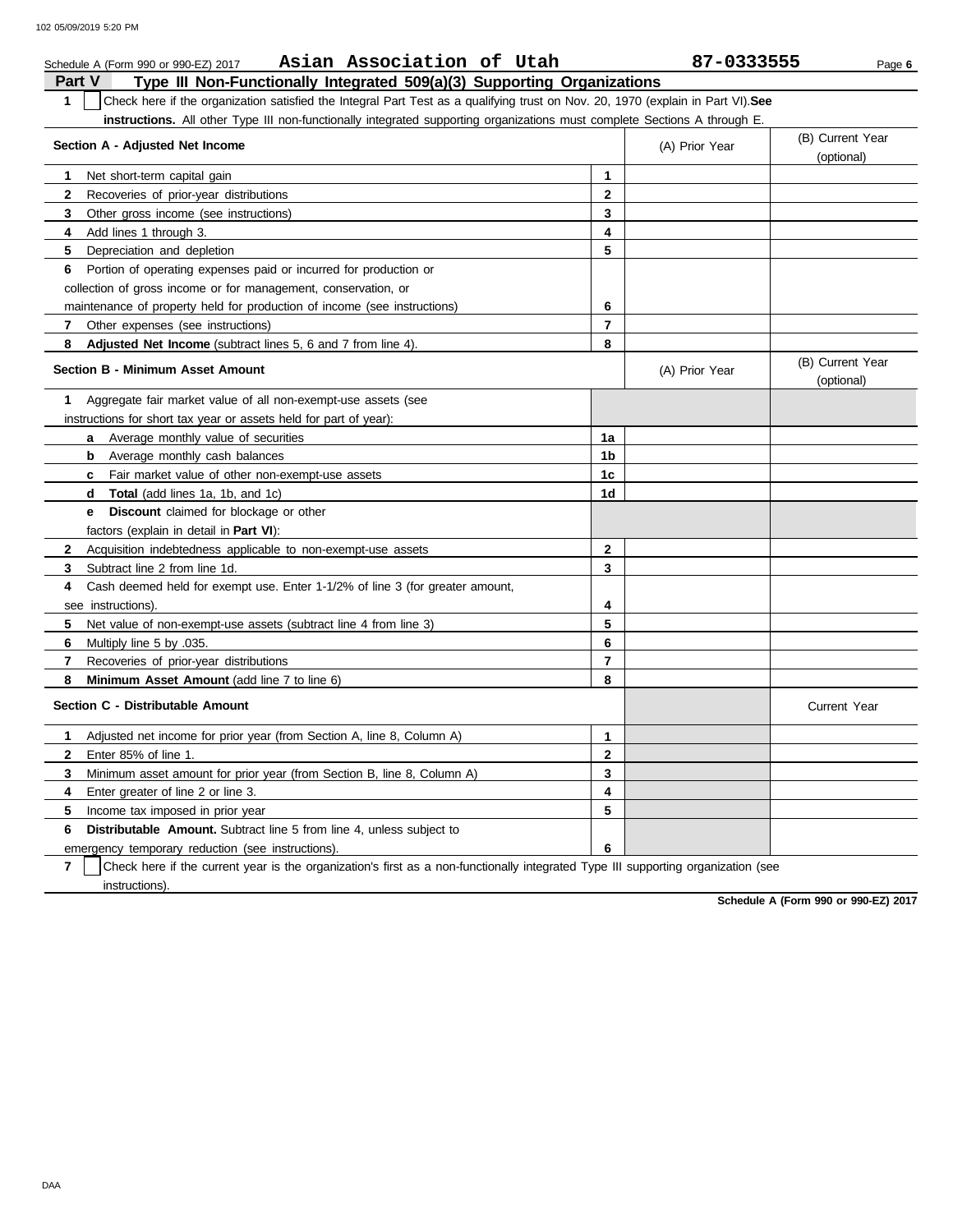Schedule A (Form 990 or 990-EZ) 2017 **Asian Association of Utah** **87-0333555**

## Part V Type III Non-Functionally Integrated 509(a)(3) Supporting Organizations

**1** ☐ Check here if the organization satisfied the Integral Part Test as a qualifying trust on Nov. 20, 1970 (explain in Part VI). **See instructions.** All other Type III non-functionally integrated supporting organizations must complete Sections A through E.

| Section A - Adjusted Net Income | | (A) Prior Year | (B) Current Year (optional) |
|---|---|---|---|
| **1** Net short-term capital gain | **1** | | |
| **2** Recoveries of prior-year distributions | **2** | | |
| **3** Other gross income (see instructions) | **3** | | |
| **4** Add lines 1 through 3. | **4** | | |
| **5** Depreciation and depletion | **5** | | |
| **6** Portion of operating expenses paid or incurred for production or collection of gross income or for management, conservation, or maintenance of property held for production of income (see instructions) | **6** | | |
| **7** Other expenses (see instructions) | **7** | | |
| **8** **Adjusted Net Income** (subtract lines 5, 6 and 7 from line 4). | **8** | | |

| Section B - Minimum Asset Amount | | (A) Prior Year | (B) Current Year (optional) |
|---|---|---|---|
| **1** Aggregate fair market value of all non-exempt-use assets (see instructions for short tax year or assets held for part of year): | | | |
| **a** Average monthly value of securities | **1a** | | |
| **b** Average monthly cash balances | **1b** | | |
| **c** Fair market value of other non-exempt-use assets | **1c** | | |
| **d** **Total** (add lines 1a, 1b, and 1c) | **1d** | | |
| **e** **Discount** claimed for blockage or other factors (explain in detail in **Part VI**): | | | |
| **2** Acquisition indebtedness applicable to non-exempt-use assets | **2** | | |
| **3** Subtract line 2 from line 1d. | **3** | | |
| **4** Cash deemed held for exempt use. Enter 1-1/2% of line 3 (for greater amount, see instructions). | **4** | | |
| **5** Net value of non-exempt-use assets (subtract line 4 from line 3) | **5** | | |
| **6** Multiply line 5 by .035. | **6** | | |
| **7** Recoveries of prior-year distributions | **7** | | |
| **8** **Minimum Asset Amount** (add line 7 to line 6) | **8** | | |

| Section C - Distributable Amount | | | Current Year |
|---|---|---|---|
| **1** Adjusted net income for prior year (from Section A, line 8, Column A) | **1** | | |
| **2** Enter 85% of line 1. | **2** | | |
| **3** Minimum asset amount for prior year (from Section B, line 8, Column A) | **3** | | |
| **4** Enter greater of line 2 or line 3. | **4** | | |
| **5** Income tax imposed in prior year | **5** | | |
| **6** **Distributable Amount.** Subtract line 5 from line 4, unless subject to emergency temporary reduction (see instructions). | **6** | | |

**7** ☐ Check here if the current year is the organization's first as a non-functionally integrated Type III supporting organization (see instructions).

**Schedule A (Form 990 or 990-EZ) 2017**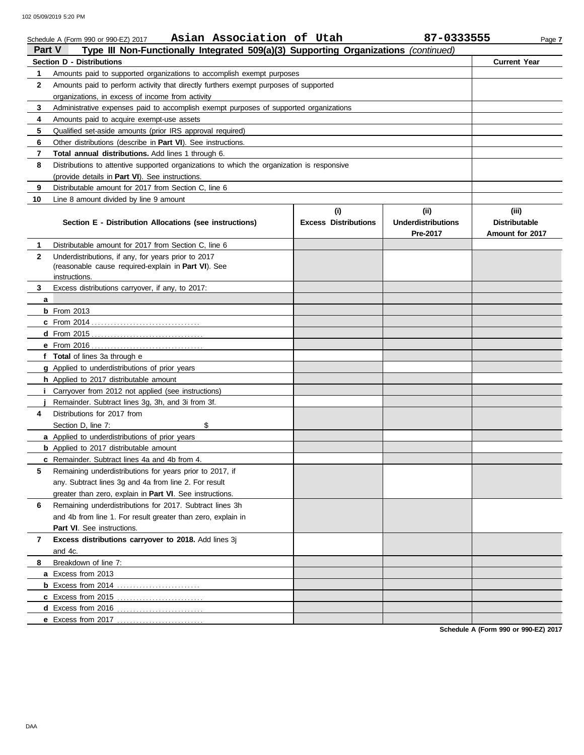Schedule A (Form 990 or 990-EZ) 2017 **Asian Association of Utah** **87-0333555**

## Part V — Type III Non-Functionally Integrated 509(a)(3) Supporting Organizations *(continued)*

| Section D - Distributions | | Current Year |
|---|---|---|
| **1** | Amounts paid to supported organizations to accomplish exempt purposes | |
| **2** | Amounts paid to perform activity that directly furthers exempt purposes of supported organizations, in excess of income from activity | |
| **3** | Administrative expenses paid to accomplish exempt purposes of supported organizations | |
| **4** | Amounts paid to acquire exempt-use assets | |
| **5** | Qualified set-aside amounts (prior IRS approval required) | |
| **6** | Other distributions (describe in **Part VI**). See instructions. | |
| **7** | **Total annual distributions.** Add lines 1 through 6. | |
| **8** | Distributions to attentive supported organizations to which the organization is responsive (provide details in **Part VI**). See instructions. | |
| **9** | Distributable amount for 2017 from Section C, line 6 | |
| **10** | Line 8 amount divided by line 9 amount | |

| Section E - Distribution Allocations (see instructions) | (i) Excess Distributions | (ii) Underdistributions Pre-2017 | (iii) Distributable Amount for 2017 |
|---|---|---|---|
| **1** Distributable amount for 2017 from Section C, line 6 | | | |
| **2** Underdistributions, if any, for years prior to 2017 (reasonable cause required-explain in **Part VI**). See instructions. | | | |
| **3** Excess distributions carryover, if any, to 2017: | | | |
| **a** | | | |
| **b** From 2013 | | | |
| **c** From 2014 | | | |
| **d** From 2015 | | | |
| **e** From 2016 | | | |
| **f** **Total** of lines 3a through e | | | |
| **g** Applied to underdistributions of prior years | | | |
| **h** Applied to 2017 distributable amount | | | |
| **i** Carryover from 2012 not applied (see instructions) | | | |
| **j** Remainder. Subtract lines 3g, 3h, and 3i from 3f. | | | |
| **4** Distributions for 2017 from Section D, line 7: $ | | | |
| **a** Applied to underdistributions of prior years | | | |
| **b** Applied to 2017 distributable amount | | | |
| **c** Remainder. Subtract lines 4a and 4b from 4. | | | |
| **5** Remaining underdistributions for years prior to 2017, if any. Subtract lines 3g and 4a from line 2. For result greater than zero, explain in **Part VI**. See instructions. | | | |
| **6** Remaining underdistributions for 2017. Subtract lines 3h and 4b from line 1. For result greater than zero, explain in **Part VI**. See instructions. | | | |
| **7** **Excess distributions carryover to 2018.** Add lines 3j and 4c. | | | |
| **8** Breakdown of line 7: | | | |
| **a** Excess from 2013 | | | |
| **b** Excess from 2014 | | | |
| **c** Excess from 2015 | | | |
| **d** Excess from 2016 | | | |
| **e** Excess from 2017 | | | |

**Schedule A (Form 990 or 990-EZ) 2017**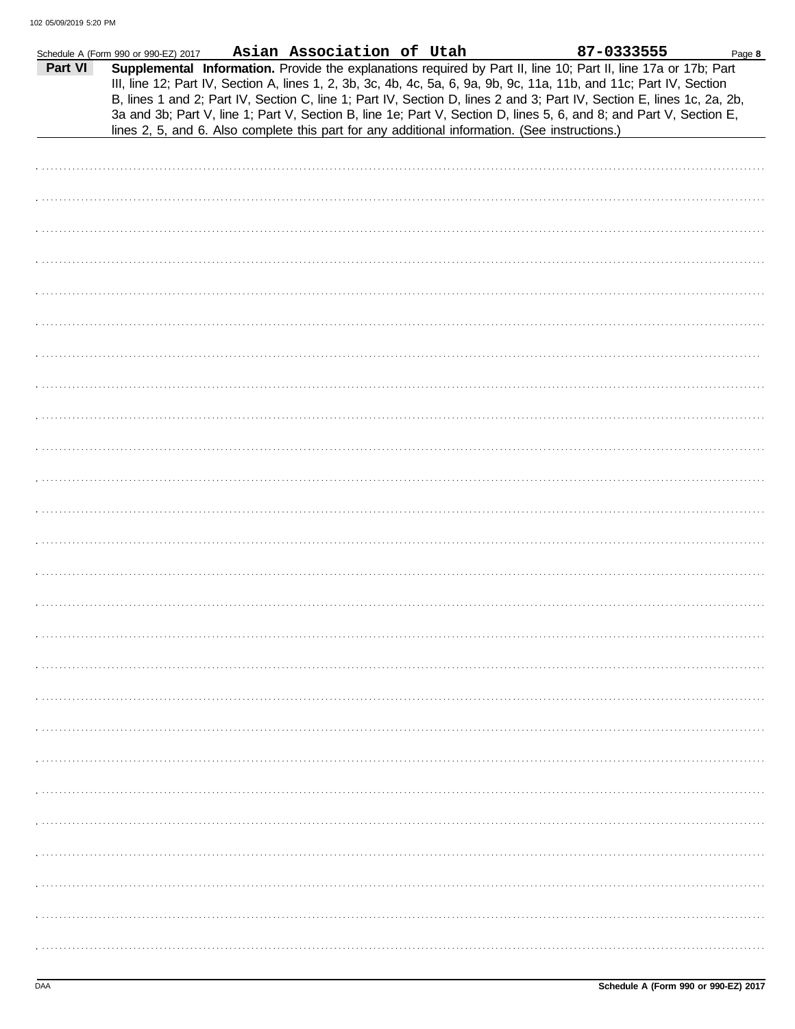Schedule A (Form 990 or 990-EZ) 2017 **Asian Association of Utah** **87-0333555** Page **8**

**Part VI** **Supplemental Information.** Provide the explanations required by Part II, line 10; Part II, line 17a or 17b; Part III, line 12; Part IV, Section A, lines 1, 2, 3b, 3c, 4b, 4c, 5a, 6, 9a, 9b, 9c, 11a, 11b, and 11c; Part IV, Section B, lines 1 and 2; Part IV, Section C, line 1; Part IV, Section D, lines 2 and 3; Part IV, Section E, lines 1c, 2a, 2b, 3a and 3b; Part V, line 1; Part V, Section B, line 1e; Part V, Section D, lines 5, 6, and 8; and Part V, Section E, lines 2, 5, and 6. Also complete this part for any additional information. (See instructions.)

DAA **Schedule A (Form 990 or 990-EZ) 2017**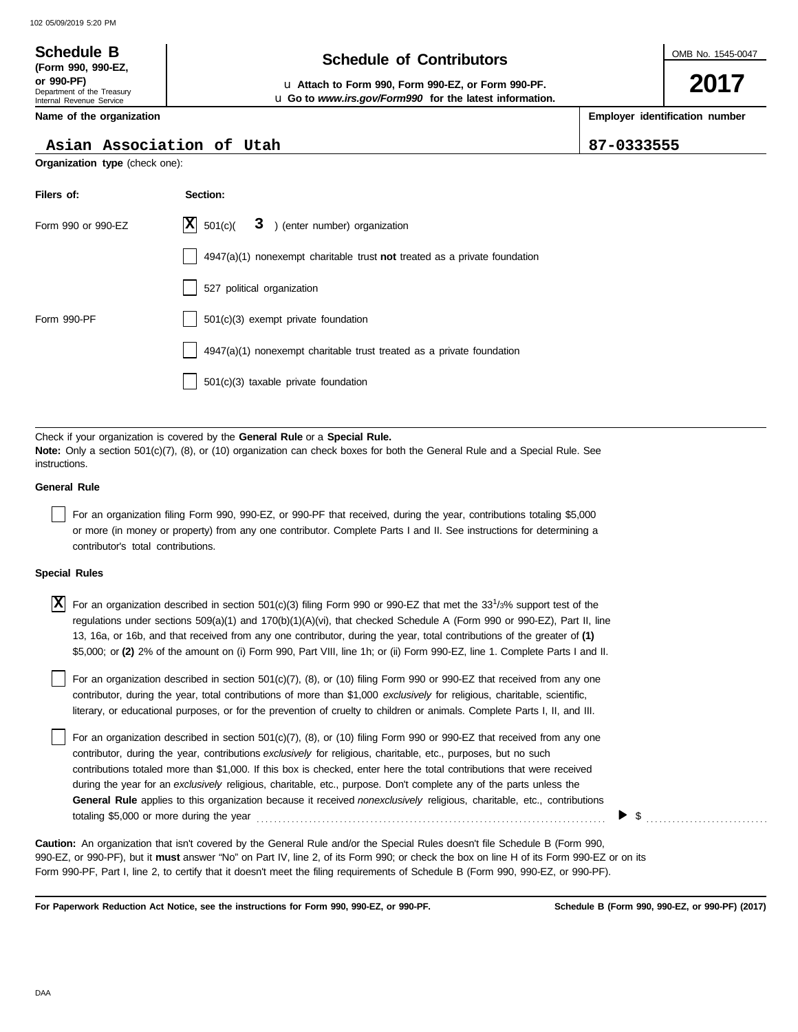**Schedule B**
**(Form 990, 990-EZ, or 990-PF)**
Department of the Treasury
Internal Revenue Service

# Schedule of Contributors

u **Attach to Form 990, Form 990-EZ, or Form 990-PF.**
u **Go to *www.irs.gov/Form990* for the latest information.**

OMB No. 1545-0047

**2017**

**Name of the organization**

Asian Association of Utah

**Employer identification number**

87-0333555

**Organization type** (check one):

| Filers of: | Section: |
| --- | --- |
| Form 990 or 990-EZ | [X] 501(c)( 3 ) (enter number) organization |
| | [ ] 4947(a)(1) nonexempt charitable trust **not** treated as a private foundation |
| | [ ] 527 political organization |
| Form 990-PF | [ ] 501(c)(3) exempt private foundation |
| | [ ] 4947(a)(1) nonexempt charitable trust treated as a private foundation |
| | [ ] 501(c)(3) taxable private foundation |

Check if your organization is covered by the **General Rule** or a **Special Rule.**
**Note:** Only a section 501(c)(7), (8), or (10) organization can check boxes for both the General Rule and a Special Rule. See instructions.

**General Rule**

[ ] For an organization filing Form 990, 990-EZ, or 990-PF that received, during the year, contributions totaling $5,000 or more (in money or property) from any one contributor. Complete Parts I and II. See instructions for determining a contributor's total contributions.

**Special Rules**

[X] For an organization described in section 501(c)(3) filing Form 990 or 990-EZ that met the $33^1/_3$% support test of the regulations under sections 509(a)(1) and 170(b)(1)(A)(vi), that checked Schedule A (Form 990 or 990-EZ), Part II, line 13, 16a, or 16b, and that received from any one contributor, during the year, total contributions of the greater of **(1)** $5,000; or **(2)** 2% of the amount on (i) Form 990, Part VIII, line 1h; or (ii) Form 990-EZ, line 1. Complete Parts I and II.

[ ] For an organization described in section 501(c)(7), (8), or (10) filing Form 990 or 990-EZ that received from any one contributor, during the year, total contributions of more than $1,000 *exclusively* for religious, charitable, scientific, literary, or educational purposes, or for the prevention of cruelty to children or animals. Complete Parts I, II, and III.

[ ] For an organization described in section 501(c)(7), (8), or (10) filing Form 990 or 990-EZ that received from any one contributor, during the year, contributions *exclusively* for religious, charitable, etc., purposes, but no such contributions totaled more than $1,000. If this box is checked, enter here the total contributions that were received during the year for an *exclusively* religious, charitable, etc., purpose. Don't complete any of the parts unless the **General Rule** applies to this organization because it received *nonexclusively* religious, charitable, etc., contributions totaling $5,000 or more during the year ........ ▶ $ ..........

**Caution:** An organization that isn't covered by the General Rule and/or the Special Rules doesn't file Schedule B (Form 990, 990-EZ, or 990-PF), but it **must** answer "No" on Part IV, line 2, of its Form 990; or check the box on line H of its Form 990-EZ or on its Form 990-PF, Part I, line 2, to certify that it doesn't meet the filing requirements of Schedule B (Form 990, 990-EZ, or 990-PF).

**For Paperwork Reduction Act Notice, see the instructions for Form 990, 990-EZ, or 990-PF.** **Schedule B (Form 990, 990-EZ, or 990-PF) (2017)**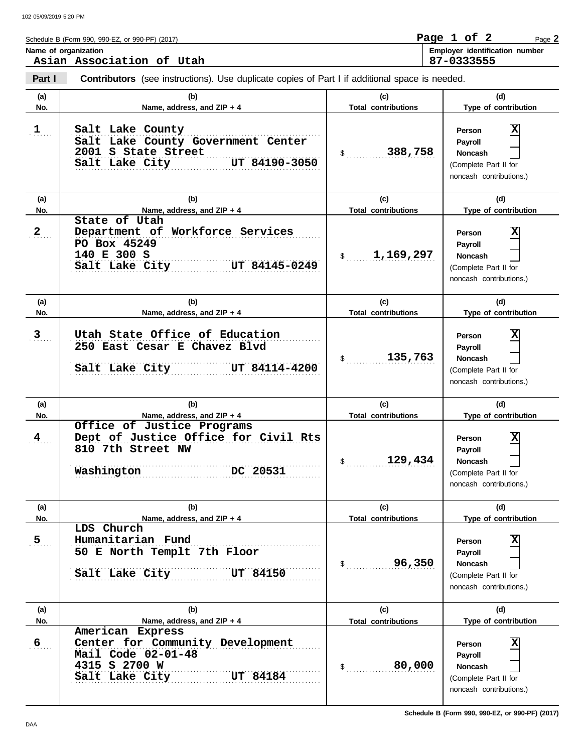Schedule B (Form 990, 990-EZ, or 990-PF) (2017)

**Name of organization**
Asian Association of Utah

**Employer identification number**
87-0333555

**Part I** **Contributors** (see instructions). Use duplicate copies of Part I if additional space is needed.

| (a) No. | (b) Name, address, and ZIP + 4 | (c) Total contributions | (d) Type of contribution |
|---|---|---|---|
| 1 | Salt Lake County<br>Salt Lake County Government Center<br>2001 S State Street<br>Salt Lake City UT 84190-3050 | $ 388,758 | Person [X]<br>Payroll [ ]<br>Noncash [ ]<br>(Complete Part II for noncash contributions.) |
| 2 | State of Utah<br>Department of Workforce Services<br>PO Box 45249<br>140 E 300 S<br>Salt Lake City UT 84145-0249 | $ 1,169,297 | Person [X]<br>Payroll [ ]<br>Noncash [ ]<br>(Complete Part II for noncash contributions.) |
| 3 | Utah State Office of Education<br>250 East Cesar E Chavez Blvd<br>Salt Lake City UT 84114-4200 | $ 135,763 | Person [X]<br>Payroll [ ]<br>Noncash [ ]<br>(Complete Part II for noncash contributions.) |
| 4 | Office of Justice Programs<br>Dept of Justice Office for Civil Rts<br>810 7th Street NW<br>Washington DC 20531 | $ 129,434 | Person [X]<br>Payroll [ ]<br>Noncash [ ]<br>(Complete Part II for noncash contributions.) |
| 5 | LDS Church<br>Humanitarian Fund<br>50 E North Templt 7th Floor<br>Salt Lake City UT 84150 | $ 96,350 | Person [X]<br>Payroll [ ]<br>Noncash [ ]<br>(Complete Part II for noncash contributions.) |
| 6 | American Express<br>Center for Community Development<br>Mail Code 02-01-48<br>4315 S 2700 W<br>Salt Lake City UT 84184 | $ 80,000 | Person [X]<br>Payroll [ ]<br>Noncash [ ]<br>(Complete Part II for noncash contributions.) |

Schedule B (Form 990, 990-EZ, or 990-PF) (2017)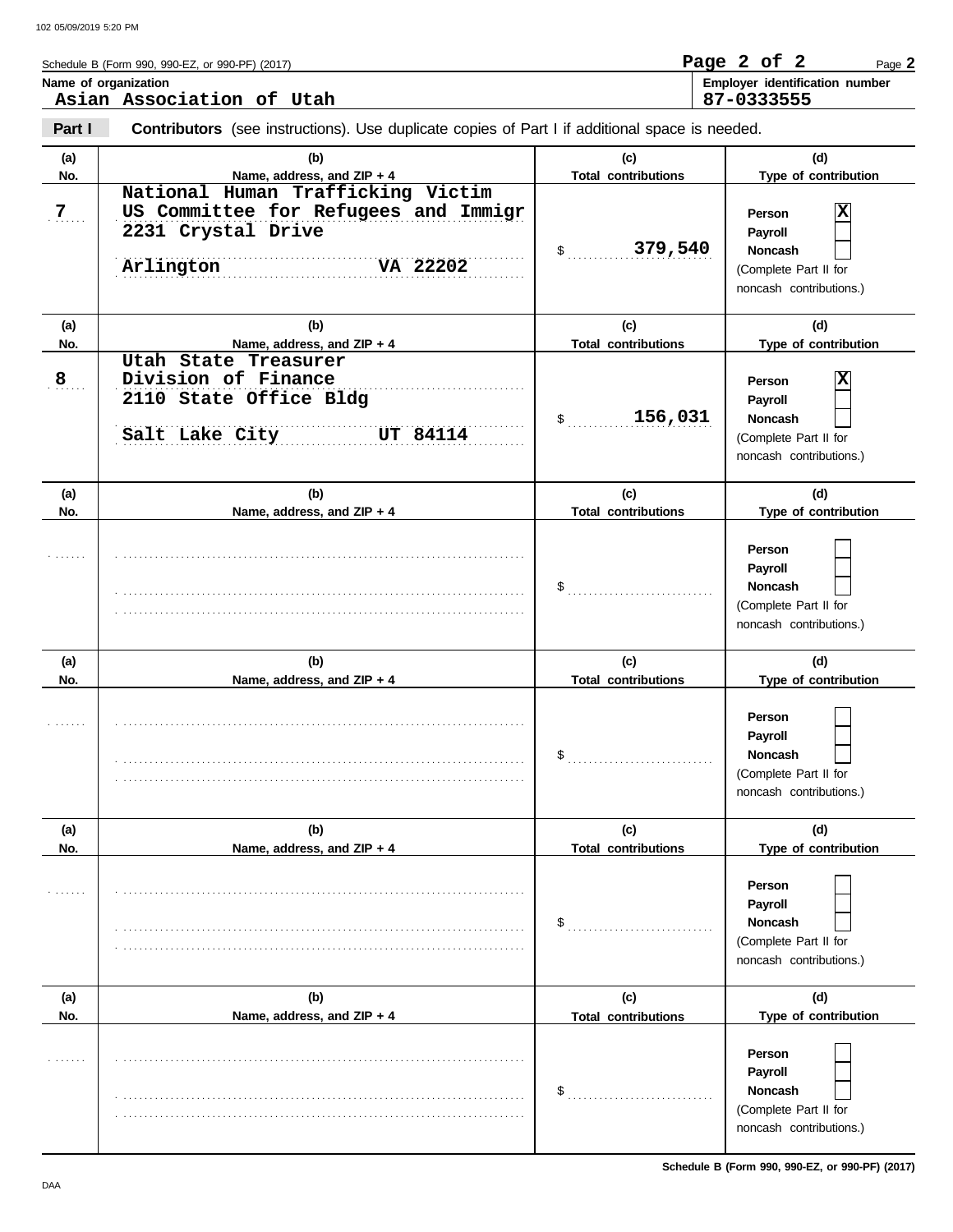Schedule B (Form 990, 990-EZ, or 990-PF) (2017)

**Name of organization**
Asian Association of Utah

**Employer identification number**
87-0333555

**Part I** **Contributors** (see instructions). Use duplicate copies of Part I if additional space is needed.

| (a) No. | (b) Name, address, and ZIP + 4 | (c) Total contributions | (d) Type of contribution |
|---|---|---|---|
| 7 | National Human Trafficking Victim<br>US Committee for Refugees and Immigr<br>2231 Crystal Drive<br>Arlington VA 22202 | $ 379,540 | Person [X]<br>Payroll [ ]<br>Noncash [ ]<br>(Complete Part II for noncash contributions.) |
| 8 | Utah State Treasurer<br>Division of Finance<br>2110 State Office Bldg<br>Salt Lake City UT 84114 | $ 156,031 | Person [X]<br>Payroll [ ]<br>Noncash [ ]<br>(Complete Part II for noncash contributions.) |
| | | $ | Person [ ]<br>Payroll [ ]<br>Noncash [ ]<br>(Complete Part II for noncash contributions.) |
| | | $ | Person [ ]<br>Payroll [ ]<br>Noncash [ ]<br>(Complete Part II for noncash contributions.) |
| | | $ | Person [ ]<br>Payroll [ ]<br>Noncash [ ]<br>(Complete Part II for noncash contributions.) |
| | | $ | Person [ ]<br>Payroll [ ]<br>Noncash [ ]<br>(Complete Part II for noncash contributions.) |

Schedule B (Form 990, 990-EZ, or 990-PF) (2017)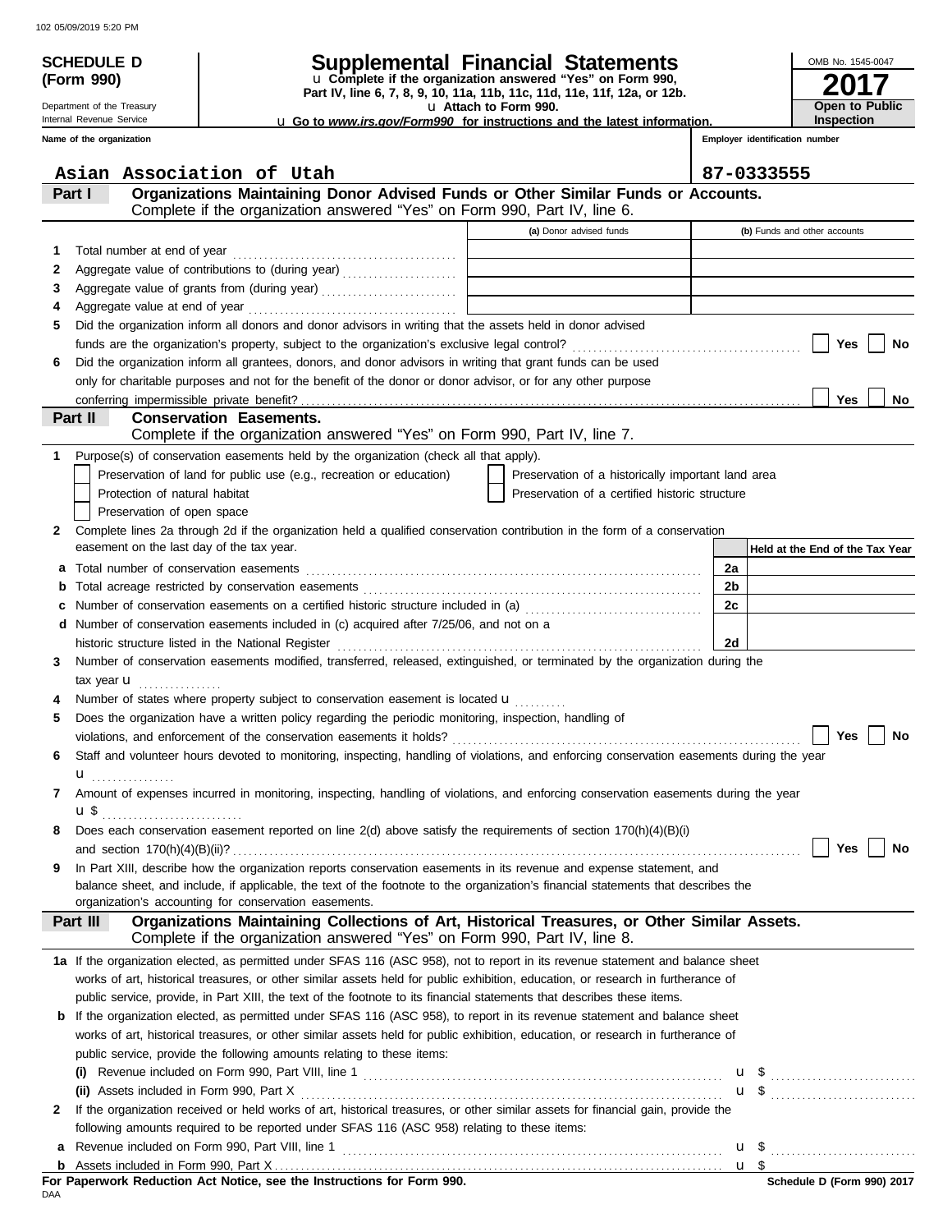# SCHEDULE D (Form 990)

# Supplemental Financial Statements

u Complete if the organization answered "Yes" on Form 990, Part IV, line 6, 7, 8, 9, 10, 11a, 11b, 11c, 11d, 11e, 11f, 12a, or 12b.

u Attach to Form 990.

u Go to *www.irs.gov/Form990* for instructions and the latest information.

Department of the Treasury
Internal Revenue Service

OMB No. 1545-0047

**2017**

**Open to Public Inspection**

**Name of the organization:** Asian Association of Utah

**Employer identification number:** 87-0333555

## Part I — Organizations Maintaining Donor Advised Funds or Other Similar Funds or Accounts.
Complete if the organization answered "Yes" on Form 990, Part IV, line 6.

| | | (a) Donor advised funds | (b) Funds and other accounts |
|---|---|---|---|
| 1 | Total number at end of year | | |
| 2 | Aggregate value of contributions to (during year) | | |
| 3 | Aggregate value of grants from (during year) | | |
| 4 | Aggregate value at end of year | | |

5 Did the organization inform all donors and donor advisors in writing that the assets held in donor advised funds are the organization's property, subject to the organization's exclusive legal control? ☐ Yes ☐ No

6 Did the organization inform all grantees, donors, and donor advisors in writing that grant funds can be used only for charitable purposes and not for the benefit of the donor or donor advisor, or for any other purpose conferring impermissible private benefit? ☐ Yes ☐ No

## Part II — Conservation Easements.
Complete if the organization answered "Yes" on Form 990, Part IV, line 7.

1 Purpose(s) of conservation easements held by the organization (check all that apply).

- ☐ Preservation of land for public use (e.g., recreation or education)
- ☐ Protection of natural habitat
- ☐ Preservation of open space
- ☐ Preservation of a historically important land area
- ☐ Preservation of a certified historic structure

2 Complete lines 2a through 2d if the organization held a qualified conservation contribution in the form of a conservation easement on the last day of the tax year.

| | | | Held at the End of the Tax Year |
|---|---|---|---|
| a | Total number of conservation easements | 2a | |
| b | Total acreage restricted by conservation easements | 2b | |
| c | Number of conservation easements on a certified historic structure included in (a) | 2c | |
| d | Number of conservation easements included in (c) acquired after 7/25/06, and not on a historic structure listed in the National Register | 2d | |

3 Number of conservation easements modified, transferred, released, extinguished, or terminated by the organization during the tax year u

4 Number of states where property subject to conservation easement is located u

5 Does the organization have a written policy regarding the periodic monitoring, inspection, handling of violations, and enforcement of the conservation easements it holds? ☐ Yes ☐ No

6 Staff and volunteer hours devoted to monitoring, inspecting, handling of violations, and enforcing conservation easements during the year u

7 Amount of expenses incurred in monitoring, inspecting, handling of violations, and enforcing conservation easements during the year u $

8 Does each conservation easement reported on line 2(d) above satisfy the requirements of section 170(h)(4)(B)(i) and section 170(h)(4)(B)(ii)? ☐ Yes ☐ No

9 In Part XIII, describe how the organization reports conservation easements in its revenue and expense statement, and balance sheet, and include, if applicable, the text of the footnote to the organization's financial statements that describes the organization's accounting for conservation easements.

## Part III — Organizations Maintaining Collections of Art, Historical Treasures, or Other Similar Assets.
Complete if the organization answered "Yes" on Form 990, Part IV, line 8.

1a If the organization elected, as permitted under SFAS 116 (ASC 958), not to report in its revenue statement and balance sheet works of art, historical treasures, or other similar assets held for public exhibition, education, or research in furtherance of public service, provide, in Part XIII, the text of the footnote to its financial statements that describes these items.

b If the organization elected, as permitted under SFAS 116 (ASC 958), to report in its revenue statement and balance sheet works of art, historical treasures, or other similar assets held for public exhibition, education, or research in furtherance of public service, provide the following amounts relating to these items:

(i) Revenue included on Form 990, Part VIII, line 1 u $

(ii) Assets included in Form 990, Part X u $

2 If the organization received or held works of art, historical treasures, or other similar assets for financial gain, provide the following amounts required to be reported under SFAS 116 (ASC 958) relating to these items:

a Revenue included on Form 990, Part VIII, line 1 u $

b Assets included in Form 990, Part X u $

**For Paperwork Reduction Act Notice, see the Instructions for Form 990.**

DAA

Schedule D (Form 990) 2017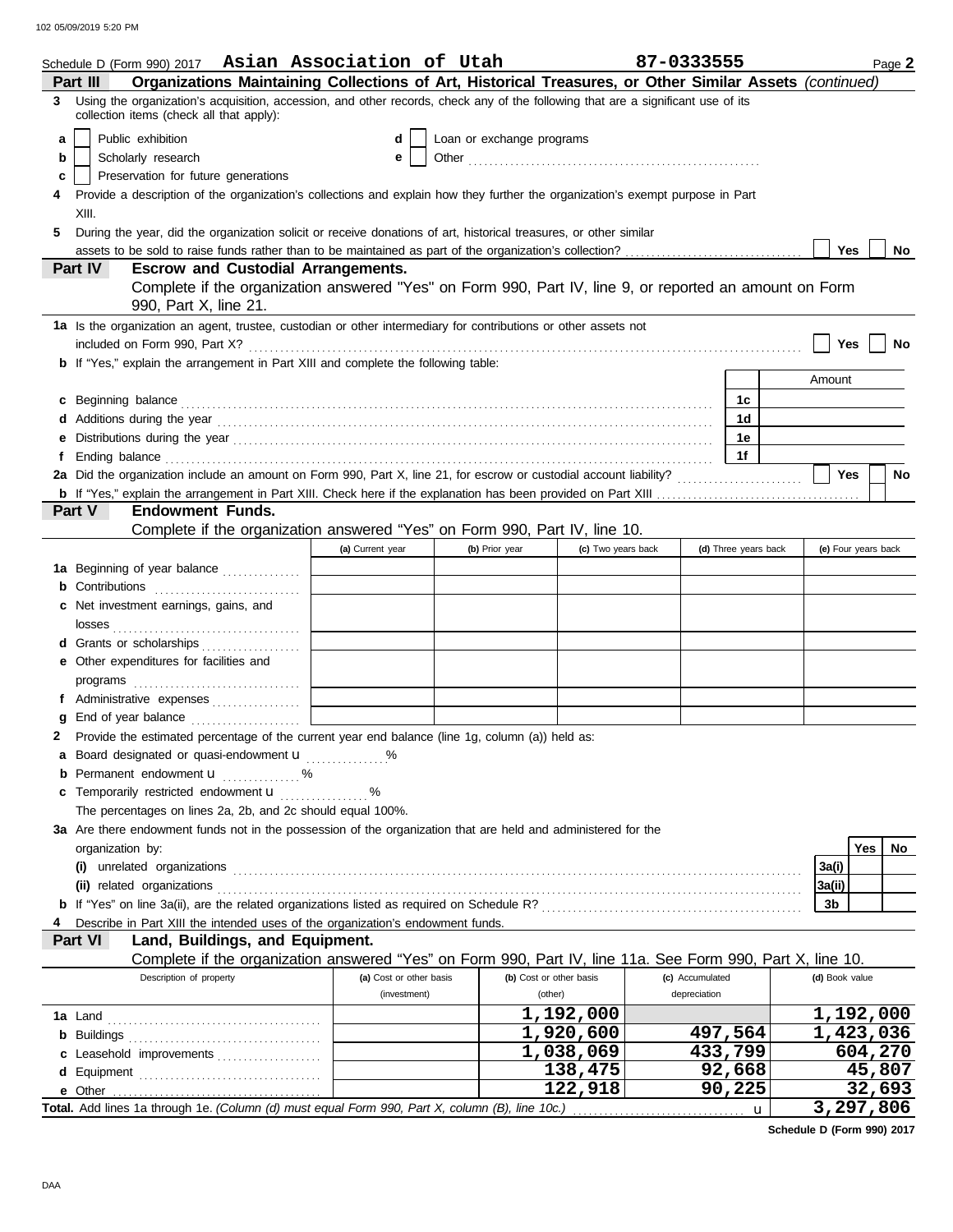Schedule D (Form 990) 2017 **Asian Association of Utah** **87-0333555** Page **2**

## Part III Organizations Maintaining Collections of Art, Historical Treasures, or Other Similar Assets *(continued)*

**3** Using the organization's acquisition, accession, and other records, check any of the following that are a significant use of its collection items (check all that apply):

- **a** ☐ Public exhibition
- **b** ☐ Scholarly research
- **c** ☐ Preservation for future generations
- **d** ☐ Loan or exchange programs
- **e** ☐ Other

**4** Provide a description of the organization's collections and explain how they further the organization's exempt purpose in Part XIII.

**5** During the year, did the organization solicit or receive donations of art, historical treasures, or other similar assets to be sold to raise funds rather than to be maintained as part of the organization's collection? ☐ Yes ☐ No

## Part IV Escrow and Custodial Arrangements.

Complete if the organization answered "Yes" on Form 990, Part IV, line 9, or reported an amount on Form 990, Part X, line 21.

**1a** Is the organization an agent, trustee, custodian or other intermediary for contributions or other assets not included on Form 990, Part X? ☐ Yes ☐ No

**b** If "Yes," explain the arrangement in Part XIII and complete the following table:

| | | Amount |
|---|---|---|
| **c** Beginning balance | 1c | |
| **d** Additions during the year | 1d | |
| **e** Distributions during the year | 1e | |
| **f** Ending balance | 1f | |

**2a** Did the organization include an amount on Form 990, Part X, line 21, for escrow or custodial account liability? ☐ Yes ☐ No

**b** If "Yes," explain the arrangement in Part XIII. Check here if the explanation has been provided on Part XIII ☐

## Part V Endowment Funds.

Complete if the organization answered "Yes" on Form 990, Part IV, line 10.

| | (a) Current year | (b) Prior year | (c) Two years back | (d) Three years back | (e) Four years back |
|---|---|---|---|---|---|
| **1a** Beginning of year balance | | | | | |
| **b** Contributions | | | | | |
| **c** Net investment earnings, gains, and losses | | | | | |
| **d** Grants or scholarships | | | | | |
| **e** Other expenditures for facilities and programs | | | | | |
| **f** Administrative expenses | | | | | |
| **g** End of year balance | | | | | |

**2** Provide the estimated percentage of the current year end balance (line 1g, column (a)) held as:

- **a** Board designated or quasi-endowment u ______ %
- **b** Permanent endowment u ______ %
- **c** Temporarily restricted endowment u ______ %

The percentages on lines 2a, 2b, and 2c should equal 100%.

**3a** Are there endowment funds not in the possession of the organization that are held and administered for the organization by:

| | | Yes | No |
|---|---|---|---|
| **(i)** unrelated organizations | 3a(i) | | |
| **(ii)** related organizations | 3a(ii) | | |
| **b** If "Yes" on line 3a(ii), are the related organizations listed as required on Schedule R? | 3b | | |

**4** Describe in Part XIII the intended uses of the organization's endowment funds.

## Part VI Land, Buildings, and Equipment.

Complete if the organization answered "Yes" on Form 990, Part IV, line 11a. See Form 990, Part X, line 10.

| Description of property | (a) Cost or other basis (investment) | (b) Cost or other basis (other) | (c) Accumulated depreciation | (d) Book value |
|---|---|---|---|---|
| **1a** Land | | 1,192,000 | | 1,192,000 |
| **b** Buildings | | 1,920,600 | 497,564 | 1,423,036 |
| **c** Leasehold improvements | | 1,038,069 | 433,799 | 604,270 |
| **d** Equipment | | 138,475 | 92,668 | 45,807 |
| **e** Other | | 122,918 | 90,225 | 32,693 |
| **Total.** Add lines 1a through 1e. *(Column (d) must equal Form 990, Part X, column (B), line 10c.)* u | | | | 3,297,806 |

**Schedule D (Form 990) 2017**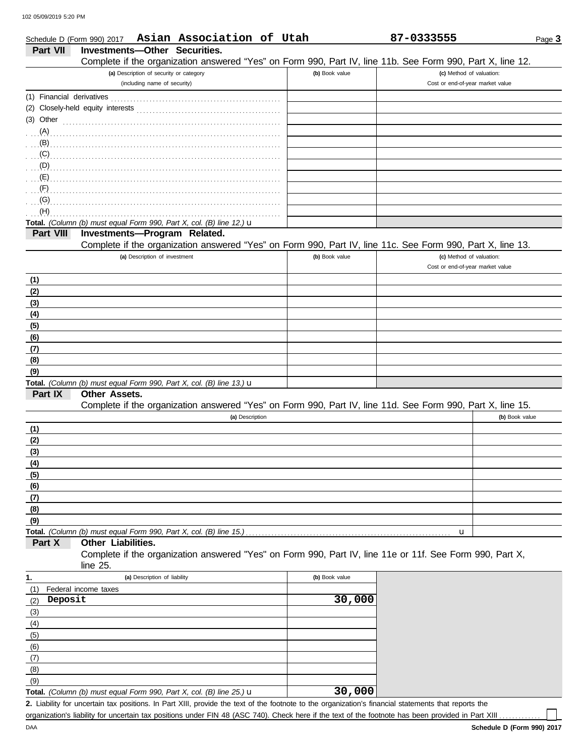Schedule D (Form 990) 2017 **Asian Association of Utah** **87-0333555**

## Part VII Investments—Other Securities.

Complete if the organization answered "Yes" on Form 990, Part IV, line 11b. See Form 990, Part X, line 12.

| (a) Description of security or category (including name of security) | (b) Book value | (c) Method of valuation: Cost or end-of-year market value |
|---|---|---|
| (1) Financial derivatives | | |
| (2) Closely-held equity interests | | |
| (3) Other | | |
| (A) | | |
| (B) | | |
| (C) | | |
| (D) | | |
| (E) | | |
| (F) | | |
| (G) | | |
| (H) | | |
| **Total.** *(Column (b) must equal Form 990, Part X, col. (B) line 12.)* u | | |

## Part VIII Investments—Program Related.

Complete if the organization answered "Yes" on Form 990, Part IV, line 11c. See Form 990, Part X, line 13.

| (a) Description of investment | (b) Book value | (c) Method of valuation: Cost or end-of-year market value |
|---|---|---|
| (1) | | |
| (2) | | |
| (3) | | |
| (4) | | |
| (5) | | |
| (6) | | |
| (7) | | |
| (8) | | |
| (9) | | |
| **Total.** *(Column (b) must equal Form 990, Part X, col. (B) line 13.)* u | | |

## Part IX Other Assets.

Complete if the organization answered "Yes" on Form 990, Part IV, line 11d. See Form 990, Part X, line 15.

| (a) Description | (b) Book value |
|---|---|
| (1) | |
| (2) | |
| (3) | |
| (4) | |
| (5) | |
| (6) | |
| (7) | |
| (8) | |
| (9) | |
| **Total.** *(Column (b) must equal Form 990, Part X, col. (B) line 15.)* u | |

## Part X Other Liabilities.

Complete if the organization answered "Yes" on Form 990, Part IV, line 11e or 11f. See Form 990, Part X, line 25.

| 1. (a) Description of liability | (b) Book value |
|---|---|
| (1) Federal income taxes | |
| (2) Deposit | 30,000 |
| (3) | |
| (4) | |
| (5) | |
| (6) | |
| (7) | |
| (8) | |
| (9) | |
| **Total.** *(Column (b) must equal Form 990, Part X, col. (B) line 25.)* u | 30,000 |

**2.** Liability for uncertain tax positions. In Part XIII, provide the text of the footnote to the organization's financial statements that reports the organization's liability for uncertain tax positions under FIN 48 (ASC 740). Check here if the text of the footnote has been provided in Part XIII ☐

Schedule D (Form 990) 2017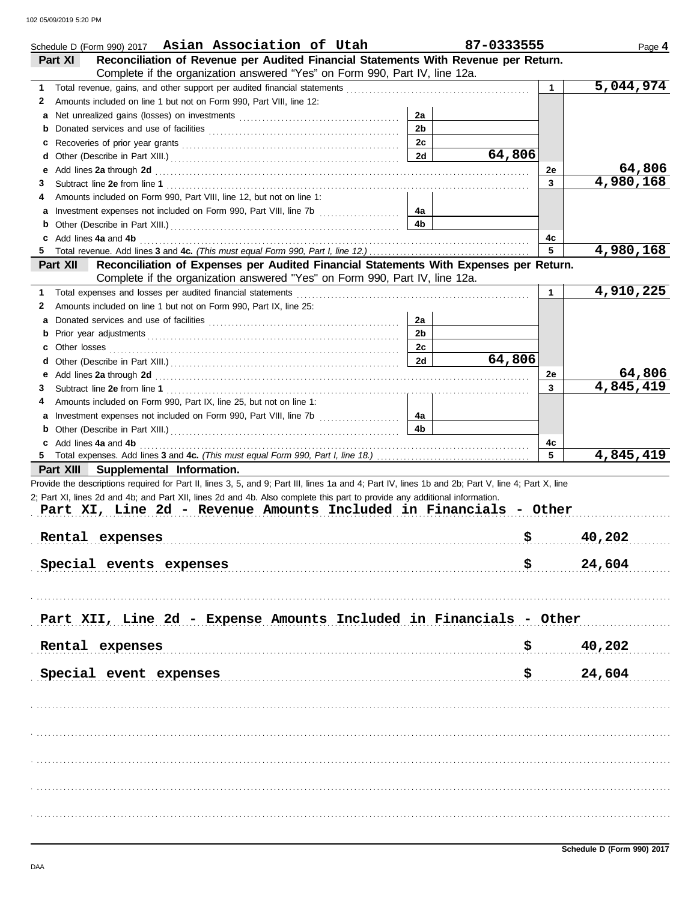Schedule D (Form 990) 2017 **Asian Association of Utah** **87-0333555**

## Part XI Reconciliation of Revenue per Audited Financial Statements With Revenue per Return.

Complete if the organization answered "Yes" on Form 990, Part IV, line 12a.

| | | | | | |
|---|---|---|---|---|---|
| **1** | Total revenue, gains, and other support per audited financial statements | | | 1 | 5,044,974 |
| **2** | Amounts included on line 1 but not on Form 990, Part VIII, line 12: | | | | |
| **a** | Net unrealized gains (losses) on investments | 2a | | | |
| **b** | Donated services and use of facilities | 2b | | | |
| **c** | Recoveries of prior year grants | 2c | | | |
| **d** | Other (Describe in Part XIII.) | 2d | 64,806 | | |
| **e** | Add lines **2a** through **2d** | | | 2e | 64,806 |
| **3** | Subtract line **2e** from line **1** | | | 3 | 4,980,168 |
| **4** | Amounts included on Form 990, Part VIII, line 12, but not on line 1: | | | | |
| **a** | Investment expenses not included on Form 990, Part VIII, line 7b | 4a | | | |
| **b** | Other (Describe in Part XIII.) | 4b | | | |
| **c** | Add lines **4a** and **4b** | | | 4c | |
| **5** | Total revenue. Add lines **3** and **4c.** *(This must equal Form 990, Part I, line 12.)* | | | 5 | 4,980,168 |

## Part XII Reconciliation of Expenses per Audited Financial Statements With Expenses per Return.

Complete if the organization answered "Yes" on Form 990, Part IV, line 12a.

| | | | | | |
|---|---|---|---|---|---|
| **1** | Total expenses and losses per audited financial statements | | | 1 | 4,910,225 |
| **2** | Amounts included on line 1 but not on Form 990, Part IX, line 25: | | | | |
| **a** | Donated services and use of facilities | 2a | | | |
| **b** | Prior year adjustments | 2b | | | |
| **c** | Other losses | 2c | | | |
| **d** | Other (Describe in Part XIII.) | 2d | 64,806 | | |
| **e** | Add lines **2a** through **2d** | | | 2e | 64,806 |
| **3** | Subtract line **2e** from line **1** | | | 3 | 4,845,419 |
| **4** | Amounts included on Form 990, Part IX, line 25, but not on line 1: | | | | |
| **a** | Investment expenses not included on Form 990, Part VIII, line 7b | 4a | | | |
| **b** | Other (Describe in Part XIII.) | 4b | | | |
| **c** | Add lines **4a** and **4b** | | | 4c | |
| **5** | Total expenses. Add lines **3** and **4c.** *(This must equal Form 990, Part I, line 18.)* | | | 5 | 4,845,419 |

## Part XIII Supplemental Information.

Provide the descriptions required for Part II, lines 3, 5, and 9; Part III, lines 1a and 4; Part IV, lines 1b and 2b; Part V, line 4; Part X, line 2; Part XI, lines 2d and 4b; and Part XII, lines 2d and 4b. Also complete this part to provide any additional information.

**Part XI, Line 2d - Revenue Amounts Included in Financials - Other**

Rental expenses $ 40,202

Special events expenses $ 24,604

**Part XII, Line 2d - Expense Amounts Included in Financials - Other**

Rental expenses $ 40,202

Special event expenses $ 24,604

Schedule D (Form 990) 2017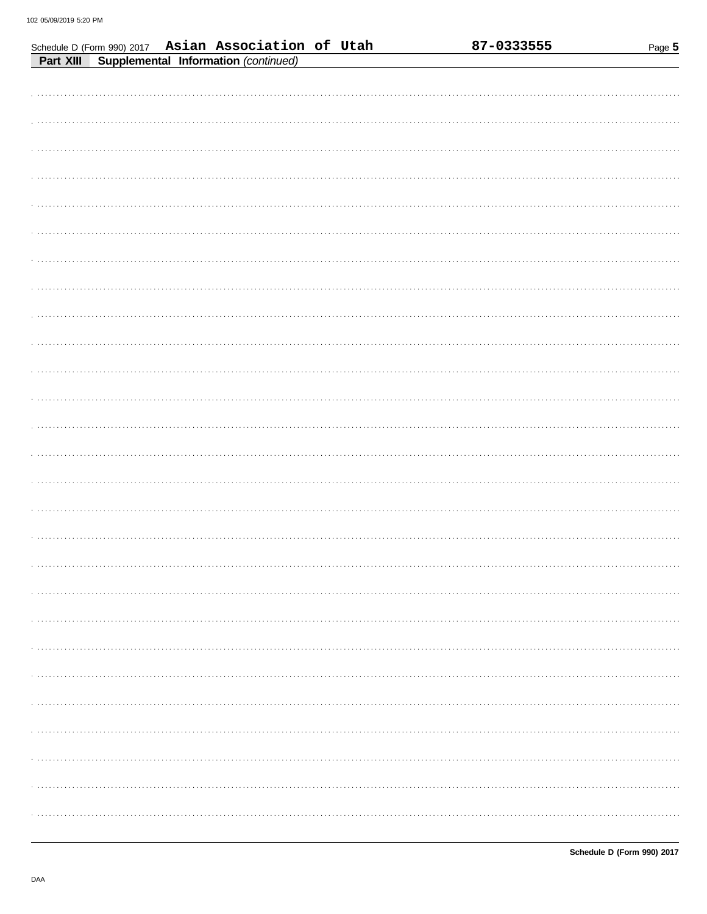Schedule D (Form 990) 2017 **Asian Association of Utah** **87-0333555**

**Part XIII** **Supplemental Information** *(continued)*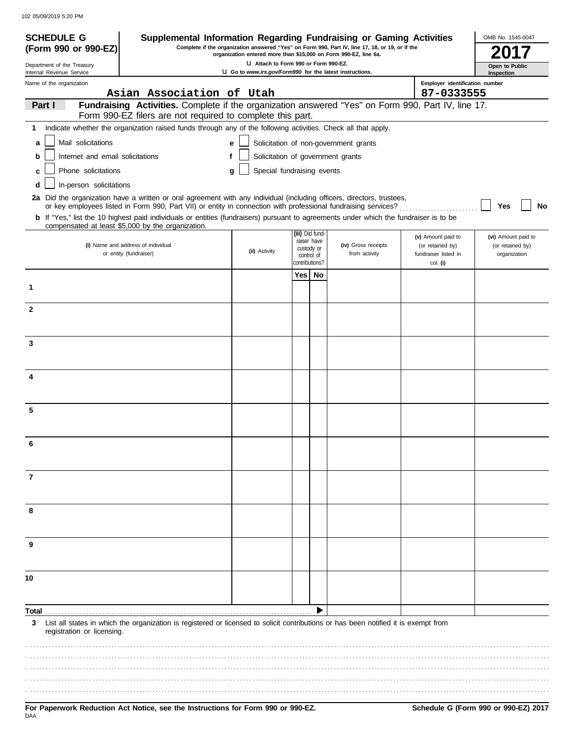**SCHEDULE G (Form 990 or 990-EZ)**

Department of the Treasury
Internal Revenue Service

# Supplemental Information Regarding Fundraising or Gaming Activities

**Complete if the organization answered "Yes" on Form 990, Part IV, line 17, 18, or 19, or if the organization entered more than $15,000 on Form 990-EZ, line 6a.**

**u Attach to Form 990 or Form 990-EZ.**

**u Go to *www.irs.gov/Form990* for the latest instructions.**

OMB No. 1545-0047

**2017**

**Open to Public Inspection**

Name of the organization: Asian Association of Utah

Employer identification number: 87-0333555

**Part I** **Fundraising Activities.** Complete if the organization answered "Yes" on Form 990, Part IV, line 17. Form 990-EZ filers are not required to complete this part.

**1** Indicate whether the organization raised funds through any of the following activities. Check all that apply.

- **a** ☐ Mail solicitations
- **b** ☐ Internet and email solicitations
- **c** ☐ Phone solicitations
- **d** ☐ In-person solicitations
- **e** ☐ Solicitation of non-government grants
- **f** ☐ Solicitation of government grants
- **g** ☐ Special fundraising events

**2a** Did the organization have a written or oral agreement with any individual (including officers, directors, trustees, or key employees listed in Form 990, Part VII) or entity in connection with professional fundraising services? ☐ **Yes** ☐ **No**

**b** If "Yes," list the 10 highest paid individuals or entities (fundraisers) pursuant to agreements under which the fundraiser is to be compensated at least $5,000 by the organization.

| | (i) Name and address of individual or entity (fundraiser) | (ii) Activity | (iii) Did fundraiser have custody or control of contributions? Yes | No | (iv) Gross receipts from activity | (v) Amount paid to (or retained by) fundraiser listed in col. (i) | (vi) Amount paid to (or retained by) organization |
|---|---|---|---|---|---|---|---|
| 1 | | | | | | | |
| 2 | | | | | | | |
| 3 | | | | | | | |
| 4 | | | | | | | |
| 5 | | | | | | | |
| 6 | | | | | | | |
| 7 | | | | | | | |
| 8 | | | | | | | |
| 9 | | | | | | | |
| 10 | | | | | | | |
| **Total** | | | | ▶ | | | |

**3** List all states in which the organization is registered or licensed to solicit contributions or has been notified it is exempt from registration or licensing.

**For Paperwork Reduction Act Notice, see the Instructions for Form 990 or 990-EZ.**

**Schedule G (Form 990 or 990-EZ) 2017**

DAA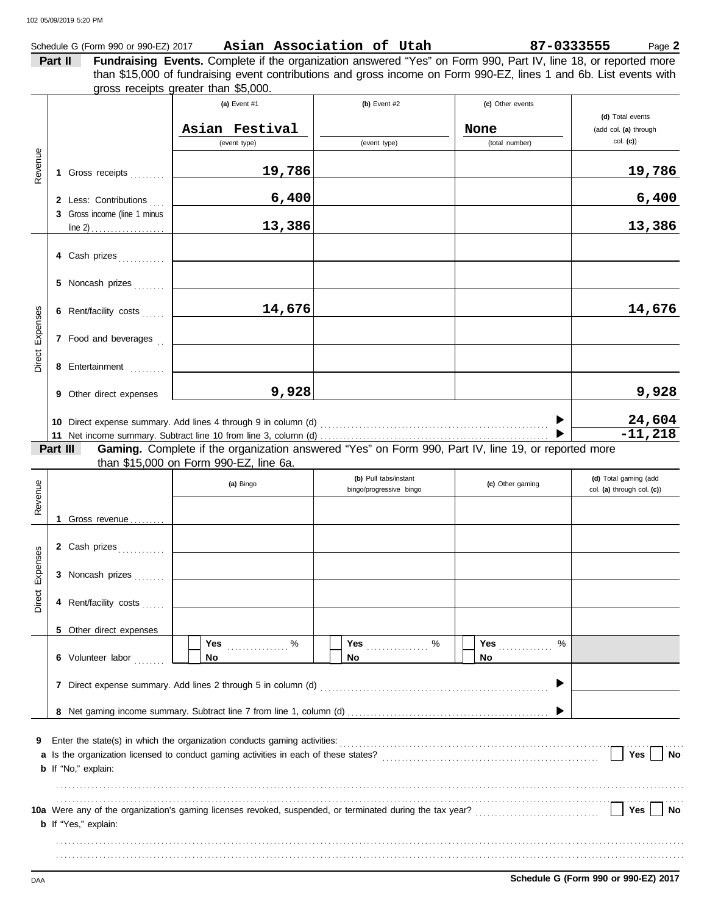Schedule G (Form 990 or 990-EZ) 2017 **Asian Association of Utah** **87-0333555** Page **2**

**Part II** **Fundraising Events.** Complete if the organization answered "Yes" on Form 990, Part IV, line 18, or reported more than $15,000 of fundraising event contributions and gross income on Form 990-EZ, lines 1 and 6b. List events with gross receipts greater than $5,000.

| | | (a) Event #1 | (b) Event #2 | (c) Other events | (d) Total events (add col. (a) through col. (c)) |
|---|---|---|---|---|---|
| | | Asian Festival (event type) | (event type) | None (total number) | |
| Revenue | 1 Gross receipts | 19,786 | | | 19,786 |
| | 2 Less: Contributions | 6,400 | | | 6,400 |
| | 3 Gross income (line 1 minus line 2) | 13,386 | | | 13,386 |
| Direct Expenses | 4 Cash prizes | | | | |
| | 5 Noncash prizes | | | | |
| | 6 Rent/facility costs | 14,676 | | | 14,676 |
| | 7 Food and beverages | | | | |
| | 8 Entertainment | | | | |
| | 9 Other direct expenses | 9,928 | | | 9,928 |
| | 10 Direct expense summary. Add lines 4 through 9 in column (d) | | | | 24,604 |
| | 11 Net income summary. Subtract line 10 from line 3, column (d) | | | | -11,218 |

**Part III** **Gaming.** Complete if the organization answered "Yes" on Form 990, Part IV, line 19, or reported more than $15,000 on Form 990-EZ, line 6a.

| | | (a) Bingo | (b) Pull tabs/instant bingo/progressive bingo | (c) Other gaming | (d) Total gaming (add col. (a) through col. (c)) |
|---|---|---|---|---|---|
| Revenue | 1 Gross revenue | | | | |
| Direct Expenses | 2 Cash prizes | | | | |
| | 3 Noncash prizes | | | | |
| | 4 Rent/facility costs | | | | |
| | 5 Other direct expenses | | | | |
| | 6 Volunteer labor | Yes ____ % / No | Yes ____ % / No | Yes ____ % / No | |
| | 7 Direct expense summary. Add lines 2 through 5 in column (d) | | | | |
| | 8 Net gaming income summary. Subtract line 7 from line 1, column (d) | | | | |

9 Enter the state(s) in which the organization conducts gaming activities:

a Is the organization licensed to conduct gaming activities in each of these states? ☐ Yes ☐ No

b If "No," explain:

10a Were any of the organization's gaming licenses revoked, suspended, or terminated during the tax year? ☐ Yes ☐ No

b If "Yes," explain:

Schedule G (Form 990 or 990-EZ) 2017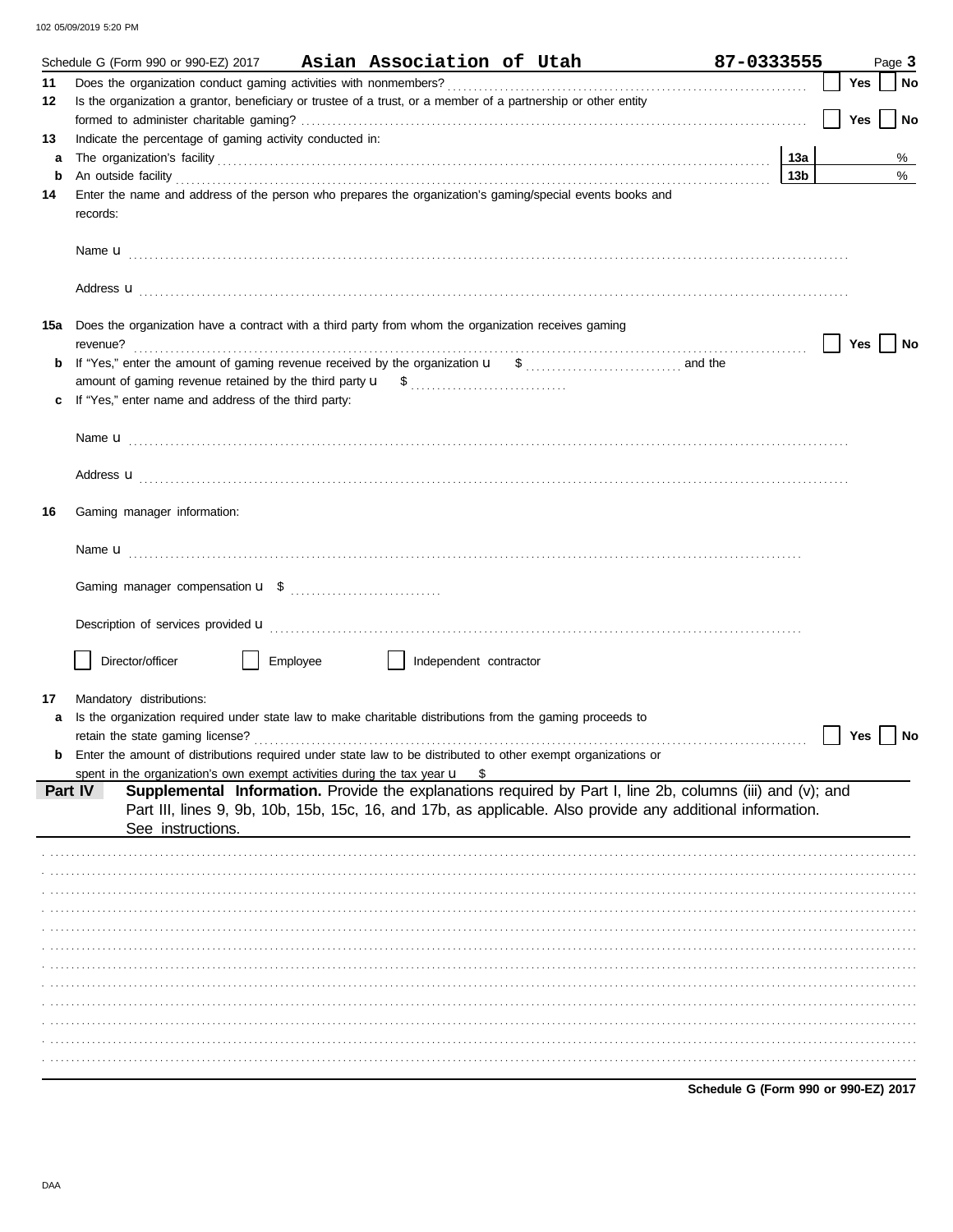Schedule G (Form 990 or 990-EZ) 2017 **Asian Association of Utah** **87-0333555** Page **3**

**11** Does the organization conduct gaming activities with nonmembers? ☐ Yes ☐ No

**12** Is the organization a grantor, beneficiary or trustee of a trust, or a member of a partnership or other entity formed to administer charitable gaming? ☐ Yes ☐ No

**13** Indicate the percentage of gaming activity conducted in:

**a** The organization's facility **13a** %

**b** An outside facility **13b** %

**14** Enter the name and address of the person who prepares the organization's gaming/special events books and records:

Name u

Address u

**15a** Does the organization have a contract with a third party from whom the organization receives gaming revenue? ☐ Yes ☐ No

**b** If "Yes," enter the amount of gaming revenue received by the organization u $ and the amount of gaming revenue retained by the third party u $

**c** If "Yes," enter name and address of the third party:

Name u

Address u

**16** Gaming manager information:

Name u

Gaming manager compensation u $

Description of services provided u

☐ Director/officer ☐ Employee ☐ Independent contractor

**17** Mandatory distributions:

**a** Is the organization required under state law to make charitable distributions from the gaming proceeds to retain the state gaming license? ☐ Yes ☐ No

**b** Enter the amount of distributions required under state law to be distributed to other exempt organizations or spent in the organization's own exempt activities during the tax year u $

**Part IV** **Supplemental Information.** Provide the explanations required by Part I, line 2b, columns (iii) and (v); and Part III, lines 9, 9b, 10b, 15b, 15c, 16, and 17b, as applicable. Also provide any additional information. See instructions.

**Schedule G (Form 990 or 990-EZ) 2017**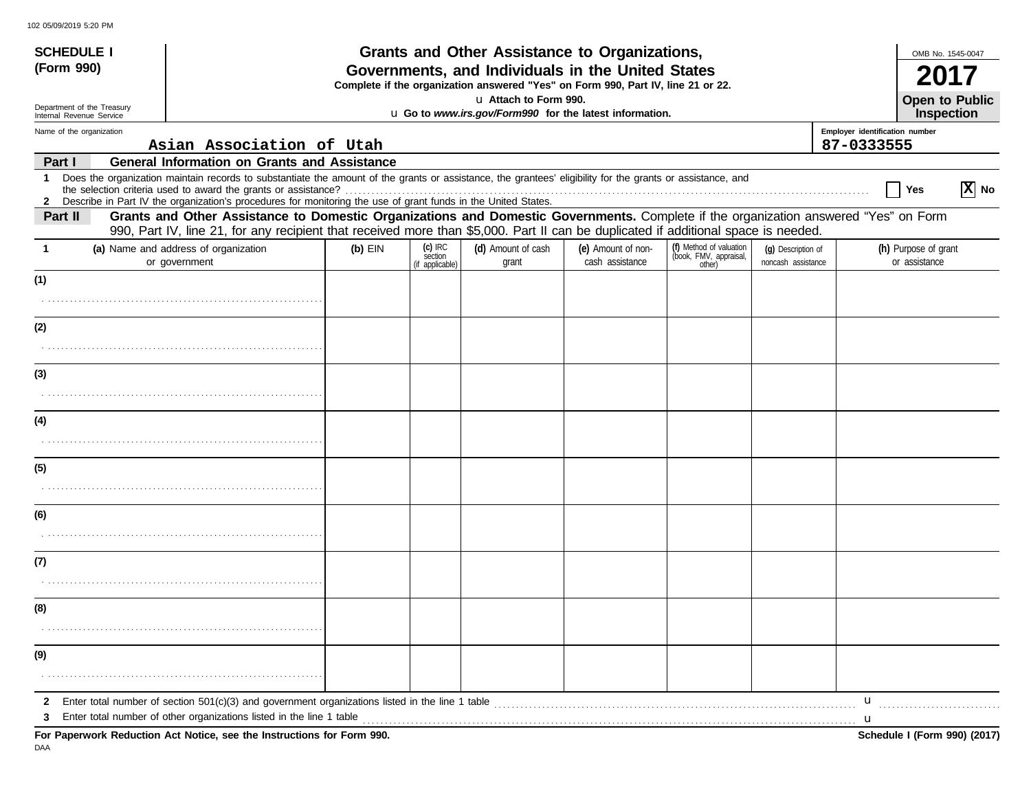**SCHEDULE I (Form 990)**

Department of the Treasury
Internal Revenue Service

# Grants and Other Assistance to Organizations, Governments, and Individuals in the United States

**Complete if the organization answered "Yes" on Form 990, Part IV, line 21 or 22.**

u **Attach to Form 990.**

u **Go to *www.irs.gov/Form990* for the latest information.**

OMB No. 1545-0047

**2017**

**Open to Public Inspection**

Name of the organization: Asian Association of Utah

Employer identification number: 87-0333555

## Part I — General Information on Grants and Assistance

1 Does the organization maintain records to substantiate the amount of the grants or assistance, the grantees' eligibility for the grants or assistance, and the selection criteria used to award the grants or assistance? ☐ Yes ☒ No

2 Describe in Part IV the organization's procedures for monitoring the use of grant funds in the United States.

## Part II — Grants and Other Assistance to Domestic Organizations and Domestic Governments.

Complete if the organization answered "Yes" on Form 990, Part IV, line 21, for any recipient that received more than $5,000. Part II can be duplicated if additional space is needed.

| 1 | (a) Name and address of organization or government | (b) EIN | (c) IRC section (if applicable) | (d) Amount of cash grant | (e) Amount of non-cash assistance | (f) Method of valuation (book, FMV, appraisal, other) | (g) Description of noncash assistance | (h) Purpose of grant or assistance |
|---|---|---|---|---|---|---|---|---|
| (1) | | | | | | | | |
| (2) | | | | | | | | |
| (3) | | | | | | | | |
| (4) | | | | | | | | |
| (5) | | | | | | | | |
| (6) | | | | | | | | |
| (7) | | | | | | | | |
| (8) | | | | | | | | |
| (9) | | | | | | | | |

2 Enter total number of section 501(c)(3) and government organizations listed in the line 1 table u

3 Enter total number of other organizations listed in the line 1 table u

**For Paperwork Reduction Act Notice, see the Instructions for Form 990.**

**Schedule I (Form 990) (2017)**

DAA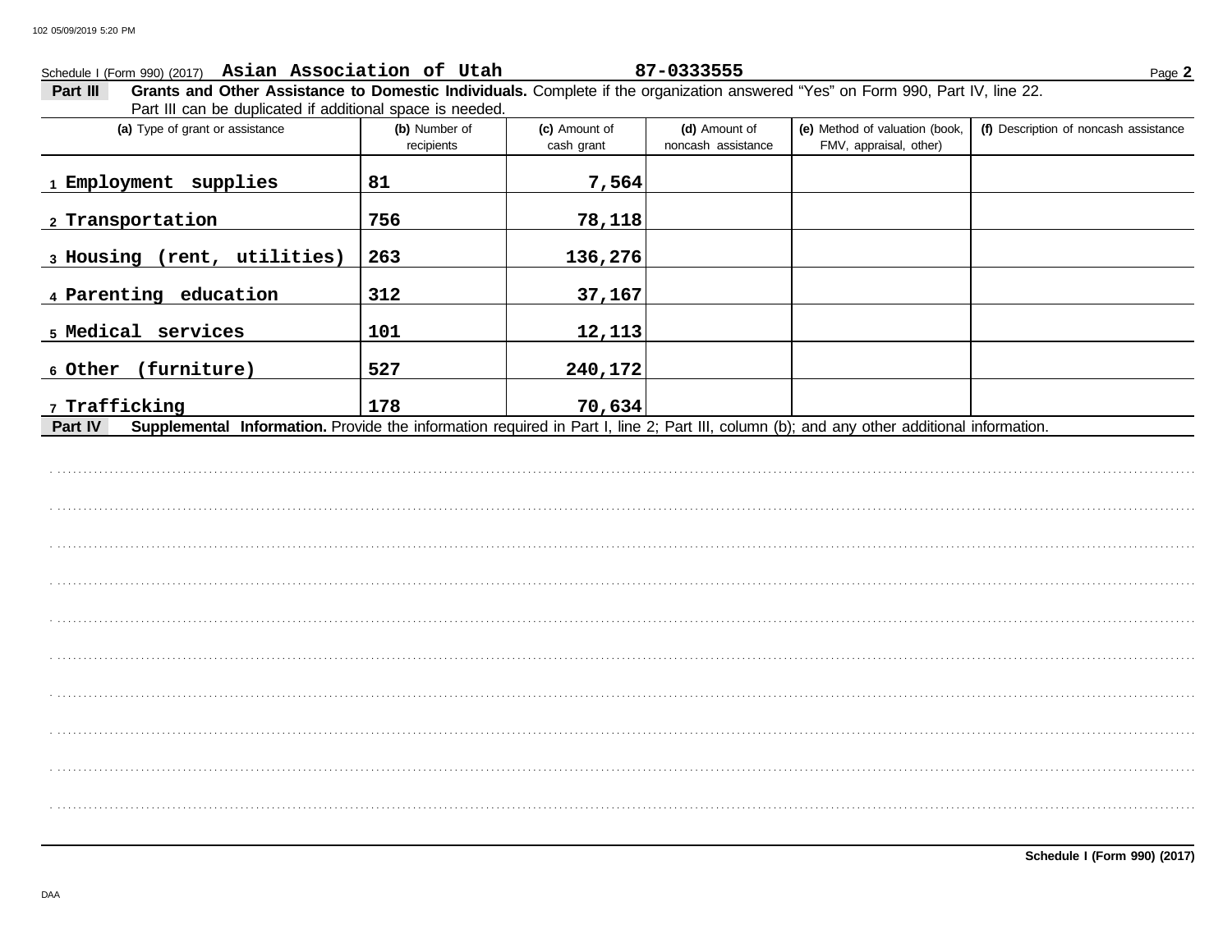Schedule I (Form 990) (2017) **Asian Association of Utah** **87-0333555** Page **2**

**Part III** **Grants and Other Assistance to Domestic Individuals.** Complete if the organization answered "Yes" on Form 990, Part IV, line 22. Part III can be duplicated if additional space is needed.

| (a) Type of grant or assistance | (b) Number of recipients | (c) Amount of cash grant | (d) Amount of noncash assistance | (e) Method of valuation (book, FMV, appraisal, other) | (f) Description of noncash assistance |
|---|---|---|---|---|---|
| 1 Employment supplies | 81 | 7,564 | | | |
| 2 Transportation | 756 | 78,118 | | | |
| 3 Housing (rent, utilities) | 263 | 136,276 | | | |
| 4 Parenting education | 312 | 37,167 | | | |
| 5 Medical services | 101 | 12,113 | | | |
| 6 Other (furniture) | 527 | 240,172 | | | |
| 7 Trafficking | 178 | 70,634 | | | |

**Part IV** **Supplemental Information.** Provide the information required in Part I, line 2; Part III, column (b); and any other additional information.

**Schedule I (Form 990) (2017)**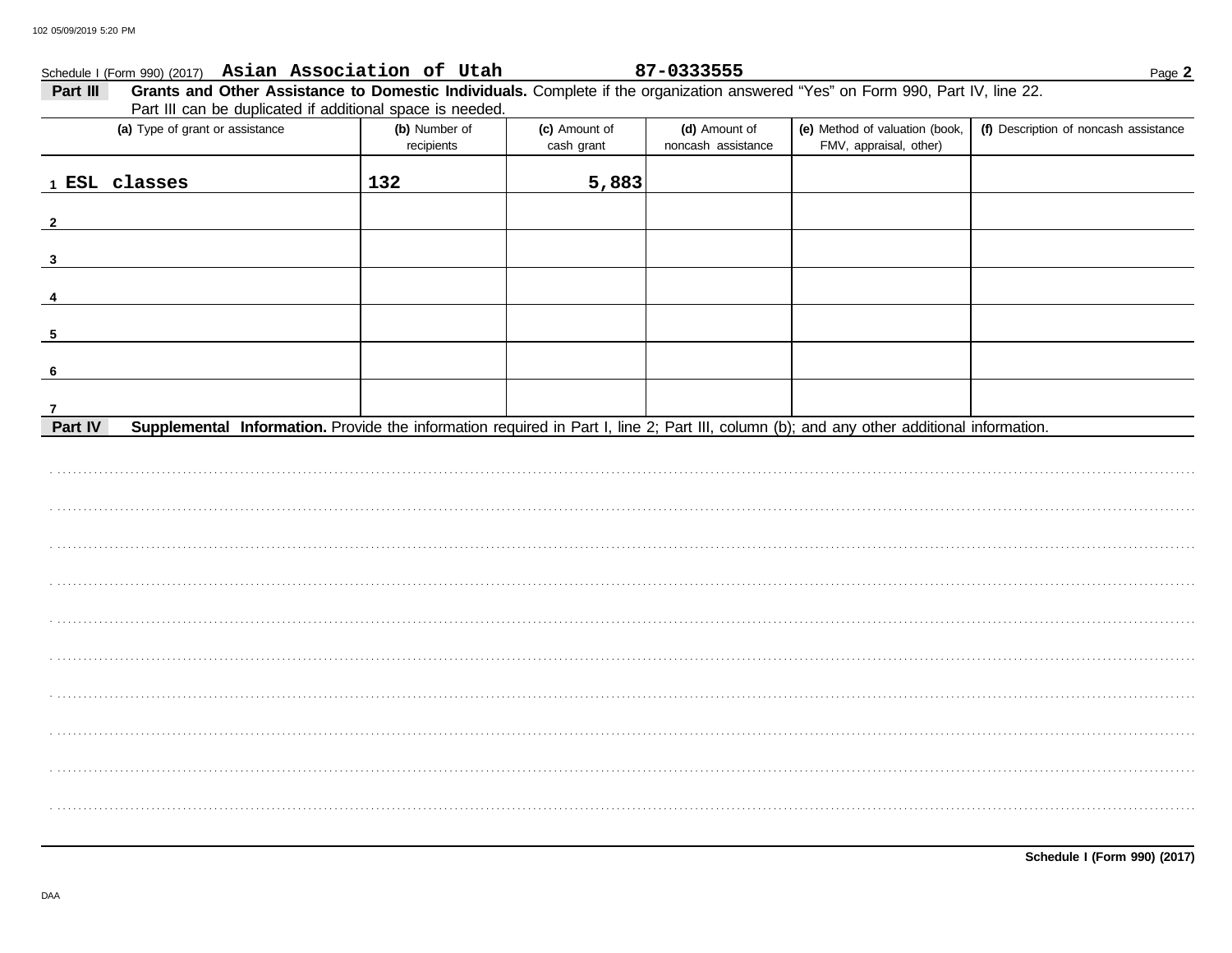Schedule I (Form 990) (2017) **Asian Association of Utah** **87-0333555**

**Part III** **Grants and Other Assistance to Domestic Individuals.** Complete if the organization answered "Yes" on Form 990, Part IV, line 22. Part III can be duplicated if additional space is needed.

| | (a) Type of grant or assistance | (b) Number of recipients | (c) Amount of cash grant | (d) Amount of noncash assistance | (e) Method of valuation (book, FMV, appraisal, other) | (f) Description of noncash assistance |
|---|---|---|---|---|---|---|
| 1 | ESL classes | 132 | 5,883 | | | |
| 2 | | | | | | |
| 3 | | | | | | |
| 4 | | | | | | |
| 5 | | | | | | |
| 6 | | | | | | |
| 7 | | | | | | |

**Part IV** **Supplemental Information.** Provide the information required in Part I, line 2; Part III, column (b); and any other additional information.

**Schedule I (Form 990) (2017)**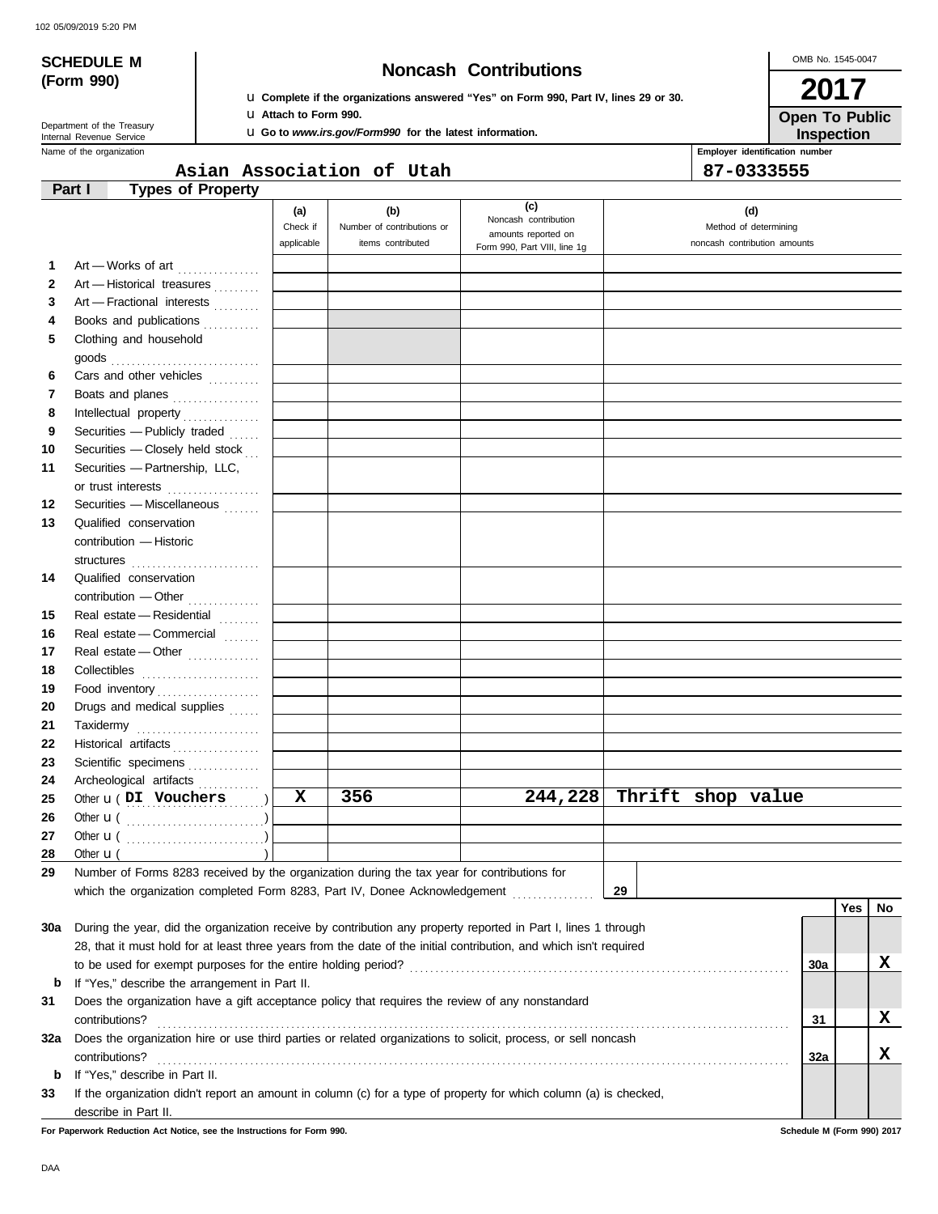102 05/09/2019 5:20 PM

**SCHEDULE M (Form 990)**

Department of the Treasury
Internal Revenue Service

# Noncash Contributions

u **Complete if the organizations answered "Yes" on Form 990, Part IV, lines 29 or 30.**
u **Attach to Form 990.**
u **Go to *www.irs.gov/Form990* for the latest information.**

OMB No. 1545-0047

**2017**

**Open To Public Inspection**

Name of the organization: **Asian Association of Utah**

Employer identification number: **87-0333555**

## Part I Types of Property

| | | (a) Check if applicable | (b) Number of contributions or items contributed | (c) Noncash contribution amounts reported on Form 990, Part VIII, line 1g | (d) Method of determining noncash contribution amounts |
|---|---|---|---|---|---|
| 1 | Art — Works of art | | | | |
| 2 | Art — Historical treasures | | | | |
| 3 | Art — Fractional interests | | | | |
| 4 | Books and publications | | | | |
| 5 | Clothing and household goods | | | | |
| 6 | Cars and other vehicles | | | | |
| 7 | Boats and planes | | | | |
| 8 | Intellectual property | | | | |
| 9 | Securities — Publicly traded | | | | |
| 10 | Securities — Closely held stock | | | | |
| 11 | Securities — Partnership, LLC, or trust interests | | | | |
| 12 | Securities — Miscellaneous | | | | |
| 13 | Qualified conservation contribution — Historic structures | | | | |
| 14 | Qualified conservation contribution — Other | | | | |
| 15 | Real estate — Residential | | | | |
| 16 | Real estate — Commercial | | | | |
| 17 | Real estate — Other | | | | |
| 18 | Collectibles | | | | |
| 19 | Food inventory | | | | |
| 20 | Drugs and medical supplies | | | | |
| 21 | Taxidermy | | | | |
| 22 | Historical artifacts | | | | |
| 23 | Scientific specimens | | | | |
| 24 | Archeological artifacts | | | | |
| 25 | Other u ( DI Vouchers ) | X | 356 | 244,228 | Thrift shop value |
| 26 | Other u ( ) | | | | |
| 27 | Other u ( ) | | | | |
| 28 | Other u ( ) | | | | |

**29** Number of Forms 8283 received by the organization during the tax year for contributions for which the organization completed Form 8283, Part IV, Donee Acknowledgement . . . **29**

| | | | Yes | No |
|---|---|---|---|---|
| 30a | During the year, did the organization receive by contribution any property reported in Part I, lines 1 through 28, that it must hold for at least three years from the date of the initial contribution, and which isn't required to be used for exempt purposes for the entire holding period? | 30a | | X |
| b | If "Yes," describe the arrangement in Part II. | | | |
| 31 | Does the organization have a gift acceptance policy that requires the review of any nonstandard contributions? | 31 | | X |
| 32a | Does the organization hire or use third parties or related organizations to solicit, process, or sell noncash contributions? | 32a | | X |
| b | If "Yes," describe in Part II. | | | |
| 33 | If the organization didn't report an amount in column (c) for a type of property for which column (a) is checked, describe in Part II. | | | |

**For Paperwork Reduction Act Notice, see the Instructions for Form 990.** **Schedule M (Form 990) 2017**

DAA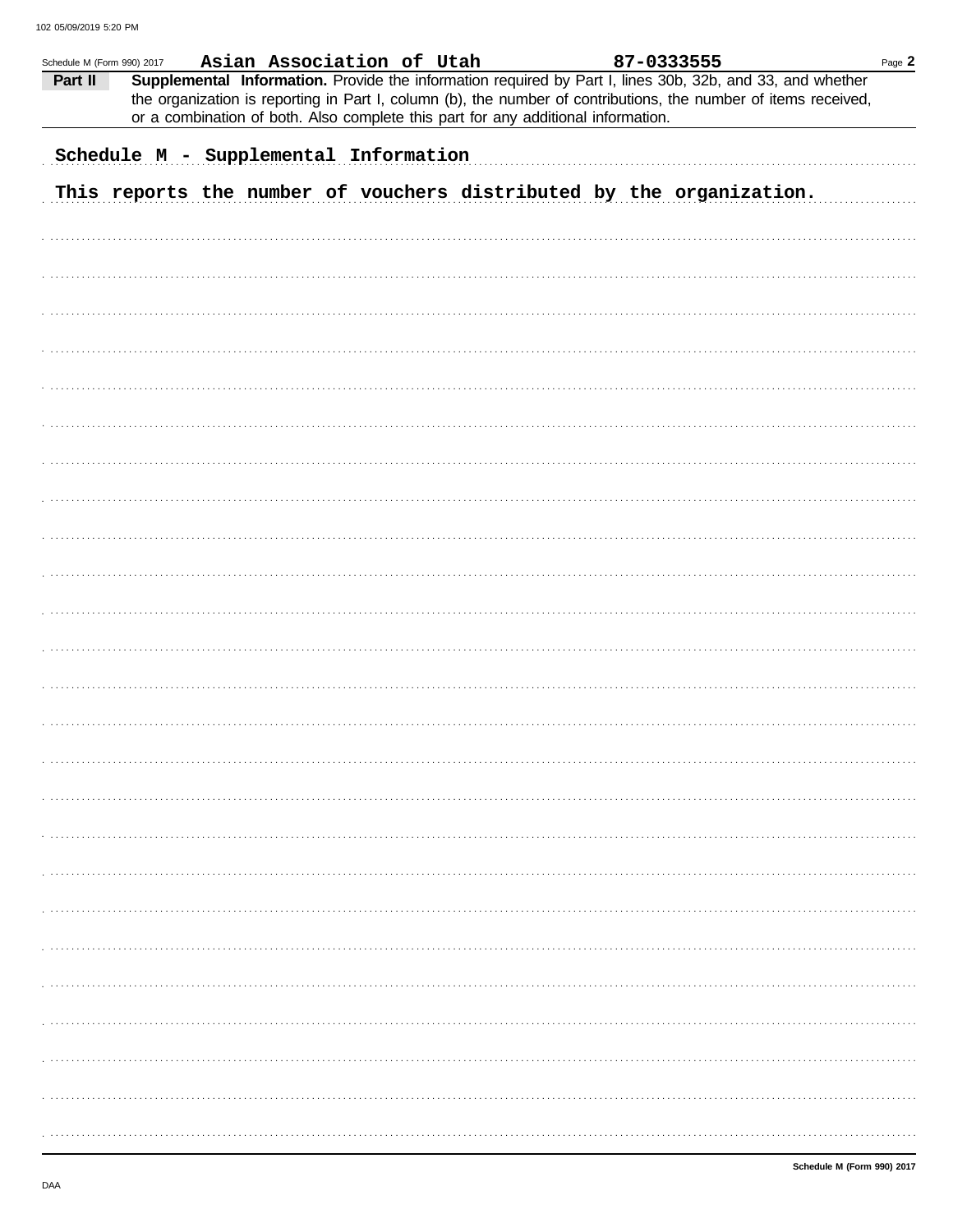Schedule M (Form 990) 2017 **Asian Association of Utah** **87-0333555**

**Part II** **Supplemental Information.** Provide the information required by Part I, lines 30b, 32b, and 33, and whether the organization is reporting in Part I, column (b), the number of contributions, the number of items received, or a combination of both. Also complete this part for any additional information.

**Schedule M - Supplemental Information**

**This reports the number of vouchers distributed by the organization.**

Schedule M (Form 990) 2017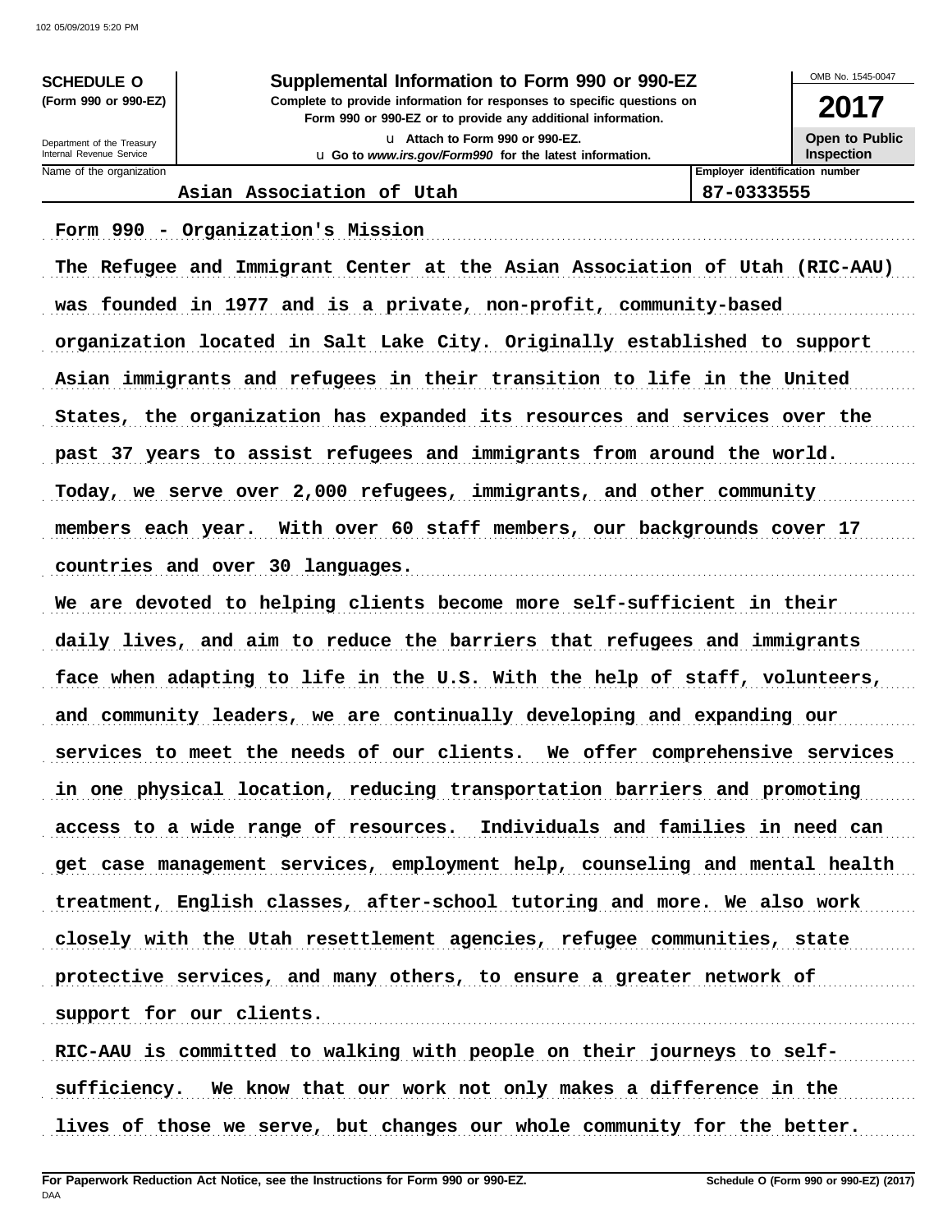**SCHEDULE O (Form 990 or 990-EZ)**

Department of the Treasury
Internal Revenue Service

# Supplemental Information to Form 990 or 990-EZ

**Complete to provide information for responses to specific questions on Form 990 or 990-EZ or to provide any additional information.**

u Attach to Form 990 or 990-EZ.
u Go to *www.irs.gov/Form990* for the latest information.

OMB No. 1545-0047

**2017**

**Open to Public Inspection**

| Name of the organization | Employer identification number |
|---|---|
| Asian Association of Utah | 87-0333555 |

Form 990 - Organization's Mission

The Refugee and Immigrant Center at the Asian Association of Utah (RIC-AAU) was founded in 1977 and is a private, non-profit, community-based organization located in Salt Lake City. Originally established to support Asian immigrants and refugees in their transition to life in the United States, the organization has expanded its resources and services over the past 37 years to assist refugees and immigrants from around the world. Today, we serve over 2,000 refugees, immigrants, and other community members each year. With over 60 staff members, our backgrounds cover 17 countries and over 30 languages.

We are devoted to helping clients become more self-sufficient in their daily lives, and aim to reduce the barriers that refugees and immigrants face when adapting to life in the U.S. With the help of staff, volunteers, and community leaders, we are continually developing and expanding our services to meet the needs of our clients. We offer comprehensive services in one physical location, reducing transportation barriers and promoting access to a wide range of resources. Individuals and families in need can get case management services, employment help, counseling and mental health treatment, English classes, after-school tutoring and more. We also work closely with the Utah resettlement agencies, refugee communities, state protective services, and many others, to ensure a greater network of support for our clients.

RIC-AAU is committed to walking with people on their journeys to self-sufficiency. We know that our work not only makes a difference in the lives of those we serve, but changes our whole community for the better.

**For Paperwork Reduction Act Notice, see the Instructions for Form 990 or 990-EZ.**
DAA
**Schedule O (Form 990 or 990-EZ) (2017)**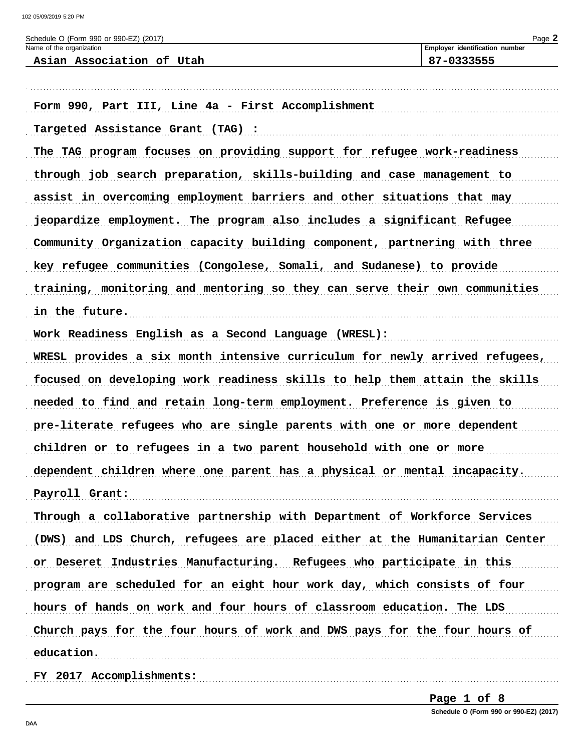Schedule O (Form 990 or 990-EZ) (2017)

Name of the organization: **Asian Association of Utah**

Employer identification number: **87-0333555**

Form 990, Part III, Line 4a - First Accomplishment

Targeted Assistance Grant (TAG) :

The TAG program focuses on providing support for refugee work-readiness through job search preparation, skills-building and case management to assist in overcoming employment barriers and other situations that may jeopardize employment. The program also includes a significant Refugee Community Organization capacity building component, partnering with three key refugee communities (Congolese, Somali, and Sudanese) to provide training, monitoring and mentoring so they can serve their own communities in the future.

Work Readiness English as a Second Language (WRESL):

WRESL provides a six month intensive curriculum for newly arrived refugees, focused on developing work readiness skills to help them attain the skills needed to find and retain long-term employment. Preference is given to pre-literate refugees who are single parents with one or more dependent children or to refugees in a two parent household with one or more dependent children where one parent has a physical or mental incapacity.

Payroll Grant:

Through a collaborative partnership with Department of Workforce Services (DWS) and LDS Church, refugees are placed either at the Humanitarian Center or Deseret Industries Manufacturing. Refugees who participate in this program are scheduled for an eight hour work day, which consists of four hours of hands on work and four hours of classroom education. The LDS Church pays for the four hours of work and DWS pays for the four hours of education.

FY 2017 Accomplishments: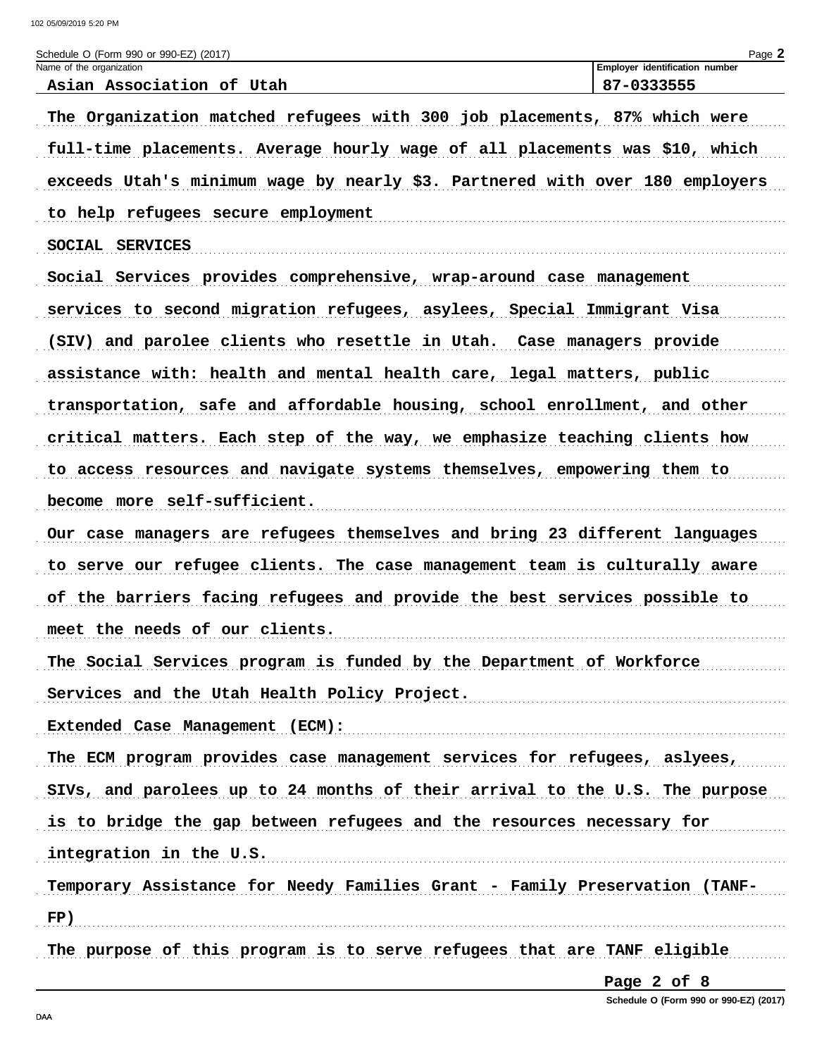Name of the organization: Asian Association of Utah

Employer identification number: 87-0333555

The Organization matched refugees with 300 job placements, 87% which were full-time placements. Average hourly wage of all placements was $10, which exceeds Utah's minimum wage by nearly $3. Partnered with over 180 employers to help refugees secure employment

SOCIAL SERVICES

Social Services provides comprehensive, wrap-around case management services to second migration refugees, asylees, Special Immigrant Visa (SIV) and parolee clients who resettle in Utah. Case managers provide assistance with: health and mental health care, legal matters, public transportation, safe and affordable housing, school enrollment, and other critical matters. Each step of the way, we emphasize teaching clients how to access resources and navigate systems themselves, empowering them to become more self-sufficient.

Our case managers are refugees themselves and bring 23 different languages to serve our refugee clients. The case management team is culturally aware of the barriers facing refugees and provide the best services possible to meet the needs of our clients.

The Social Services program is funded by the Department of Workforce Services and the Utah Health Policy Project.

Extended Case Management (ECM):

The ECM program provides case management services for refugees, aslyees, SIVs, and parolees up to 24 months of their arrival to the U.S. The purpose is to bridge the gap between refugees and the resources necessary for integration in the U.S.

Temporary Assistance for Needy Families Grant - Family Preservation (TANF-FP)

The purpose of this program is to serve refugees that are TANF eligible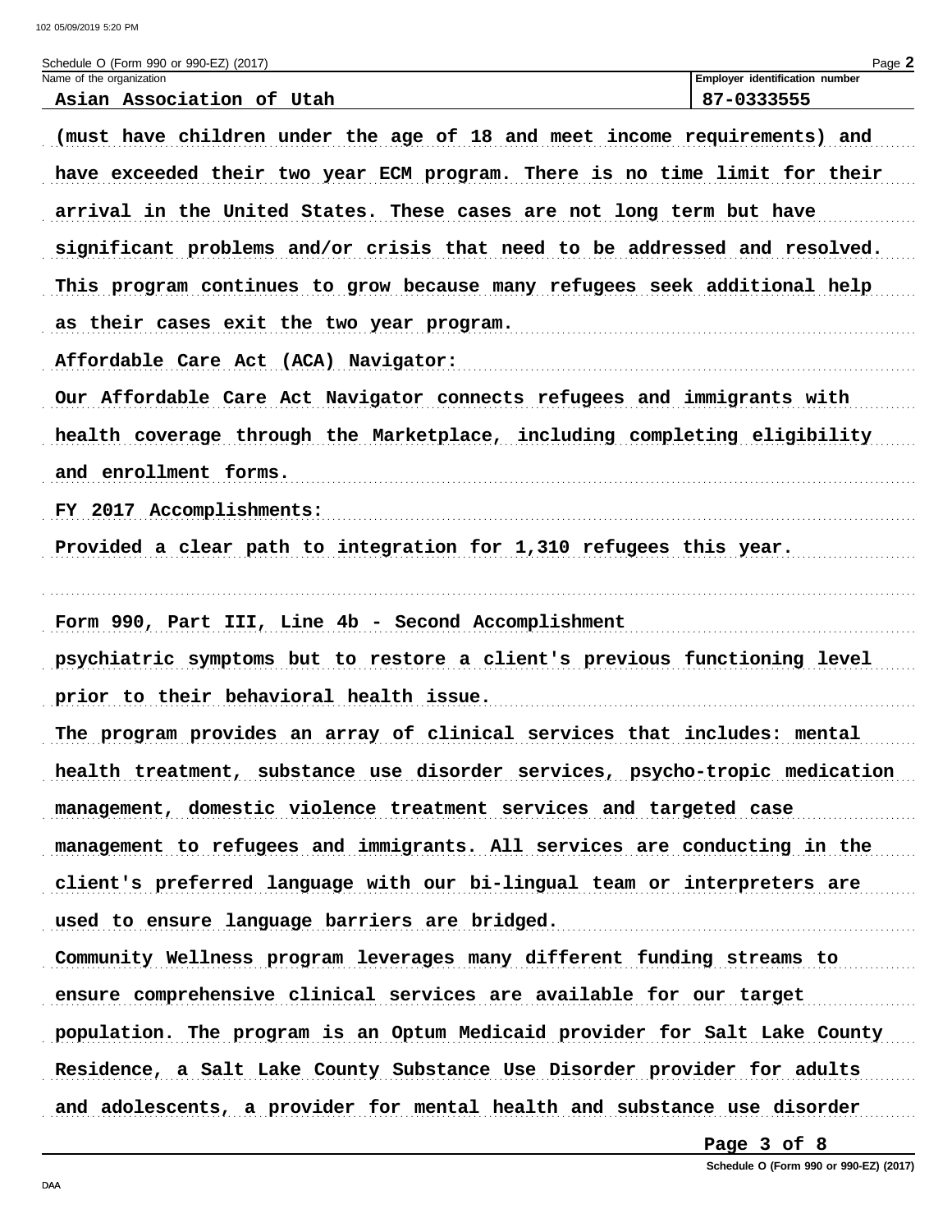Schedule O (Form 990 or 990-EZ) (2017)

| Name of the organization | Employer identification number |
| --- | --- |
| Asian Association of Utah | 87-0333555 |

(must have children under the age of 18 and meet income requirements) and have exceeded their two year ECM program. There is no time limit for their arrival in the United States. These cases are not long term but have significant problems and/or crisis that need to be addressed and resolved. This program continues to grow because many refugees seek additional help as their cases exit the two year program.

Affordable Care Act (ACA) Navigator:

Our Affordable Care Act Navigator connects refugees and immigrants with health coverage through the Marketplace, including completing eligibility and enrollment forms.

FY 2017 Accomplishments:

Provided a clear path to integration for 1,310 refugees this year.

Form 990, Part III, Line 4b - Second Accomplishment

psychiatric symptoms but to restore a client's previous functioning level prior to their behavioral health issue.

The program provides an array of clinical services that includes: mental health treatment, substance use disorder services, psycho-tropic medication management, domestic violence treatment services and targeted case management to refugees and immigrants. All services are conducting in the client's preferred language with our bi-lingual team or interpreters are used to ensure language barriers are bridged.

Community Wellness program leverages many different funding streams to ensure comprehensive clinical services are available for our target population. The program is an Optum Medicaid provider for Salt Lake County Residence, a Salt Lake County Substance Use Disorder provider for adults and adolescents, a provider for mental health and substance use disorder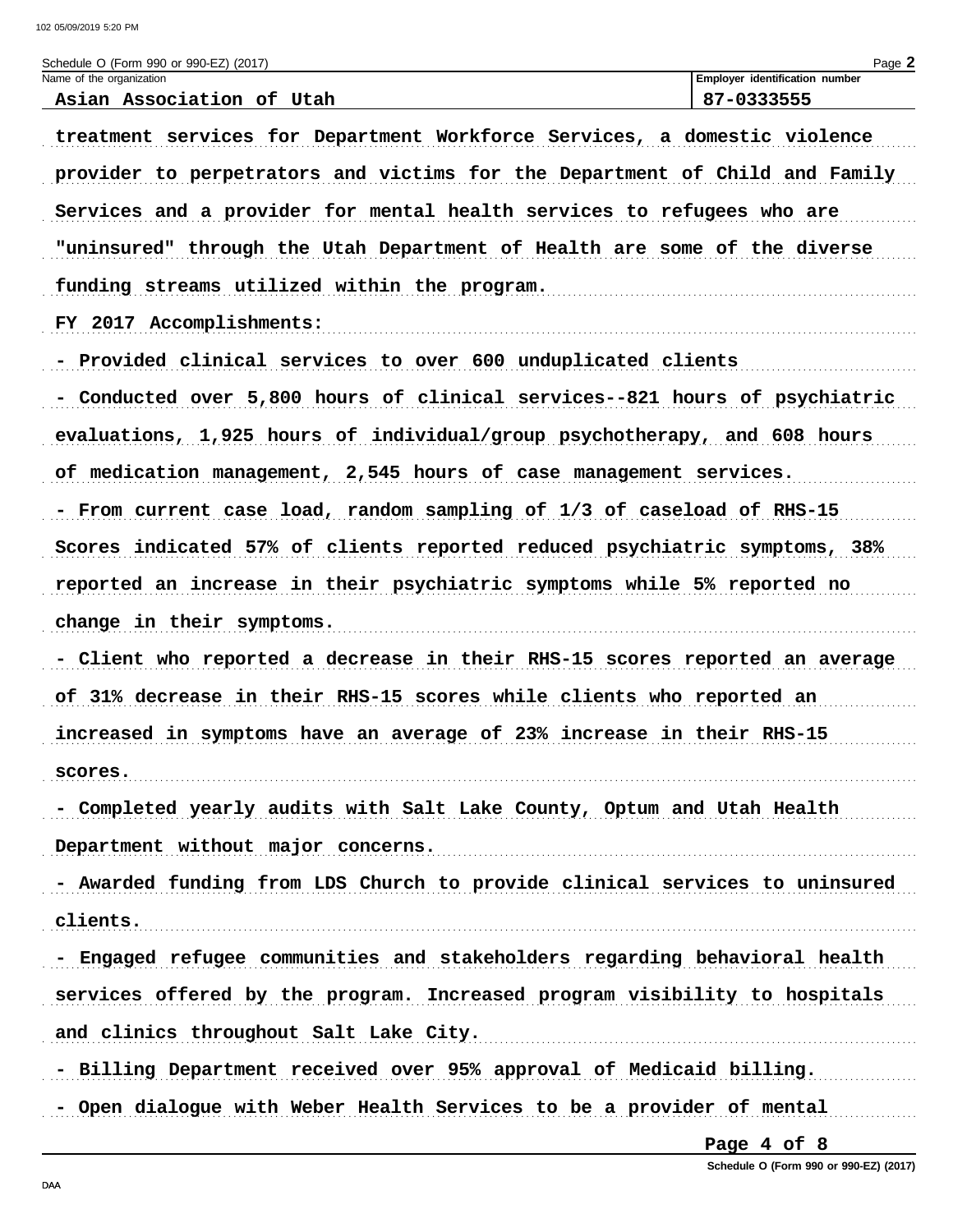Schedule O (Form 990 or 990-EZ) (2017)

Name of the organization: Asian Association of Utah

Employer identification number: 87-0333555

treatment services for Department Workforce Services, a domestic violence provider to perpetrators and victims for the Department of Child and Family Services and a provider for mental health services to refugees who are "uninsured" through the Utah Department of Health are some of the diverse funding streams utilized within the program.

FY 2017 Accomplishments:

- Provided clinical services to over 600 unduplicated clients
- Conducted over 5,800 hours of clinical services--821 hours of psychiatric evaluations, 1,925 hours of individual/group psychotherapy, and 608 hours of medication management, 2,545 hours of case management services.
- From current case load, random sampling of 1/3 of caseload of RHS-15 Scores indicated 57% of clients reported reduced psychiatric symptoms, 38% reported an increase in their psychiatric symptoms while 5% reported no change in their symptoms.
- Client who reported a decrease in their RHS-15 scores reported an average of 31% decrease in their RHS-15 scores while clients who reported an increased in symptoms have an average of 23% increase in their RHS-15 scores.
- Completed yearly audits with Salt Lake County, Optum and Utah Health Department without major concerns.
- Awarded funding from LDS Church to provide clinical services to uninsured clients.
- Engaged refugee communities and stakeholders regarding behavioral health services offered by the program. Increased program visibility to hospitals and clinics throughout Salt Lake City.
- Billing Department received over 95% approval of Medicaid billing.
- Open dialogue with Weber Health Services to be a provider of mental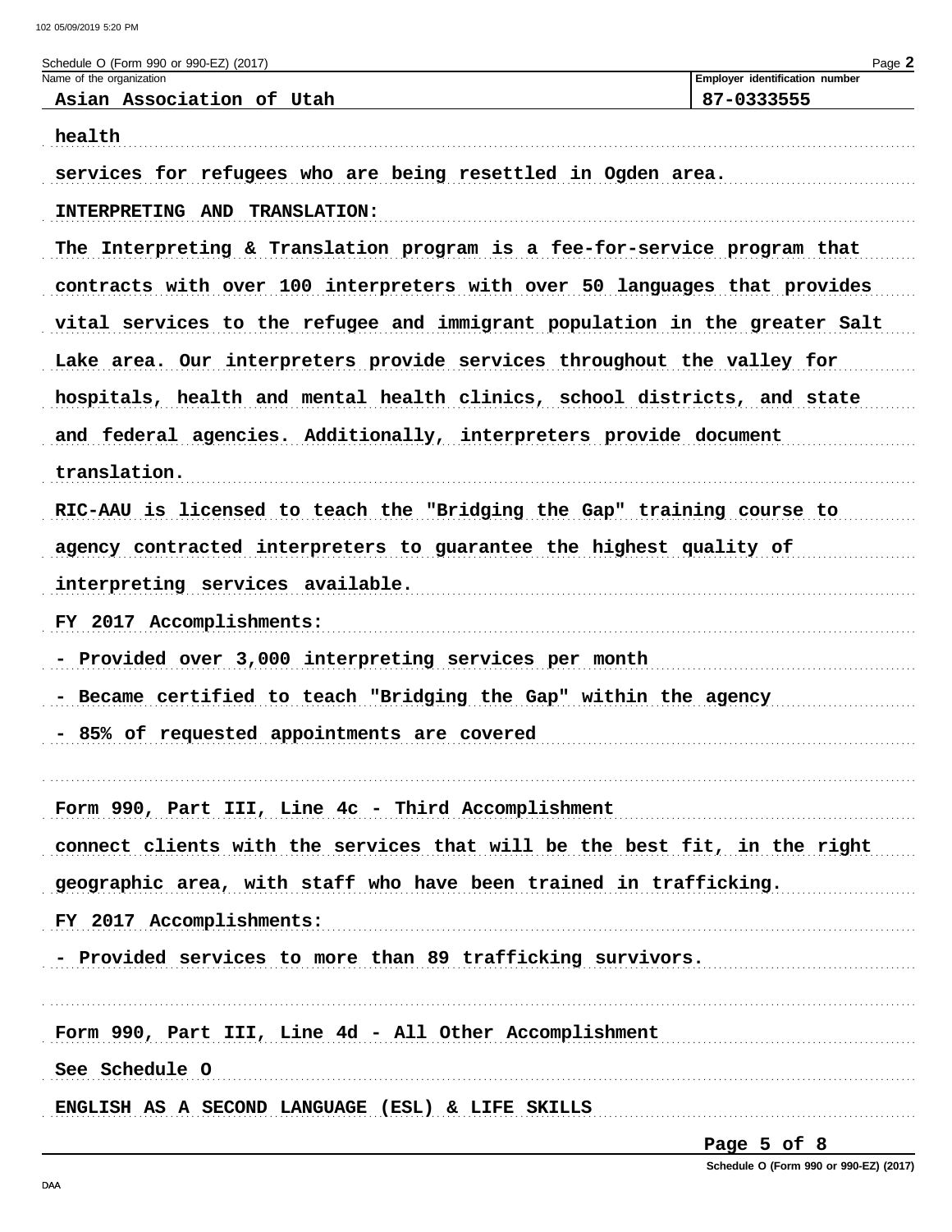Schedule O (Form 990 or 990-EZ) (2017)

| Name of the organization | Employer identification number |
| --- | --- |
| Asian Association of Utah | 87-0333555 |

health

services for refugees who are being resettled in Ogden area.

INTERPRETING AND TRANSLATION:

The Interpreting & Translation program is a fee-for-service program that contracts with over 100 interpreters with over 50 languages that provides vital services to the refugee and immigrant population in the greater Salt Lake area. Our interpreters provide services throughout the valley for hospitals, health and mental health clinics, school districts, and state and federal agencies. Additionally, interpreters provide document translation.

RIC-AAU is licensed to teach the "Bridging the Gap" training course to agency contracted interpreters to guarantee the highest quality of interpreting services available.

FY 2017 Accomplishments:

- Provided over 3,000 interpreting services per month
- Became certified to teach "Bridging the Gap" within the agency
- 85% of requested appointments are covered

Form 990, Part III, Line 4c - Third Accomplishment

connect clients with the services that will be the best fit, in the right geographic area, with staff who have been trained in trafficking.

FY 2017 Accomplishments:

- Provided services to more than 89 trafficking survivors.

Form 990, Part III, Line 4d - All Other Accomplishment

See Schedule O

ENGLISH AS A SECOND LANGUAGE (ESL) & LIFE SKILLS

Schedule O (Form 990 or 990-EZ) (2017)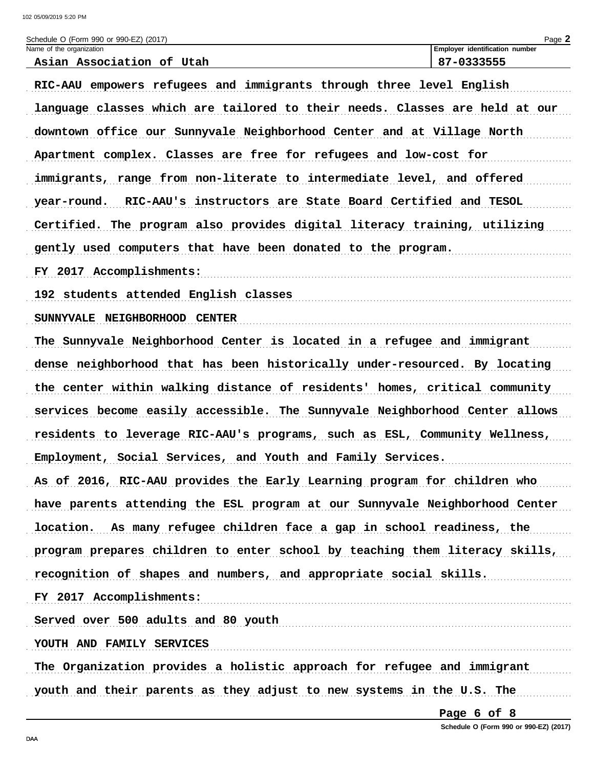Schedule O (Form 990 or 990-EZ) (2017)

Name of the organization: Asian Association of Utah

Employer identification number: 87-0333555

RIC-AAU empowers refugees and immigrants through three level English language classes which are tailored to their needs. Classes are held at our downtown office our Sunnyvale Neighborhood Center and at Village North Apartment complex. Classes are free for refugees and low-cost for immigrants, range from non-literate to intermediate level, and offered year-round. RIC-AAU's instructors are State Board Certified and TESOL Certified. The program also provides digital literacy training, utilizing gently used computers that have been donated to the program.

FY 2017 Accomplishments:

192 students attended English classes

SUNNYVALE NEIGHBORHOOD CENTER

The Sunnyvale Neighborhood Center is located in a refugee and immigrant dense neighborhood that has been historically under-resourced. By locating the center within walking distance of residents' homes, critical community services become easily accessible. The Sunnyvale Neighborhood Center allows residents to leverage RIC-AAU's programs, such as ESL, Community Wellness, Employment, Social Services, and Youth and Family Services.

As of 2016, RIC-AAU provides the Early Learning program for children who have parents attending the ESL program at our Sunnyvale Neighborhood Center location. As many refugee children face a gap in school readiness, the program prepares children to enter school by teaching them literacy skills, recognition of shapes and numbers, and appropriate social skills.

FY 2017 Accomplishments:

Served over 500 adults and 80 youth

YOUTH AND FAMILY SERVICES

The Organization provides a holistic approach for refugee and immigrant youth and their parents as they adjust to new systems in the U.S. The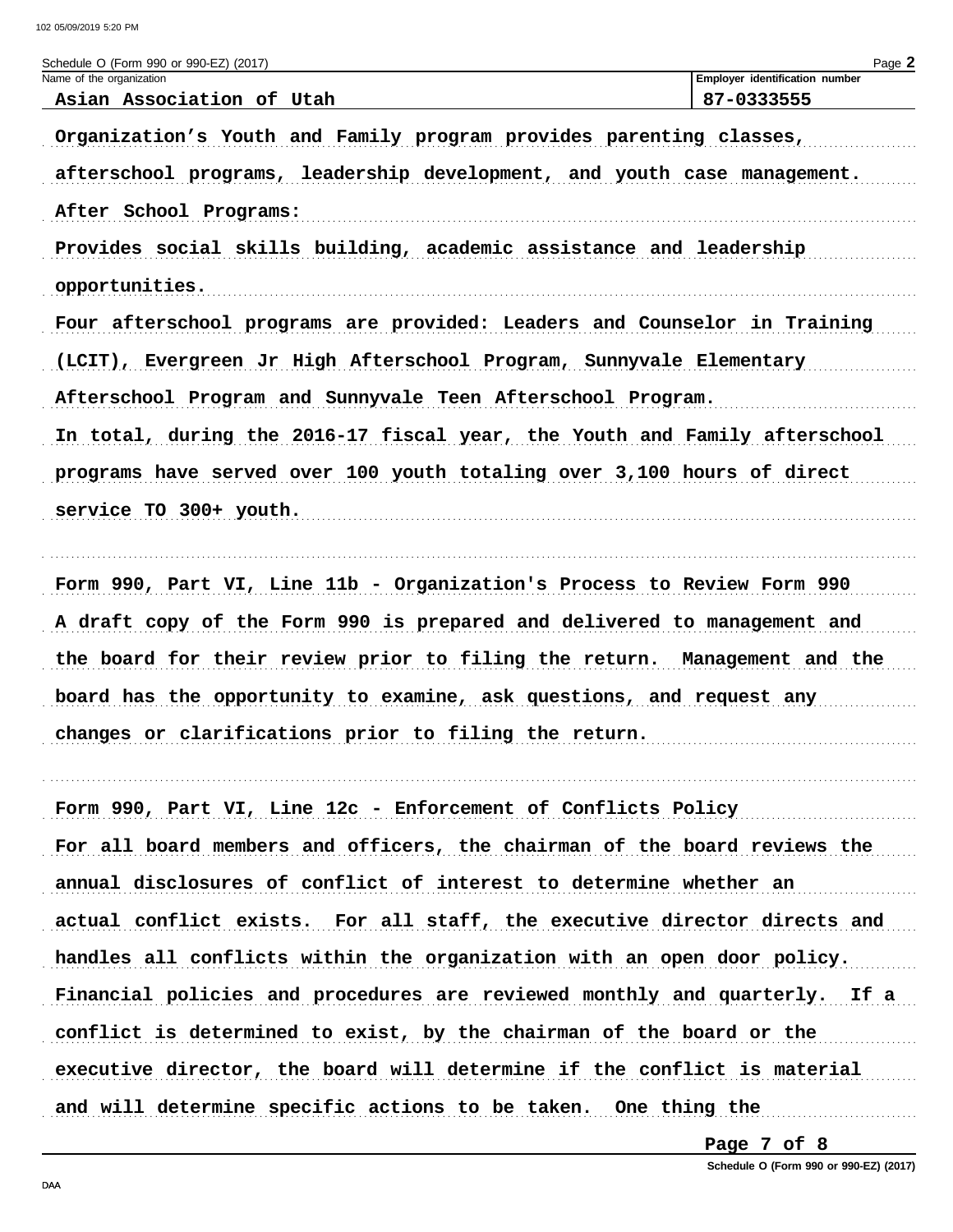Schedule O (Form 990 or 990-EZ) (2017)

| Name of the organization | Employer identification number |
| --- | --- |
| Asian Association of Utah | 87-0333555 |

Organization's Youth and Family program provides parenting classes, afterschool programs, leadership development, and youth case management.

After School Programs:

Provides social skills building, academic assistance and leadership opportunities.

Four afterschool programs are provided: Leaders and Counselor in Training (LCIT), Evergreen Jr High Afterschool Program, Sunnyvale Elementary Afterschool Program and Sunnyvale Teen Afterschool Program.

In total, during the 2016-17 fiscal year, the Youth and Family afterschool programs have served over 100 youth totaling over 3,100 hours of direct service TO 300+ youth.

Form 990, Part VI, Line 11b - Organization's Process to Review Form 990

A draft copy of the Form 990 is prepared and delivered to management and the board for their review prior to filing the return. Management and the board has the opportunity to examine, ask questions, and request any changes or clarifications prior to filing the return.

Form 990, Part VI, Line 12c - Enforcement of Conflicts Policy

For all board members and officers, the chairman of the board reviews the annual disclosures of conflict of interest to determine whether an actual conflict exists. For all staff, the executive director directs and handles all conflicts within the organization with an open door policy. Financial policies and procedures are reviewed monthly and quarterly. If a conflict is determined to exist, by the chairman of the board or the executive director, the board will determine if the conflict is material and will determine specific actions to be taken. One thing the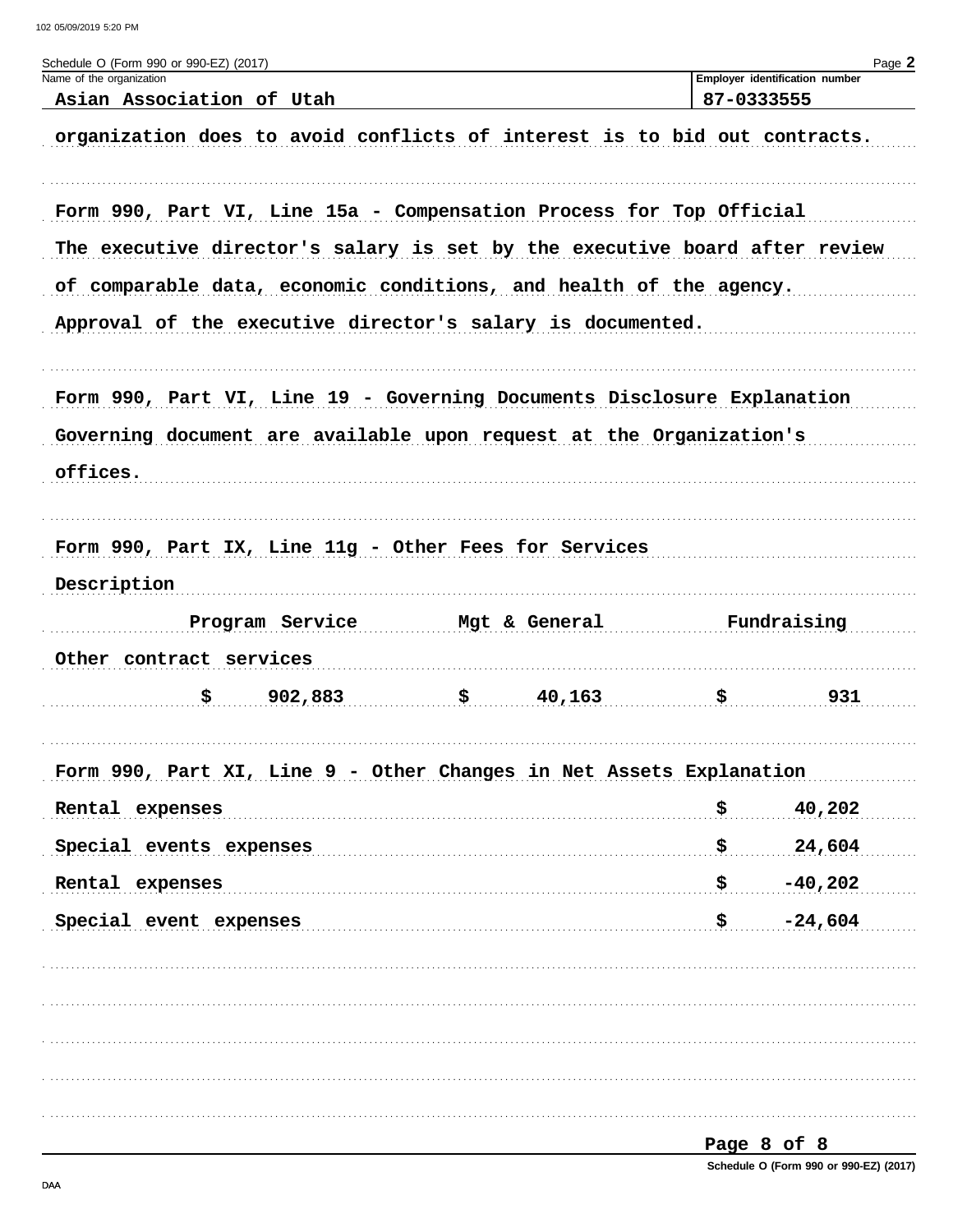Schedule O (Form 990 or 990-EZ) (2017)

| Name of the organization | Employer identification number |
| --- | --- |
| Asian Association of Utah | 87-0333555 |

organization does to avoid conflicts of interest is to bid out contracts.

Form 990, Part VI, Line 15a - Compensation Process for Top Official

The executive director's salary is set by the executive board after review of comparable data, economic conditions, and health of the agency. Approval of the executive director's salary is documented.

Form 990, Part VI, Line 19 - Governing Documents Disclosure Explanation

Governing document are available upon request at the Organization's offices.

Form 990, Part IX, Line 11g - Other Fees for Services

| Description | Program Service | Mgt & General | Fundraising |
| --- | --- | --- | --- |
| Other contract services | $ 902,883 | $ 40,163 | $ 931 |

Form 990, Part XI, Line 9 - Other Changes in Net Assets Explanation

| | |
| --- | --- |
| Rental expenses | $ 40,202 |
| Special events expenses | $ 24,604 |
| Rental expenses | $ -40,202 |
| Special event expenses | $ -24,604 |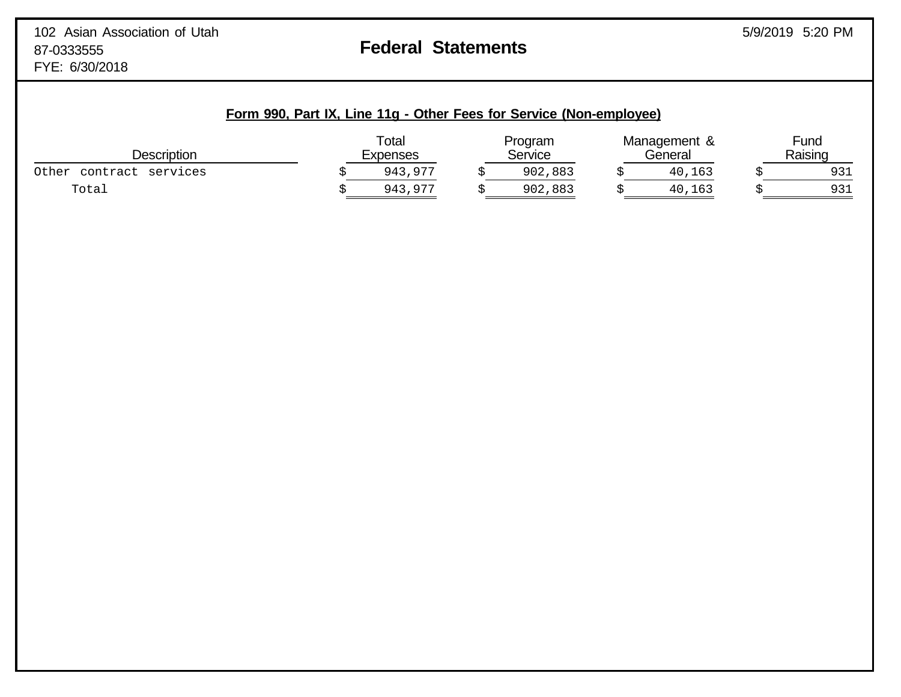102 Asian Association of Utah
87-0333555
FYE: 6/30/2018

# Federal Statements

5/9/2019 5:20 PM

## Form 990, Part IX, Line 11g - Other Fees for Service (Non-employee)

| Description | Total Expenses | Program Service | Management & General | Fund Raising |
| --- | --- | --- | --- | --- |
| Other contract services | $ 943,977 | $ 902,883 | $ 40,163 | $ 931 |
| Total | $ 943,977 | $ 902,883 | $ 40,163 | $ 931 |